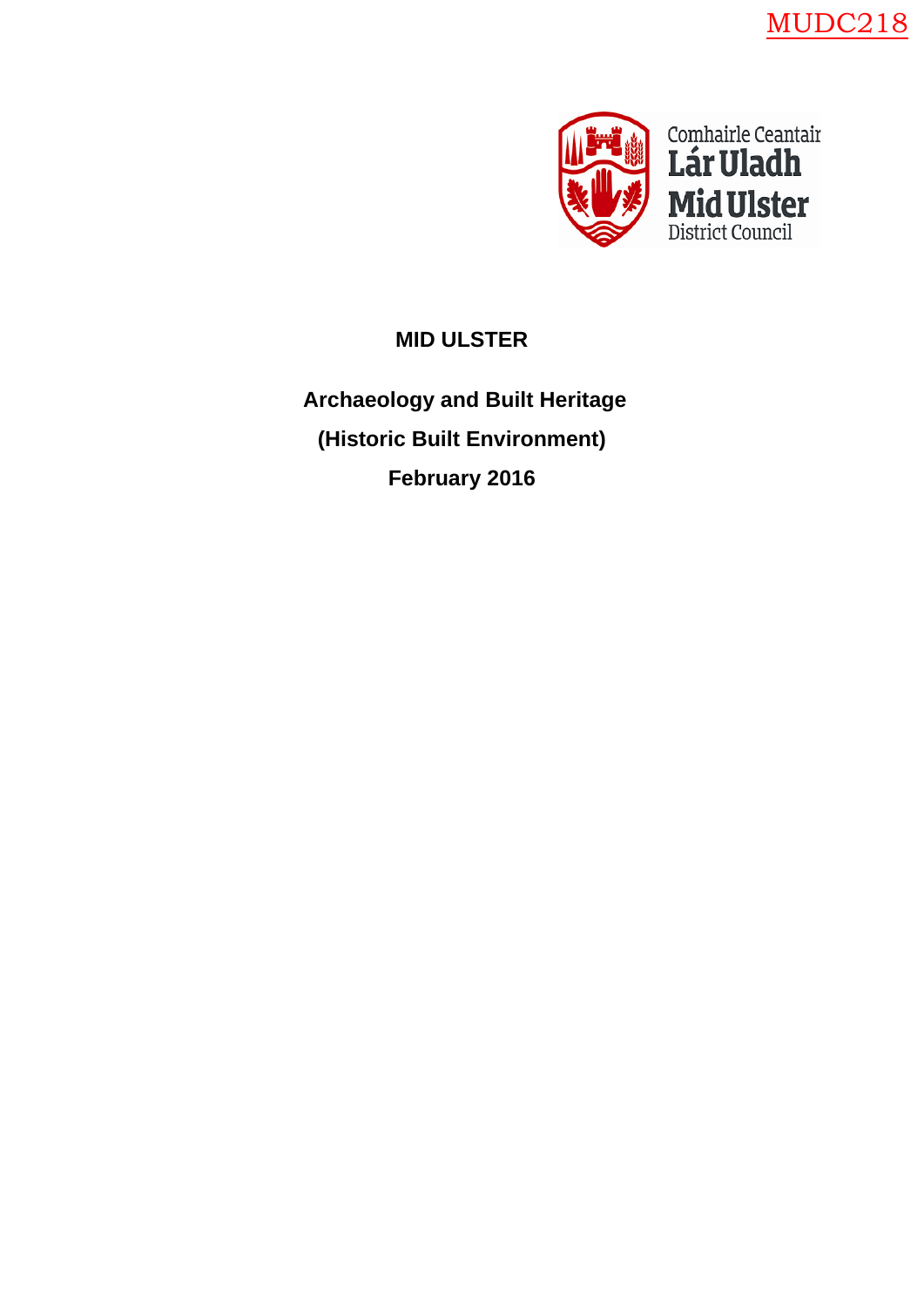MUDC218

Comhairle Ceantair
Lár Uladh
Mid Ulster
District Council

# MID ULSTER

## Archaeology and Built Heritage

## (Historic Built Environment)

## February 2016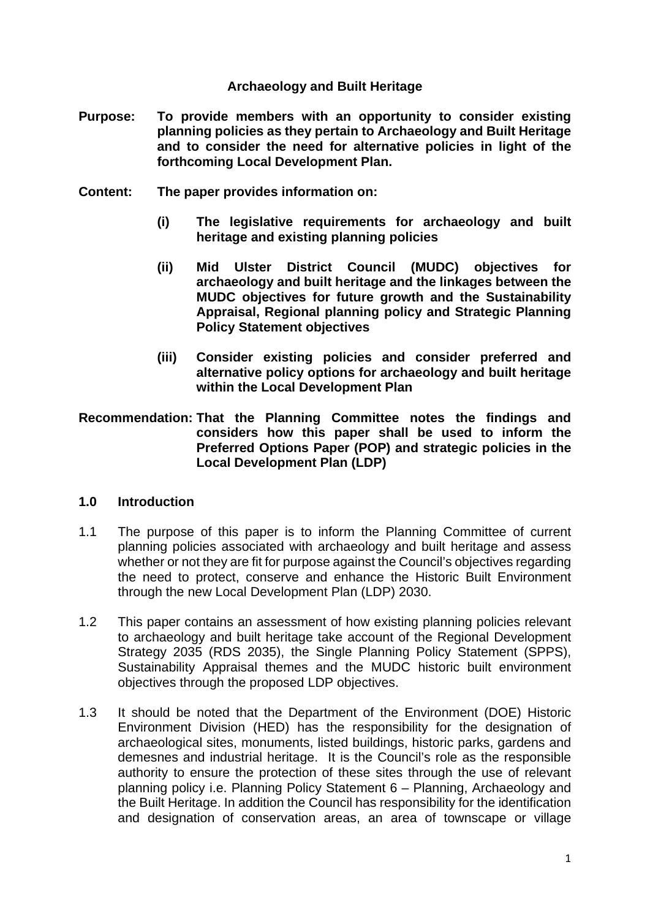**Archaeology and Built Heritage**

**Purpose:** **To provide members with an opportunity to consider existing planning policies as they pertain to Archaeology and Built Heritage and to consider the need for alternative policies in light of the forthcoming Local Development Plan.**

**Content:** **The paper provides information on:**

- **(i)** **The legislative requirements for archaeology and built heritage and existing planning policies**
- **(ii)** **Mid Ulster District Council (MUDC) objectives for archaeology and built heritage and the linkages between the MUDC objectives for future growth and the Sustainability Appraisal, Regional planning policy and Strategic Planning Policy Statement objectives**
- **(iii)** **Consider existing policies and consider preferred and alternative policy options for archaeology and built heritage within the Local Development Plan**

**Recommendation:** **That the Planning Committee notes the findings and considers how this paper shall be used to inform the Preferred Options Paper (POP) and strategic policies in the Local Development Plan (LDP)**

## 1.0 Introduction

1.1 The purpose of this paper is to inform the Planning Committee of current planning policies associated with archaeology and built heritage and assess whether or not they are fit for purpose against the Council's objectives regarding the need to protect, conserve and enhance the Historic Built Environment through the new Local Development Plan (LDP) 2030.

1.2 This paper contains an assessment of how existing planning policies relevant to archaeology and built heritage take account of the Regional Development Strategy 2035 (RDS 2035), the Single Planning Policy Statement (SPPS), Sustainability Appraisal themes and the MUDC historic built environment objectives through the proposed LDP objectives.

1.3 It should be noted that the Department of the Environment (DOE) Historic Environment Division (HED) has the responsibility for the designation of archaeological sites, monuments, listed buildings, historic parks, gardens and demesnes and industrial heritage. It is the Council's role as the responsible authority to ensure the protection of these sites through the use of relevant planning policy i.e. Planning Policy Statement 6 – Planning, Archaeology and the Built Heritage. In addition the Council has responsibility for the identification and designation of conservation areas, an area of townscape or village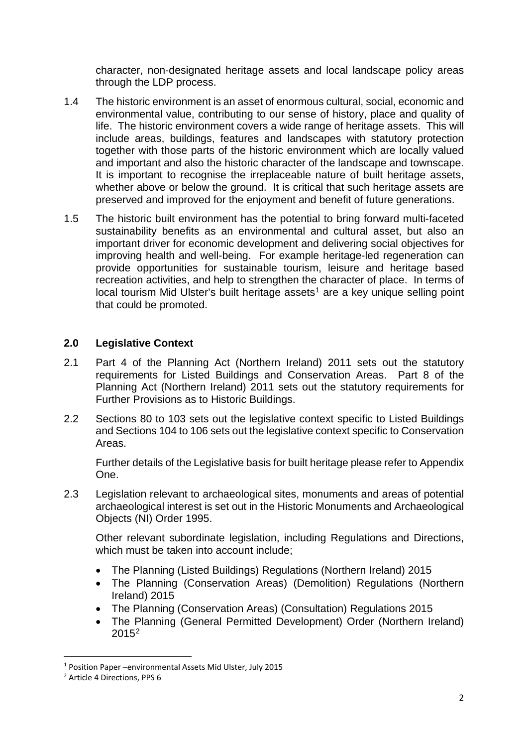character, non-designated heritage assets and local landscape policy areas through the LDP process.

1.4 The historic environment is an asset of enormous cultural, social, economic and environmental value, contributing to our sense of history, place and quality of life. The historic environment covers a wide range of heritage assets. This will include areas, buildings, features and landscapes with statutory protection together with those parts of the historic environment which are locally valued and important and also the historic character of the landscape and townscape. It is important to recognise the irreplaceable nature of built heritage assets, whether above or below the ground. It is critical that such heritage assets are preserved and improved for the enjoyment and benefit of future generations.

1.5 The historic built environment has the potential to bring forward multi-faceted sustainability benefits as an environmental and cultural asset, but also an important driver for economic development and delivering social objectives for improving health and well-being. For example heritage-led regeneration can provide opportunities for sustainable tourism, leisure and heritage based recreation activities, and help to strengthen the character of place. In terms of local tourism Mid Ulster's built heritage assets[1] are a key unique selling point that could be promoted.

## 2.0 Legislative Context

2.1 Part 4 of the Planning Act (Northern Ireland) 2011 sets out the statutory requirements for Listed Buildings and Conservation Areas. Part 8 of the Planning Act (Northern Ireland) 2011 sets out the statutory requirements for Further Provisions as to Historic Buildings.

2.2 Sections 80 to 103 sets out the legislative context specific to Listed Buildings and Sections 104 to 106 sets out the legislative context specific to Conservation Areas.

Further details of the Legislative basis for built heritage please refer to Appendix One.

2.3 Legislation relevant to archaeological sites, monuments and areas of potential archaeological interest is set out in the Historic Monuments and Archaeological Objects (NI) Order 1995.

Other relevant subordinate legislation, including Regulations and Directions, which must be taken into account include;

- The Planning (Listed Buildings) Regulations (Northern Ireland) 2015
- The Planning (Conservation Areas) (Demolition) Regulations (Northern Ireland) 2015
- The Planning (Conservation Areas) (Consultation) Regulations 2015
- The Planning (General Permitted Development) Order (Northern Ireland) 2015[2]

[1] Position Paper –environmental Assets Mid Ulster, July 2015

[2] Article 4 Directions, PPS 6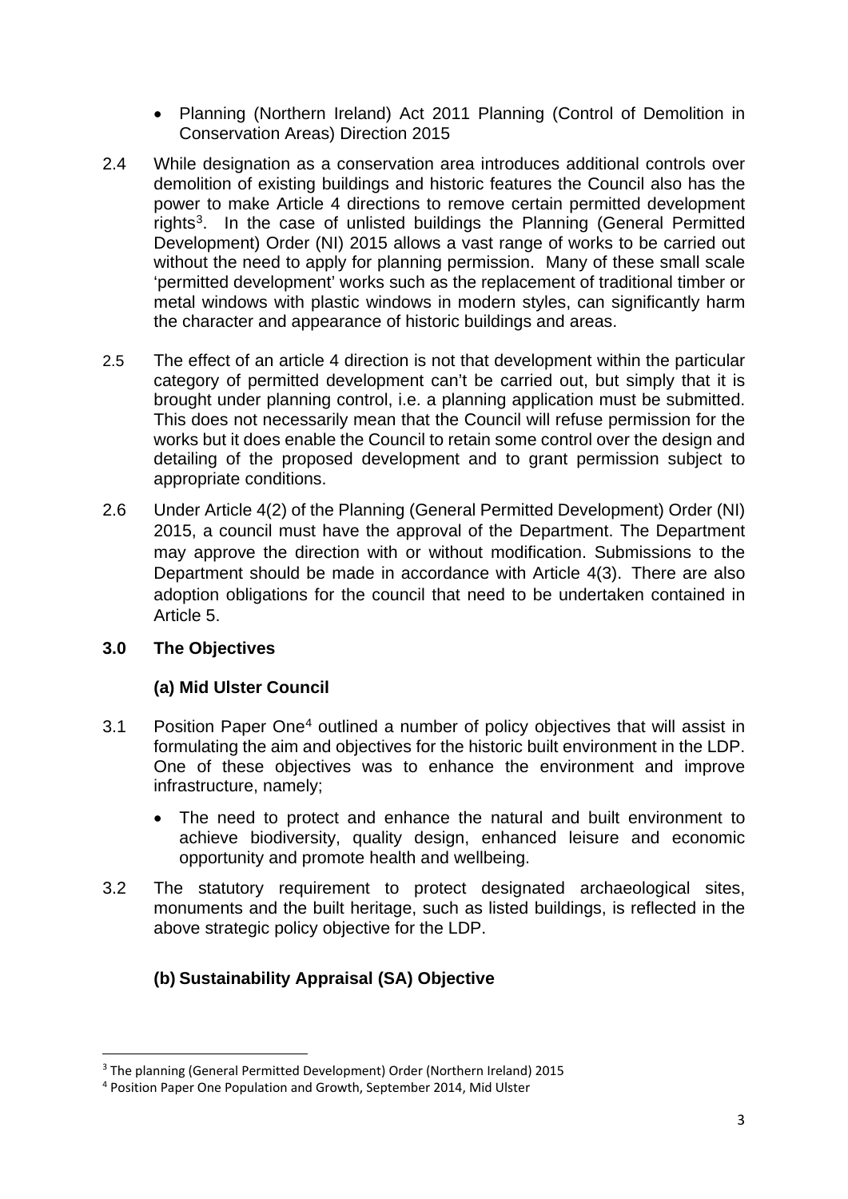- Planning (Northern Ireland) Act 2011 Planning (Control of Demolition in Conservation Areas) Direction 2015

2.4 While designation as a conservation area introduces additional controls over demolition of existing buildings and historic features the Council also has the power to make Article 4 directions to remove certain permitted development rights[3]. In the case of unlisted buildings the Planning (General Permitted Development) Order (NI) 2015 allows a vast range of works to be carried out without the need to apply for planning permission. Many of these small scale 'permitted development' works such as the replacement of traditional timber or metal windows with plastic windows in modern styles, can significantly harm the character and appearance of historic buildings and areas.

2.5 The effect of an article 4 direction is not that development within the particular category of permitted development can't be carried out, but simply that it is brought under planning control, i.e. a planning application must be submitted. This does not necessarily mean that the Council will refuse permission for the works but it does enable the Council to retain some control over the design and detailing of the proposed development and to grant permission subject to appropriate conditions.

2.6 Under Article 4(2) of the Planning (General Permitted Development) Order (NI) 2015, a council must have the approval of the Department. The Department may approve the direction with or without modification. Submissions to the Department should be made in accordance with Article 4(3). There are also adoption obligations for the council that need to be undertaken contained in Article 5.

## 3.0 The Objectives

### (a) Mid Ulster Council

3.1 Position Paper One[4] outlined a number of policy objectives that will assist in formulating the aim and objectives for the historic built environment in the LDP. One of these objectives was to enhance the environment and improve infrastructure, namely;

- The need to protect and enhance the natural and built environment to achieve biodiversity, quality design, enhanced leisure and economic opportunity and promote health and wellbeing.

3.2 The statutory requirement to protect designated archaeological sites, monuments and the built heritage, such as listed buildings, is reflected in the above strategic policy objective for the LDP.

### (b) Sustainability Appraisal (SA) Objective

[3] The planning (General Permitted Development) Order (Northern Ireland) 2015

[4] Position Paper One Population and Growth, September 2014, Mid Ulster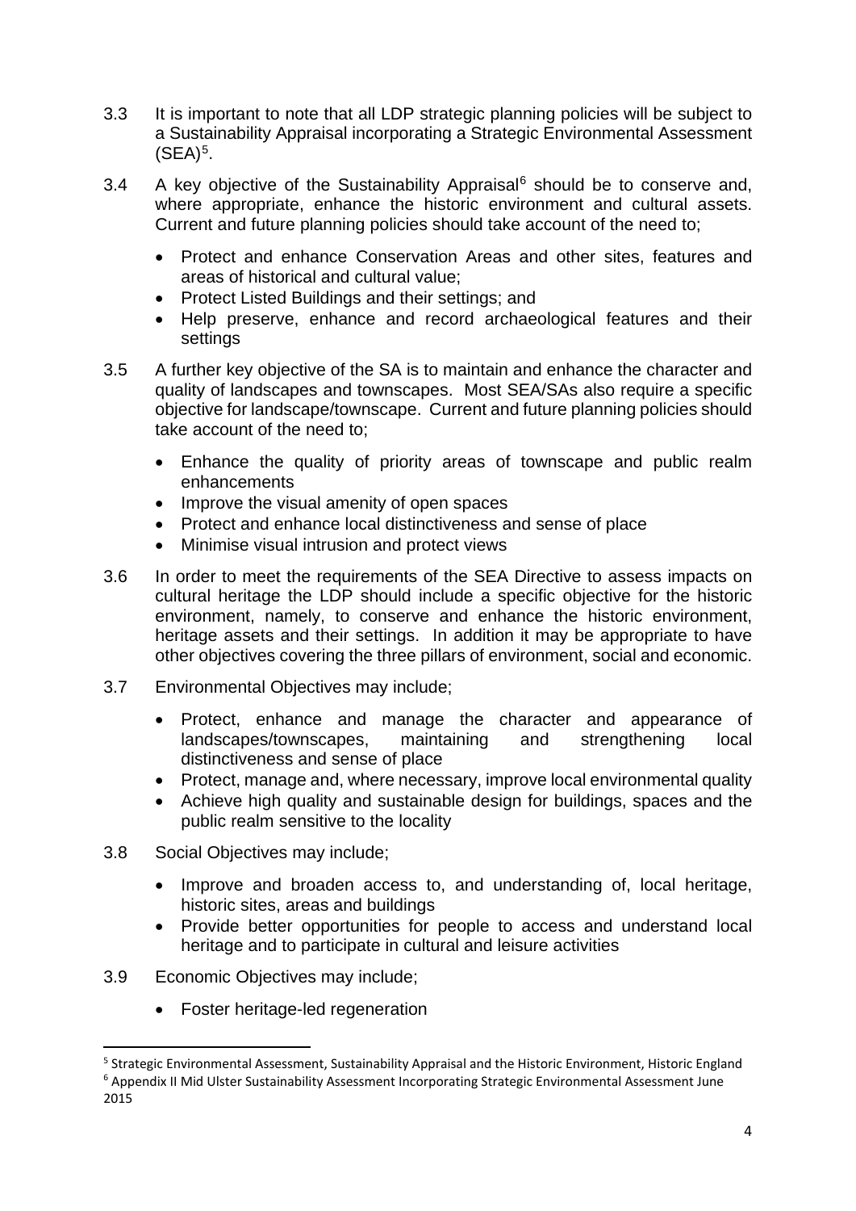3.3 It is important to note that all LDP strategic planning policies will be subject to a Sustainability Appraisal incorporating a Strategic Environmental Assessment (SEA)[5].

3.4 A key objective of the Sustainability Appraisal[6] should be to conserve and, where appropriate, enhance the historic environment and cultural assets. Current and future planning policies should take account of the need to;

- Protect and enhance Conservation Areas and other sites, features and areas of historical and cultural value;
- Protect Listed Buildings and their settings; and
- Help preserve, enhance and record archaeological features and their settings

3.5 A further key objective of the SA is to maintain and enhance the character and quality of landscapes and townscapes. Most SEA/SAs also require a specific objective for landscape/townscape. Current and future planning policies should take account of the need to;

- Enhance the quality of priority areas of townscape and public realm enhancements
- Improve the visual amenity of open spaces
- Protect and enhance local distinctiveness and sense of place
- Minimise visual intrusion and protect views

3.6 In order to meet the requirements of the SEA Directive to assess impacts on cultural heritage the LDP should include a specific objective for the historic environment, namely, to conserve and enhance the historic environment, heritage assets and their settings. In addition it may be appropriate to have other objectives covering the three pillars of environment, social and economic.

3.7 Environmental Objectives may include;

- Protect, enhance and manage the character and appearance of landscapes/townscapes, maintaining and strengthening local distinctiveness and sense of place
- Protect, manage and, where necessary, improve local environmental quality
- Achieve high quality and sustainable design for buildings, spaces and the public realm sensitive to the locality

3.8 Social Objectives may include;

- Improve and broaden access to, and understanding of, local heritage, historic sites, areas and buildings
- Provide better opportunities for people to access and understand local heritage and to participate in cultural and leisure activities

3.9 Economic Objectives may include;

- Foster heritage-led regeneration

---

[5] Strategic Environmental Assessment, Sustainability Appraisal and the Historic Environment, Historic England

[6] Appendix II Mid Ulster Sustainability Assessment Incorporating Strategic Environmental Assessment June 2015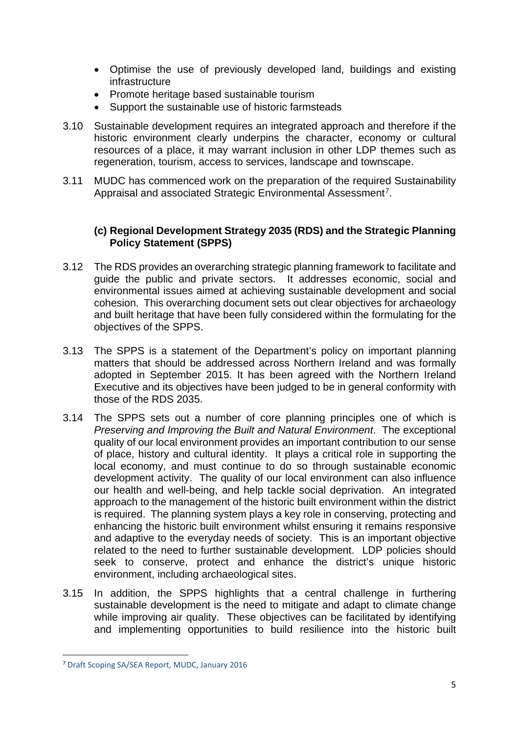- Optimise the use of previously developed land, buildings and existing infrastructure
- Promote heritage based sustainable tourism
- Support the sustainable use of historic farmsteads

3.10 Sustainable development requires an integrated approach and therefore if the historic environment clearly underpins the character, economy or cultural resources of a place, it may warrant inclusion in other LDP themes such as regeneration, tourism, access to services, landscape and townscape.

3.11 MUDC has commenced work on the preparation of the required Sustainability Appraisal and associated Strategic Environmental Assessment[7].

### (c) Regional Development Strategy 2035 (RDS) and the Strategic Planning Policy Statement (SPPS)

3.12 The RDS provides an overarching strategic planning framework to facilitate and guide the public and private sectors. It addresses economic, social and environmental issues aimed at achieving sustainable development and social cohesion. This overarching document sets out clear objectives for archaeology and built heritage that have been fully considered within the formulating for the objectives of the SPPS.

3.13 The SPPS is a statement of the Department's policy on important planning matters that should be addressed across Northern Ireland and was formally adopted in September 2015. It has been agreed with the Northern Ireland Executive and its objectives have been judged to be in general conformity with those of the RDS 2035.

3.14 The SPPS sets out a number of core planning principles one of which is *Preserving and Improving the Built and Natural Environment*. The exceptional quality of our local environment provides an important contribution to our sense of place, history and cultural identity. It plays a critical role in supporting the local economy, and must continue to do so through sustainable economic development activity. The quality of our local environment can also influence our health and well-being, and help tackle social deprivation. An integrated approach to the management of the historic built environment within the district is required. The planning system plays a key role in conserving, protecting and enhancing the historic built environment whilst ensuring it remains responsive and adaptive to the everyday needs of society. This is an important objective related to the need to further sustainable development. LDP policies should seek to conserve, protect and enhance the district's unique historic environment, including archaeological sites.

3.15 In addition, the SPPS highlights that a central challenge in furthering sustainable development is the need to mitigate and adapt to climate change while improving air quality. These objectives can be facilitated by identifying and implementing opportunities to build resilience into the historic built

[7] Draft Scoping SA/SEA Report, MUDC, January 2016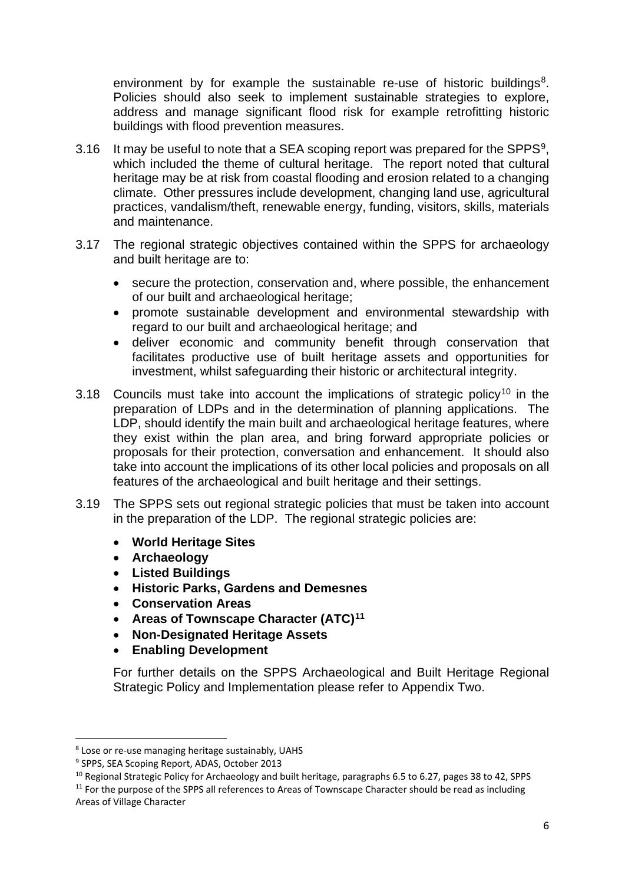environment by for example the sustainable re-use of historic buildings[8]. Policies should also seek to implement sustainable strategies to explore, address and manage significant flood risk for example retrofitting historic buildings with flood prevention measures.

3.16 It may be useful to note that a SEA scoping report was prepared for the SPPS[9], which included the theme of cultural heritage. The report noted that cultural heritage may be at risk from coastal flooding and erosion related to a changing climate. Other pressures include development, changing land use, agricultural practices, vandalism/theft, renewable energy, funding, visitors, skills, materials and maintenance.

3.17 The regional strategic objectives contained within the SPPS for archaeology and built heritage are to:

- secure the protection, conservation and, where possible, the enhancement of our built and archaeological heritage;
- promote sustainable development and environmental stewardship with regard to our built and archaeological heritage; and
- deliver economic and community benefit through conservation that facilitates productive use of built heritage assets and opportunities for investment, whilst safeguarding their historic or architectural integrity.

3.18 Councils must take into account the implications of strategic policy[10] in the preparation of LDPs and in the determination of planning applications. The LDP, should identify the main built and archaeological heritage features, where they exist within the plan area, and bring forward appropriate policies or proposals for their protection, conversation and enhancement. It should also take into account the implications of its other local policies and proposals on all features of the archaeological and built heritage and their settings.

3.19 The SPPS sets out regional strategic policies that must be taken into account in the preparation of the LDP. The regional strategic policies are:

- **World Heritage Sites**
- **Archaeology**
- **Listed Buildings**
- **Historic Parks, Gardens and Demesnes**
- **Conservation Areas**
- **Areas of Townscape Character (ATC)[11]**
- **Non-Designated Heritage Assets**
- **Enabling Development**

For further details on the SPPS Archaeological and Built Heritage Regional Strategic Policy and Implementation please refer to Appendix Two.

[8] Lose or re-use managing heritage sustainably, UAHS

[9] SPPS, SEA Scoping Report, ADAS, October 2013

[10] Regional Strategic Policy for Archaeology and built heritage, paragraphs 6.5 to 6.27, pages 38 to 42, SPPS

[11] For the purpose of the SPPS all references to Areas of Townscape Character should be read as including Areas of Village Character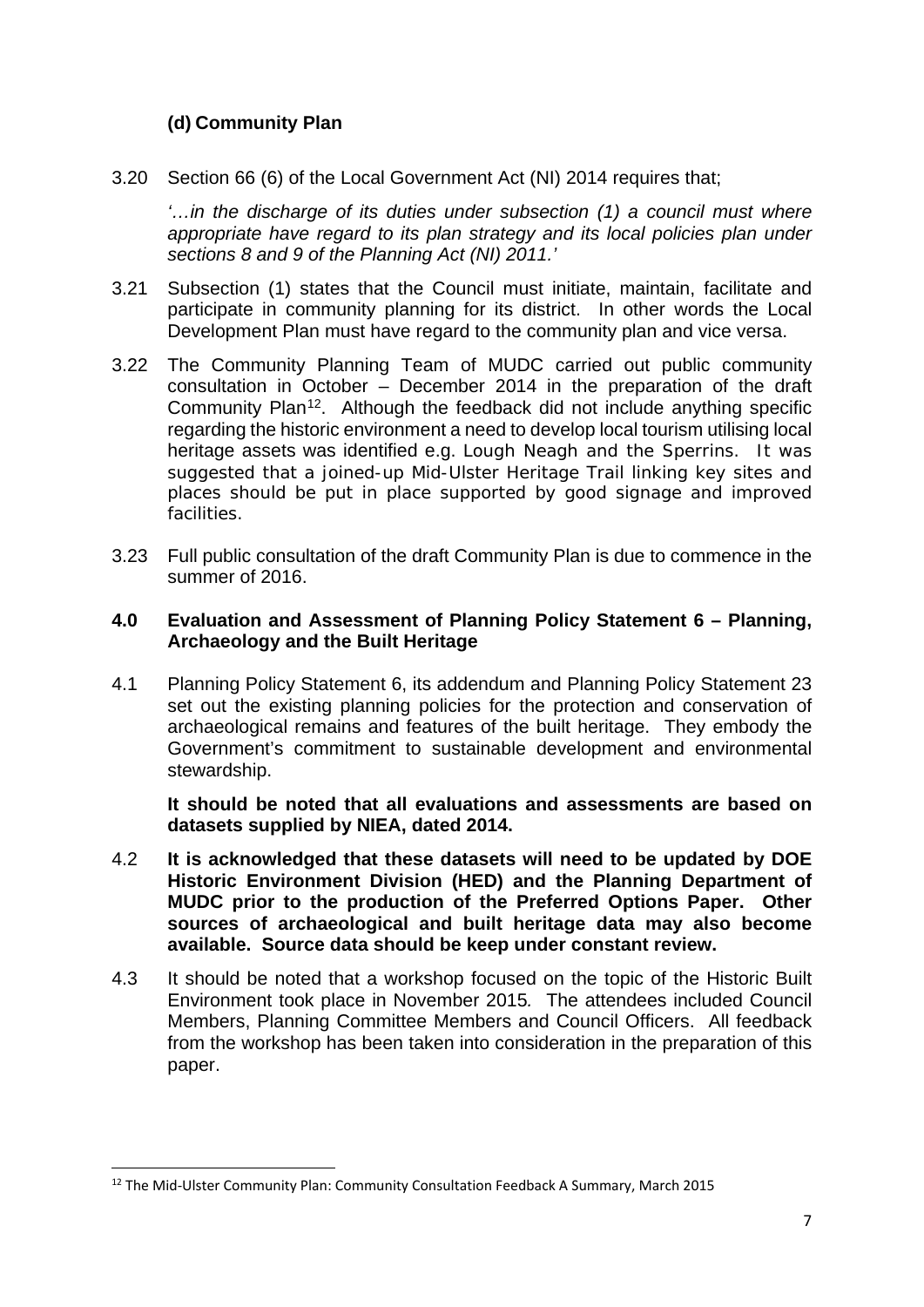### (d) Community Plan

3.20 Section 66 (6) of the Local Government Act (NI) 2014 requires that;

*'…in the discharge of its duties under subsection (1) a council must where appropriate have regard to its plan strategy and its local policies plan under sections 8 and 9 of the Planning Act (NI) 2011.'*

3.21 Subsection (1) states that the Council must initiate, maintain, facilitate and participate in community planning for its district. In other words the Local Development Plan must have regard to the community plan and vice versa.

3.22 The Community Planning Team of MUDC carried out public community consultation in October – December 2014 in the preparation of the draft Community Plan[12]. Although the feedback did not include anything specific regarding the historic environment a need to develop local tourism utilising local heritage assets was identified e.g. Lough Neagh and the Sperrins. It was suggested that a joined-up Mid-Ulster Heritage Trail linking key sites and places should be put in place supported by good signage and improved facilities.

3.23 Full public consultation of the draft Community Plan is due to commence in the summer of 2016.

## 4.0 Evaluation and Assessment of Planning Policy Statement 6 – Planning, Archaeology and the Built Heritage

4.1 Planning Policy Statement 6, its addendum and Planning Policy Statement 23 set out the existing planning policies for the protection and conservation of archaeological remains and features of the built heritage. They embody the Government's commitment to sustainable development and environmental stewardship.

**It should be noted that all evaluations and assessments are based on datasets supplied by NIEA, dated 2014.**

4.2 **It is acknowledged that these datasets will need to be updated by DOE Historic Environment Division (HED) and the Planning Department of MUDC prior to the production of the Preferred Options Paper. Other sources of archaeological and built heritage data may also become available. Source data should be keep under constant review.**

4.3 It should be noted that a workshop focused on the topic of the Historic Built Environment took place in November 2015*.* The attendees included Council Members, Planning Committee Members and Council Officers. All feedback from the workshop has been taken into consideration in the preparation of this paper.

[12] The Mid-Ulster Community Plan: Community Consultation Feedback A Summary, March 2015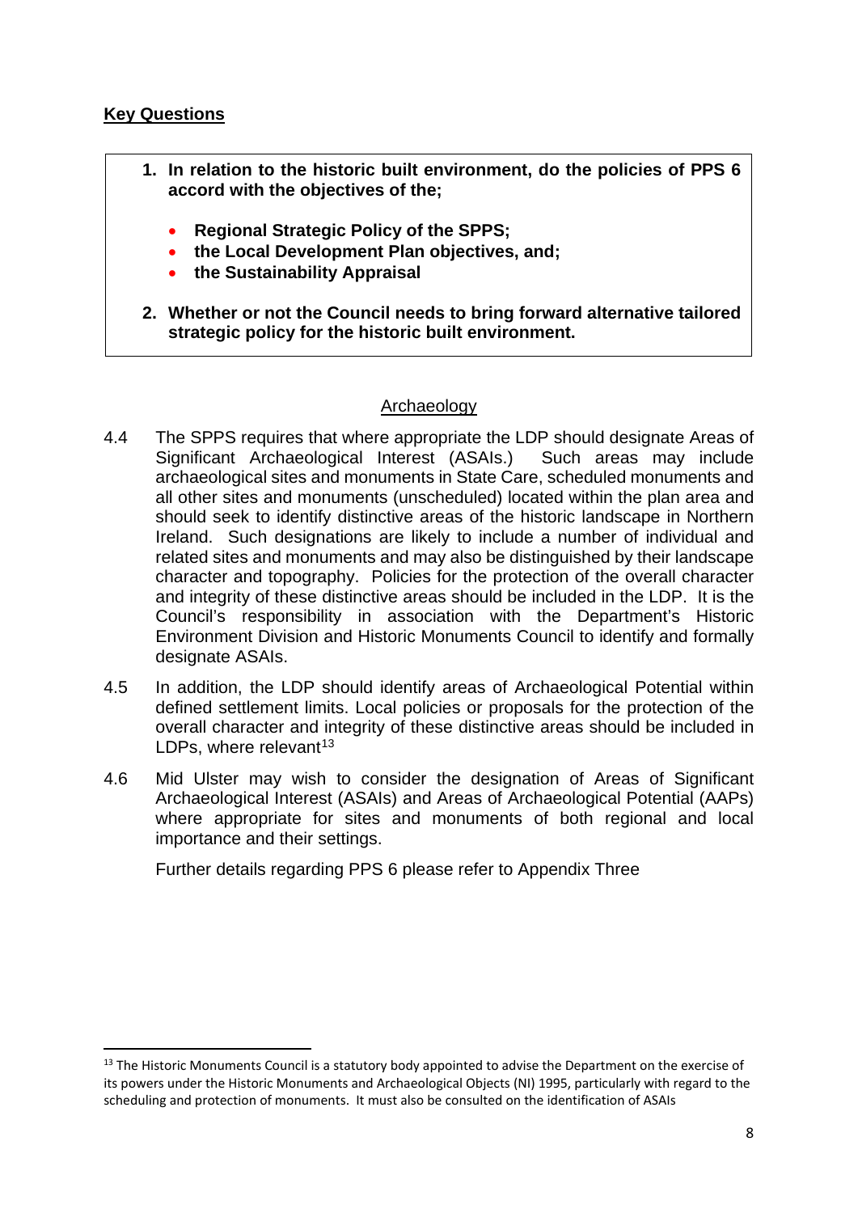**Key Questions**

> 1. **In relation to the historic built environment, do the policies of PPS 6 accord with the objectives of the;**
>
>    - **Regional Strategic Policy of the SPPS;**
>    - **the Local Development Plan objectives, and;**
>    - **the Sustainability Appraisal**
>
> 2. **Whether or not the Council needs to bring forward alternative tailored strategic policy for the historic built environment.**

<u>Archaeology</u>

4.4 The SPPS requires that where appropriate the LDP should designate Areas of Significant Archaeological Interest (ASAIs.) Such areas may include archaeological sites and monuments in State Care, scheduled monuments and all other sites and monuments (unscheduled) located within the plan area and should seek to identify distinctive areas of the historic landscape in Northern Ireland. Such designations are likely to include a number of individual and related sites and monuments and may also be distinguished by their landscape character and topography. Policies for the protection of the overall character and integrity of these distinctive areas should be included in the LDP. It is the Council's responsibility in association with the Department's Historic Environment Division and Historic Monuments Council to identify and formally designate ASAIs.

4.5 In addition, the LDP should identify areas of Archaeological Potential within defined settlement limits. Local policies or proposals for the protection of the overall character and integrity of these distinctive areas should be included in LDPs, where relevant[13]

4.6 Mid Ulster may wish to consider the designation of Areas of Significant Archaeological Interest (ASAIs) and Areas of Archaeological Potential (AAPs) where appropriate for sites and monuments of both regional and local importance and their settings.

Further details regarding PPS 6 please refer to Appendix Three

[13] The Historic Monuments Council is a statutory body appointed to advise the Department on the exercise of its powers under the Historic Monuments and Archaeological Objects (NI) 1995, particularly with regard to the scheduling and protection of monuments. It must also be consulted on the identification of ASAIs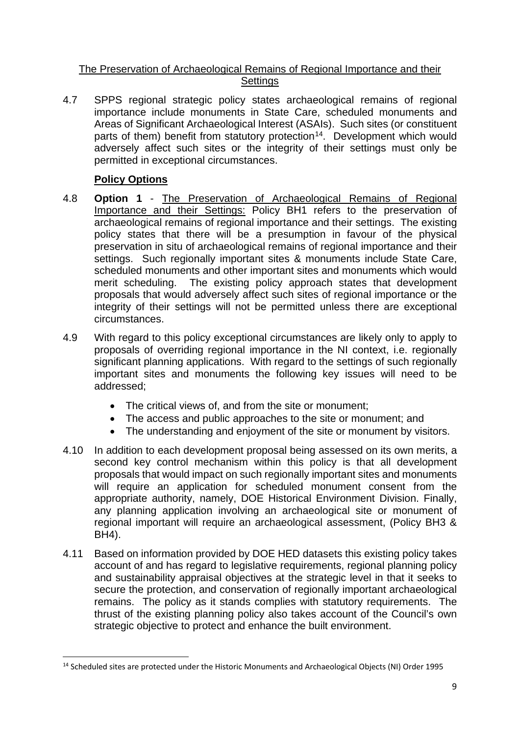## The Preservation of Archaeological Remains of Regional Importance and their Settings

4.7 SPPS regional strategic policy states archaeological remains of regional importance include monuments in State Care, scheduled monuments and Areas of Significant Archaeological Interest (ASAIs). Such sites (or constituent parts of them) benefit from statutory protection[14]. Development which would adversely affect such sites or the integrity of their settings must only be permitted in exceptional circumstances.

### Policy Options

4.8 **Option 1** - The Preservation of Archaeological Remains of Regional Importance and their Settings: Policy BH1 refers to the preservation of archaeological remains of regional importance and their settings. The existing policy states that there will be a presumption in favour of the physical preservation in situ of archaeological remains of regional importance and their settings. Such regionally important sites & monuments include State Care, scheduled monuments and other important sites and monuments which would merit scheduling. The existing policy approach states that development proposals that would adversely affect such sites of regional importance or the integrity of their settings will not be permitted unless there are exceptional circumstances.

4.9 With regard to this policy exceptional circumstances are likely only to apply to proposals of overriding regional importance in the NI context, i.e. regionally significant planning applications. With regard to the settings of such regionally important sites and monuments the following key issues will need to be addressed;

- The critical views of, and from the site or monument;
- The access and public approaches to the site or monument; and
- The understanding and enjoyment of the site or monument by visitors.

4.10 In addition to each development proposal being assessed on its own merits, a second key control mechanism within this policy is that all development proposals that would impact on such regionally important sites and monuments will require an application for scheduled monument consent from the appropriate authority, namely, DOE Historical Environment Division. Finally, any planning application involving an archaeological site or monument of regional important will require an archaeological assessment, (Policy BH3 & BH4).

4.11 Based on information provided by DOE HED datasets this existing policy takes account of and has regard to legislative requirements, regional planning policy and sustainability appraisal objectives at the strategic level in that it seeks to secure the protection, and conservation of regionally important archaeological remains. The policy as it stands complies with statutory requirements. The thrust of the existing planning policy also takes account of the Council's own strategic objective to protect and enhance the built environment.

[14] Scheduled sites are protected under the Historic Monuments and Archaeological Objects (NI) Order 1995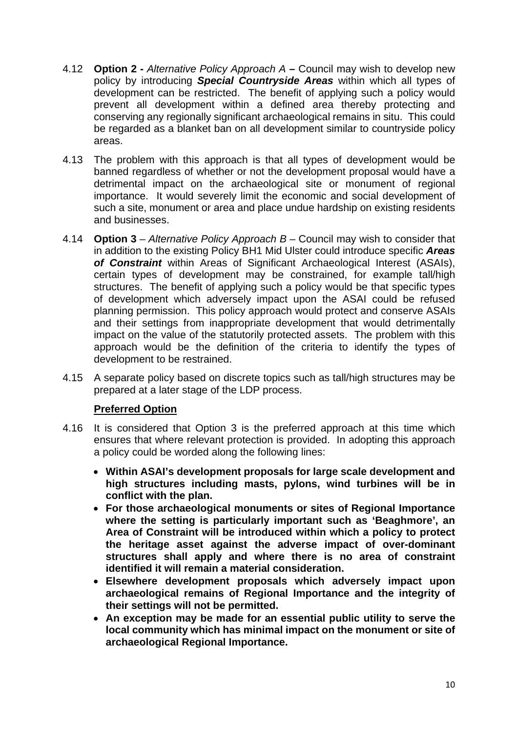4.12 **Option 2 -** *Alternative Policy Approach A* **–** Council may wish to develop new policy by introducing ***Special Countryside Areas*** within which all types of development can be restricted. The benefit of applying such a policy would prevent all development within a defined area thereby protecting and conserving any regionally significant archaeological remains in situ. This could be regarded as a blanket ban on all development similar to countryside policy areas.

4.13 The problem with this approach is that all types of development would be banned regardless of whether or not the development proposal would have a detrimental impact on the archaeological site or monument of regional importance. It would severely limit the economic and social development of such a site, monument or area and place undue hardship on existing residents and businesses.

4.14 **Option 3** – *Alternative Policy Approach B* – Council may wish to consider that in addition to the existing Policy BH1 Mid Ulster could introduce specific ***Areas of Constraint*** within Areas of Significant Archaeological Interest (ASAIs), certain types of development may be constrained, for example tall/high structures. The benefit of applying such a policy would be that specific types of development which adversely impact upon the ASAI could be refused planning permission. This policy approach would protect and conserve ASAIs and their settings from inappropriate development that would detrimentally impact on the value of the statutorily protected assets. The problem with this approach would be the definition of the criteria to identify the types of development to be restrained.

4.15 A separate policy based on discrete topics such as tall/high structures may be prepared at a later stage of the LDP process.

**Preferred Option**

4.16 It is considered that Option 3 is the preferred approach at this time which ensures that where relevant protection is provided. In adopting this approach a policy could be worded along the following lines:

- **Within ASAI's development proposals for large scale development and high structures including masts, pylons, wind turbines will be in conflict with the plan.**
- **For those archaeological monuments or sites of Regional Importance where the setting is particularly important such as 'Beaghmore', an Area of Constraint will be introduced within which a policy to protect the heritage asset against the adverse impact of over-dominant structures shall apply and where there is no area of constraint identified it will remain a material consideration.**
- **Elsewhere development proposals which adversely impact upon archaeological remains of Regional Importance and the integrity of their settings will not be permitted.**
- **An exception may be made for an essential public utility to serve the local community which has minimal impact on the monument or site of archaeological Regional Importance.**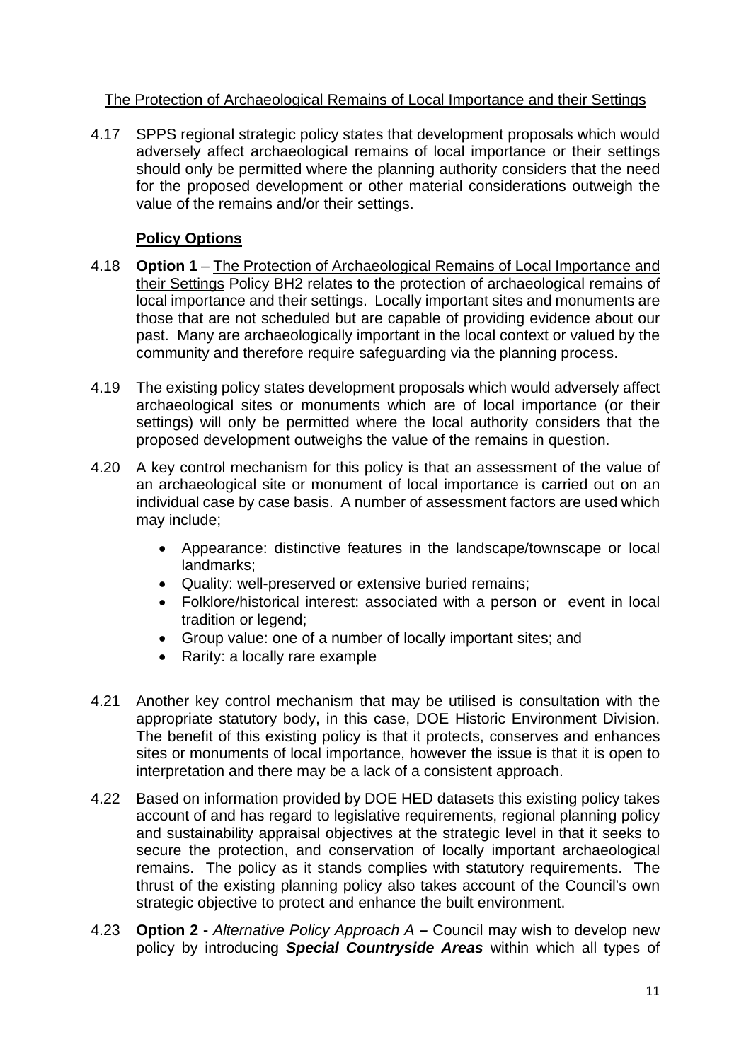The Protection of Archaeological Remains of Local Importance and their Settings

4.17 SPPS regional strategic policy states that development proposals which would adversely affect archaeological remains of local importance or their settings should only be permitted where the planning authority considers that the need for the proposed development or other material considerations outweigh the value of the remains and/or their settings.

**Policy Options**

4.18 **Option 1** – The Protection of Archaeological Remains of Local Importance and their Settings Policy BH2 relates to the protection of archaeological remains of local importance and their settings. Locally important sites and monuments are those that are not scheduled but are capable of providing evidence about our past. Many are archaeologically important in the local context or valued by the community and therefore require safeguarding via the planning process.

4.19 The existing policy states development proposals which would adversely affect archaeological sites or monuments which are of local importance (or their settings) will only be permitted where the local authority considers that the proposed development outweighs the value of the remains in question.

4.20 A key control mechanism for this policy is that an assessment of the value of an archaeological site or monument of local importance is carried out on an individual case by case basis. A number of assessment factors are used which may include;

- Appearance: distinctive features in the landscape/townscape or local landmarks;
- Quality: well-preserved or extensive buried remains;
- Folklore/historical interest: associated with a person or event in local tradition or legend;
- Group value: one of a number of locally important sites; and
- Rarity: a locally rare example

4.21 Another key control mechanism that may be utilised is consultation with the appropriate statutory body, in this case, DOE Historic Environment Division. The benefit of this existing policy is that it protects, conserves and enhances sites or monuments of local importance, however the issue is that it is open to interpretation and there may be a lack of a consistent approach.

4.22 Based on information provided by DOE HED datasets this existing policy takes account of and has regard to legislative requirements, regional planning policy and sustainability appraisal objectives at the strategic level in that it seeks to secure the protection, and conservation of locally important archaeological remains. The policy as it stands complies with statutory requirements. The thrust of the existing planning policy also takes account of the Council's own strategic objective to protect and enhance the built environment.

4.23 **Option 2 -** *Alternative Policy Approach A* **–** Council may wish to develop new policy by introducing ***Special Countryside Areas*** within which all types of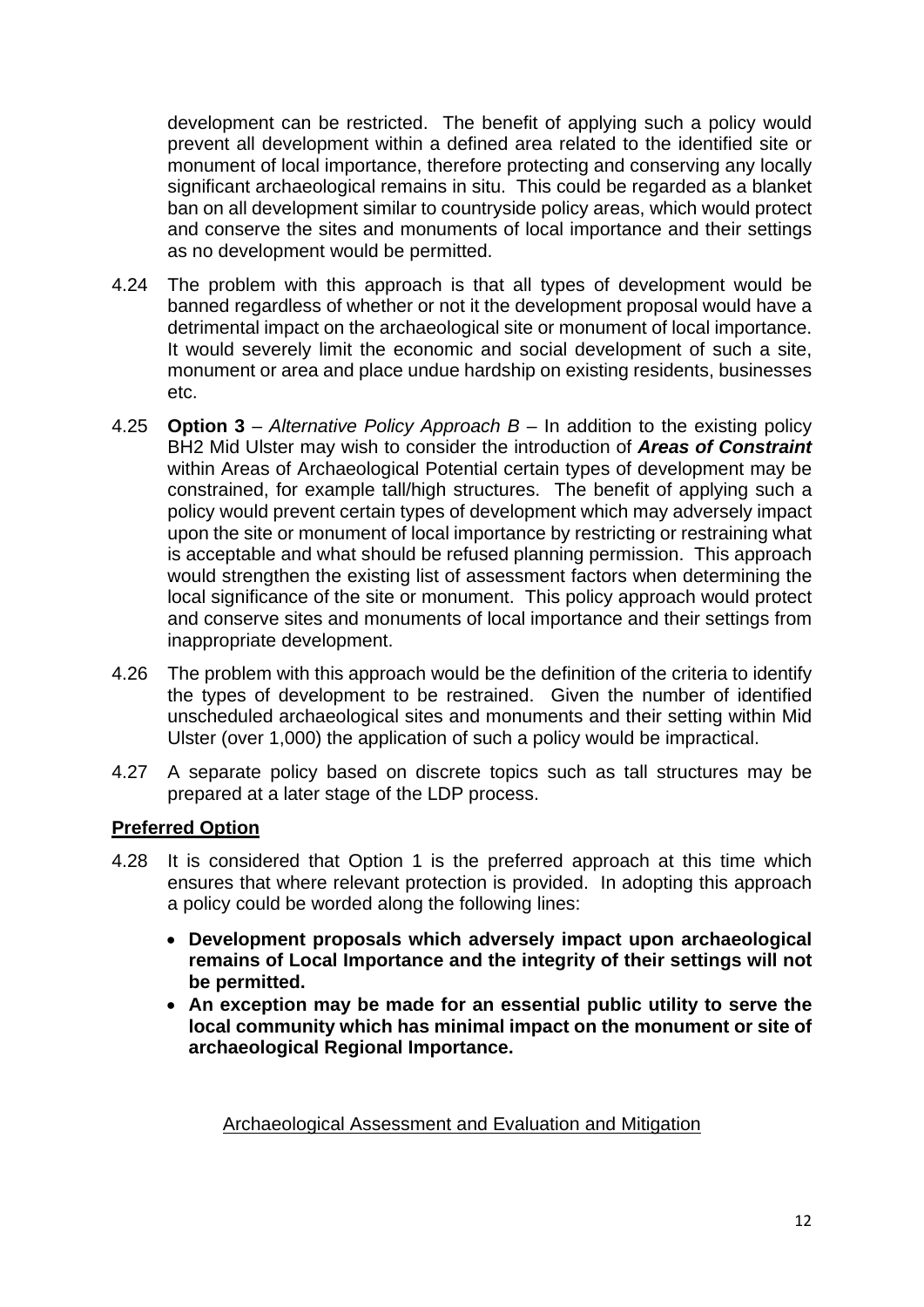development can be restricted. The benefit of applying such a policy would prevent all development within a defined area related to the identified site or monument of local importance, therefore protecting and conserving any locally significant archaeological remains in situ. This could be regarded as a blanket ban on all development similar to countryside policy areas, which would protect and conserve the sites and monuments of local importance and their settings as no development would be permitted.

4.24 The problem with this approach is that all types of development would be banned regardless of whether or not it the development proposal would have a detrimental impact on the archaeological site or monument of local importance. It would severely limit the economic and social development of such a site, monument or area and place undue hardship on existing residents, businesses etc.

4.25 **Option 3** – *Alternative Policy Approach B* – In addition to the existing policy BH2 Mid Ulster may wish to consider the introduction of ***Areas of Constraint*** within Areas of Archaeological Potential certain types of development may be constrained, for example tall/high structures. The benefit of applying such a policy would prevent certain types of development which may adversely impact upon the site or monument of local importance by restricting or restraining what is acceptable and what should be refused planning permission. This approach would strengthen the existing list of assessment factors when determining the local significance of the site or monument. This policy approach would protect and conserve sites and monuments of local importance and their settings from inappropriate development.

4.26 The problem with this approach would be the definition of the criteria to identify the types of development to be restrained. Given the number of identified unscheduled archaeological sites and monuments and their setting within Mid Ulster (over 1,000) the application of such a policy would be impractical.

4.27 A separate policy based on discrete topics such as tall structures may be prepared at a later stage of the LDP process.

## Preferred Option

4.28 It is considered that Option 1 is the preferred approach at this time which ensures that where relevant protection is provided. In adopting this approach a policy could be worded along the following lines:

- **Development proposals which adversely impact upon archaeological remains of Local Importance and the integrity of their settings will not be permitted.**
- **An exception may be made for an essential public utility to serve the local community which has minimal impact on the monument or site of archaeological Regional Importance.**

Archaeological Assessment and Evaluation and Mitigation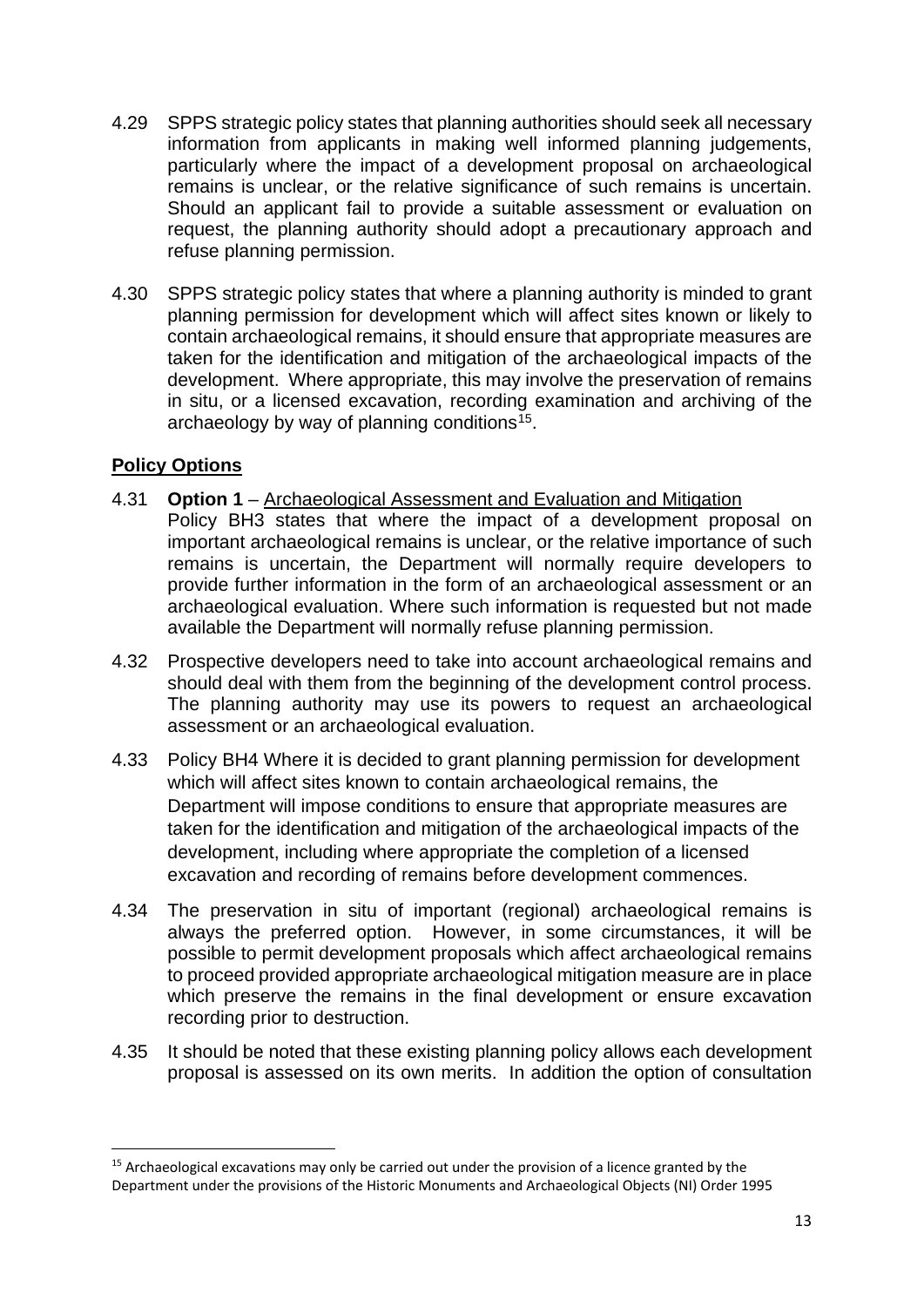4.29 SPPS strategic policy states that planning authorities should seek all necessary information from applicants in making well informed planning judgements, particularly where the impact of a development proposal on archaeological remains is unclear, or the relative significance of such remains is uncertain. Should an applicant fail to provide a suitable assessment or evaluation on request, the planning authority should adopt a precautionary approach and refuse planning permission.

4.30 SPPS strategic policy states that where a planning authority is minded to grant planning permission for development which will affect sites known or likely to contain archaeological remains, it should ensure that appropriate measures are taken for the identification and mitigation of the archaeological impacts of the development. Where appropriate, this may involve the preservation of remains in situ, or a licensed excavation, recording examination and archiving of the archaeology by way of planning conditions[15].

## Policy Options

4.31 **Option 1** – Archaeological Assessment and Evaluation and Mitigation
Policy BH3 states that where the impact of a development proposal on important archaeological remains is unclear, or the relative importance of such remains is uncertain, the Department will normally require developers to provide further information in the form of an archaeological assessment or an archaeological evaluation. Where such information is requested but not made available the Department will normally refuse planning permission.

4.32 Prospective developers need to take into account archaeological remains and should deal with them from the beginning of the development control process. The planning authority may use its powers to request an archaeological assessment or an archaeological evaluation.

4.33 Policy BH4 Where it is decided to grant planning permission for development which will affect sites known to contain archaeological remains, the Department will impose conditions to ensure that appropriate measures are taken for the identification and mitigation of the archaeological impacts of the development, including where appropriate the completion of a licensed excavation and recording of remains before development commences.

4.34 The preservation in situ of important (regional) archaeological remains is always the preferred option. However, in some circumstances, it will be possible to permit development proposals which affect archaeological remains to proceed provided appropriate archaeological mitigation measure are in place which preserve the remains in the final development or ensure excavation recording prior to destruction.

4.35 It should be noted that these existing planning policy allows each development proposal is assessed on its own merits. In addition the option of consultation

[15] Archaeological excavations may only be carried out under the provision of a licence granted by the Department under the provisions of the Historic Monuments and Archaeological Objects (NI) Order 1995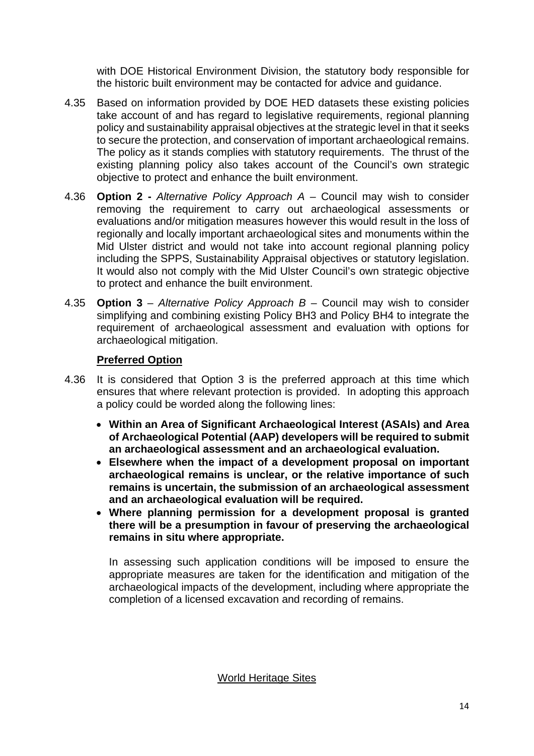with DOE Historical Environment Division, the statutory body responsible for the historic built environment may be contacted for advice and guidance.

4.35 Based on information provided by DOE HED datasets these existing policies take account of and has regard to legislative requirements, regional planning policy and sustainability appraisal objectives at the strategic level in that it seeks to secure the protection, and conservation of important archaeological remains. The policy as it stands complies with statutory requirements. The thrust of the existing planning policy also takes account of the Council's own strategic objective to protect and enhance the built environment.

4.36 **Option 2 -** *Alternative Policy Approach A* – Council may wish to consider removing the requirement to carry out archaeological assessments or evaluations and/or mitigation measures however this would result in the loss of regionally and locally important archaeological sites and monuments within the Mid Ulster district and would not take into account regional planning policy including the SPPS, Sustainability Appraisal objectives or statutory legislation. It would also not comply with the Mid Ulster Council's own strategic objective to protect and enhance the built environment.

4.35 **Option 3** – *Alternative Policy Approach B* – Council may wish to consider simplifying and combining existing Policy BH3 and Policy BH4 to integrate the requirement of archaeological assessment and evaluation with options for archaeological mitigation.

**<u>Preferred Option</u>**

4.36 It is considered that Option 3 is the preferred approach at this time which ensures that where relevant protection is provided. In adopting this approach a policy could be worded along the following lines:

- **Within an Area of Significant Archaeological Interest (ASAIs) and Area of Archaeological Potential (AAP) developers will be required to submit an archaeological assessment and an archaeological evaluation.**
- **Elsewhere when the impact of a development proposal on important archaeological remains is unclear, or the relative importance of such remains is uncertain, the submission of an archaeological assessment and an archaeological evaluation will be required.**
- **Where planning permission for a development proposal is granted there will be a presumption in favour of preserving the archaeological remains in situ where appropriate.**

In assessing such application conditions will be imposed to ensure the appropriate measures are taken for the identification and mitigation of the archaeological impacts of the development, including where appropriate the completion of a licensed excavation and recording of remains.

<u>World Heritage Sites</u>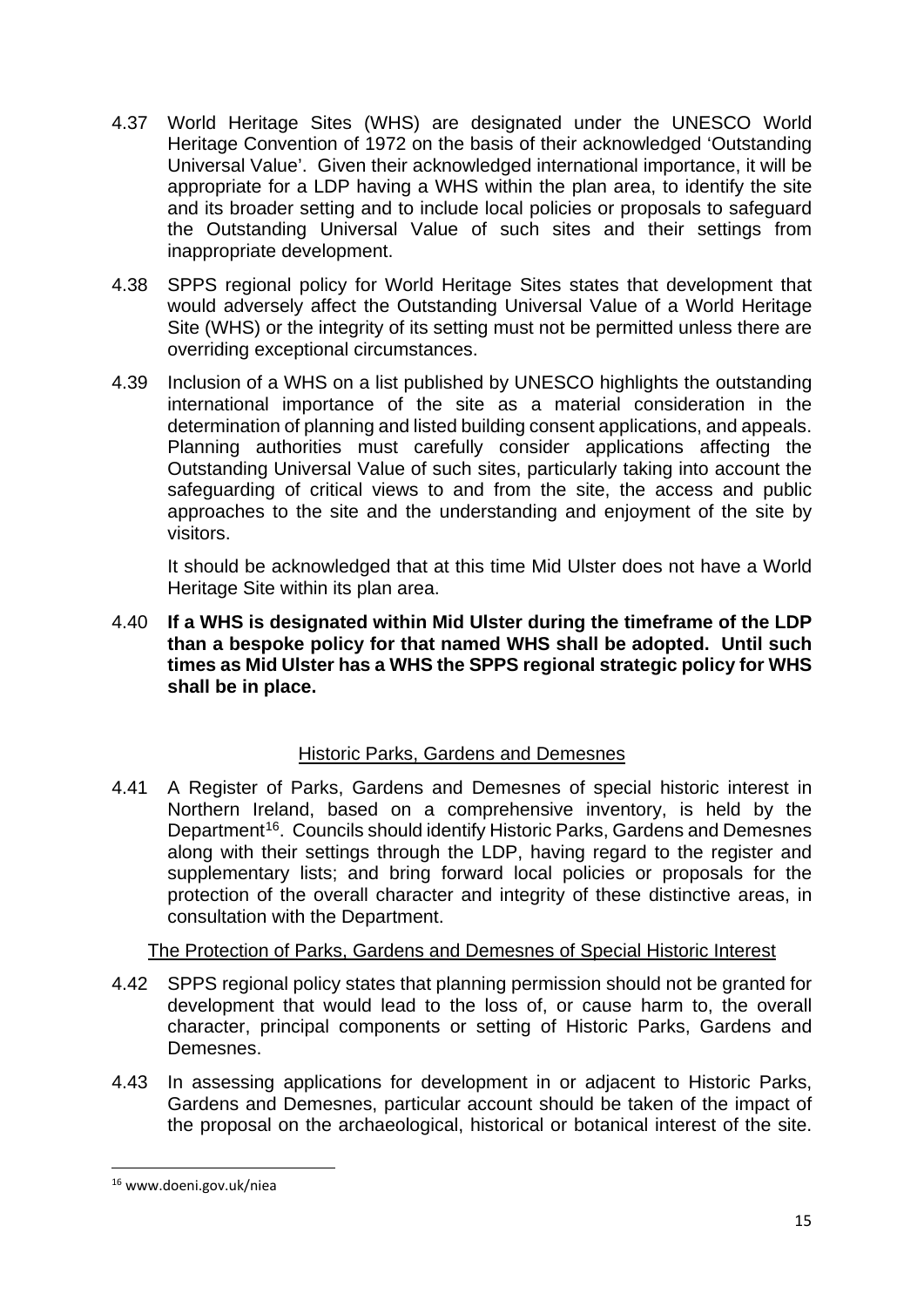4.37 World Heritage Sites (WHS) are designated under the UNESCO World Heritage Convention of 1972 on the basis of their acknowledged 'Outstanding Universal Value'. Given their acknowledged international importance, it will be appropriate for a LDP having a WHS within the plan area, to identify the site and its broader setting and to include local policies or proposals to safeguard the Outstanding Universal Value of such sites and their settings from inappropriate development.

4.38 SPPS regional policy for World Heritage Sites states that development that would adversely affect the Outstanding Universal Value of a World Heritage Site (WHS) or the integrity of its setting must not be permitted unless there are overriding exceptional circumstances.

4.39 Inclusion of a WHS on a list published by UNESCO highlights the outstanding international importance of the site as a material consideration in the determination of planning and listed building consent applications, and appeals. Planning authorities must carefully consider applications affecting the Outstanding Universal Value of such sites, particularly taking into account the safeguarding of critical views to and from the site, the access and public approaches to the site and the understanding and enjoyment of the site by visitors.

It should be acknowledged that at this time Mid Ulster does not have a World Heritage Site within its plan area.

4.40 **If a WHS is designated within Mid Ulster during the timeframe of the LDP than a bespoke policy for that named WHS shall be adopted. Until such times as Mid Ulster has a WHS the SPPS regional strategic policy for WHS shall be in place.**

## Historic Parks, Gardens and Demesnes

4.41 A Register of Parks, Gardens and Demesnes of special historic interest in Northern Ireland, based on a comprehensive inventory, is held by the Department[16]. Councils should identify Historic Parks, Gardens and Demesnes along with their settings through the LDP, having regard to the register and supplementary lists; and bring forward local policies or proposals for the protection of the overall character and integrity of these distinctive areas, in consultation with the Department.

### The Protection of Parks, Gardens and Demesnes of Special Historic Interest

4.42 SPPS regional policy states that planning permission should not be granted for development that would lead to the loss of, or cause harm to, the overall character, principal components or setting of Historic Parks, Gardens and Demesnes.

4.43 In assessing applications for development in or adjacent to Historic Parks, Gardens and Demesnes, particular account should be taken of the impact of the proposal on the archaeological, historical or botanical interest of the site.

[16] www.doeni.gov.uk/niea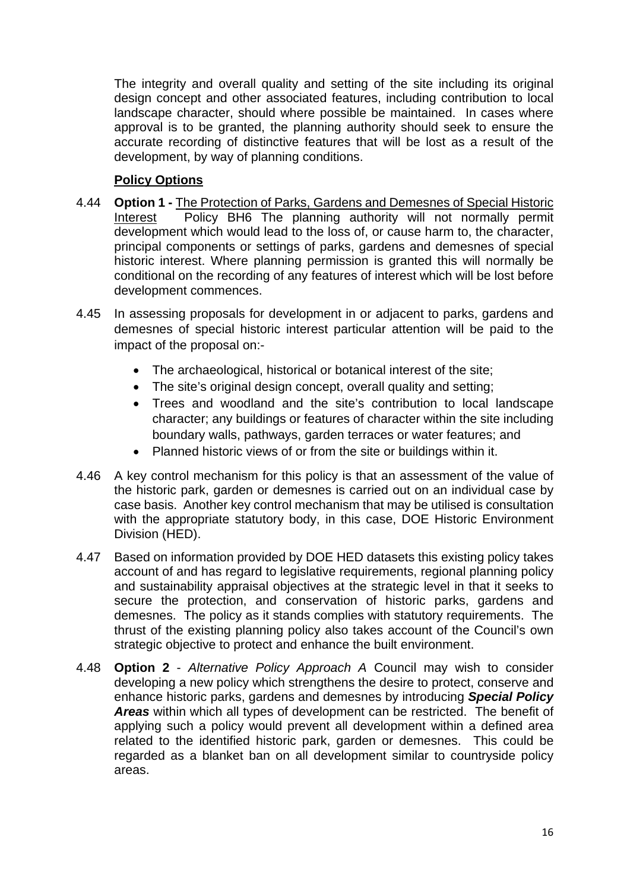The integrity and overall quality and setting of the site including its original design concept and other associated features, including contribution to local landscape character, should where possible be maintained. In cases where approval is to be granted, the planning authority should seek to ensure the accurate recording of distinctive features that will be lost as a result of the development, by way of planning conditions.

**Policy Options**

4.44 **Option 1 -** The Protection of Parks, Gardens and Demesnes of Special Historic Interest Policy BH6 The planning authority will not normally permit development which would lead to the loss of, or cause harm to, the character, principal components or settings of parks, gardens and demesnes of special historic interest. Where planning permission is granted this will normally be conditional on the recording of any features of interest which will be lost before development commences.

4.45 In assessing proposals for development in or adjacent to parks, gardens and demesnes of special historic interest particular attention will be paid to the impact of the proposal on:-

- The archaeological, historical or botanical interest of the site;
- The site's original design concept, overall quality and setting;
- Trees and woodland and the site's contribution to local landscape character; any buildings or features of character within the site including boundary walls, pathways, garden terraces or water features; and
- Planned historic views of or from the site or buildings within it.

4.46 A key control mechanism for this policy is that an assessment of the value of the historic park, garden or demesnes is carried out on an individual case by case basis. Another key control mechanism that may be utilised is consultation with the appropriate statutory body, in this case, DOE Historic Environment Division (HED).

4.47 Based on information provided by DOE HED datasets this existing policy takes account of and has regard to legislative requirements, regional planning policy and sustainability appraisal objectives at the strategic level in that it seeks to secure the protection, and conservation of historic parks, gardens and demesnes. The policy as it stands complies with statutory requirements. The thrust of the existing planning policy also takes account of the Council's own strategic objective to protect and enhance the built environment.

4.48 **Option 2** - *Alternative Policy Approach A* Council may wish to consider developing a new policy which strengthens the desire to protect, conserve and enhance historic parks, gardens and demesnes by introducing ***Special Policy Areas*** within which all types of development can be restricted. The benefit of applying such a policy would prevent all development within a defined area related to the identified historic park, garden or demesnes. This could be regarded as a blanket ban on all development similar to countryside policy areas.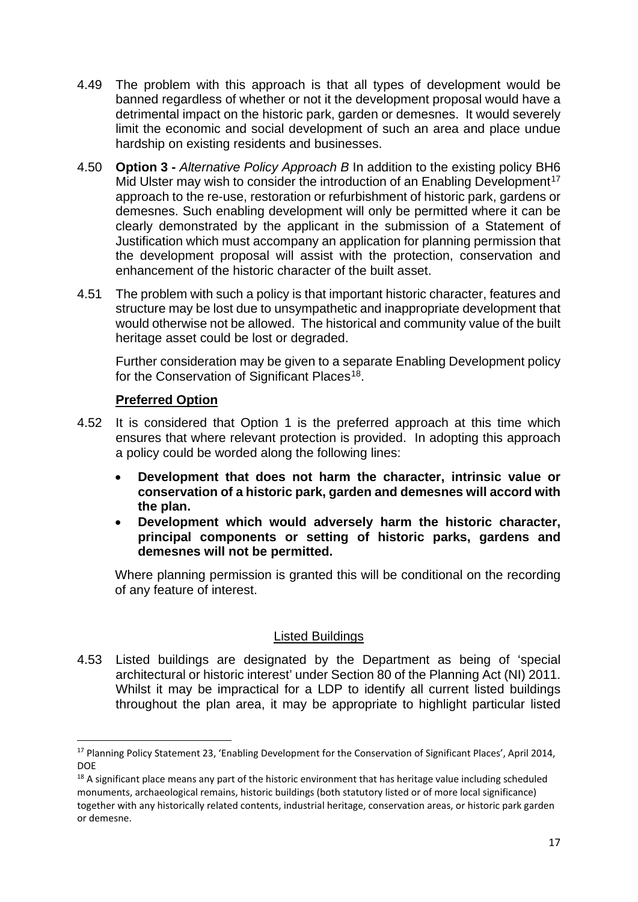4.49 The problem with this approach is that all types of development would be banned regardless of whether or not it the development proposal would have a detrimental impact on the historic park, garden or demesnes. It would severely limit the economic and social development of such an area and place undue hardship on existing residents and businesses.

4.50 **Option 3 -** *Alternative Policy Approach B* In addition to the existing policy BH6 Mid Ulster may wish to consider the introduction of an Enabling Development[17] approach to the re-use, restoration or refurbishment of historic park, gardens or demesnes. Such enabling development will only be permitted where it can be clearly demonstrated by the applicant in the submission of a Statement of Justification which must accompany an application for planning permission that the development proposal will assist with the protection, conservation and enhancement of the historic character of the built asset.

4.51 The problem with such a policy is that important historic character, features and structure may be lost due to unsympathetic and inappropriate development that would otherwise not be allowed. The historical and community value of the built heritage asset could be lost or degraded.

Further consideration may be given to a separate Enabling Development policy for the Conservation of Significant Places[18].

**Preferred Option**

4.52 It is considered that Option 1 is the preferred approach at this time which ensures that where relevant protection is provided. In adopting this approach a policy could be worded along the following lines:

- **Development that does not harm the character, intrinsic value or conservation of a historic park, garden and demesnes will accord with the plan.**
- **Development which would adversely harm the historic character, principal components or setting of historic parks, gardens and demesnes will not be permitted.**

Where planning permission is granted this will be conditional on the recording of any feature of interest.

## Listed Buildings

4.53 Listed buildings are designated by the Department as being of 'special architectural or historic interest' under Section 80 of the Planning Act (NI) 2011. Whilst it may be impractical for a LDP to identify all current listed buildings throughout the plan area, it may be appropriate to highlight particular listed

---

[17] Planning Policy Statement 23, 'Enabling Development for the Conservation of Significant Places', April 2014, DOE

[18] A significant place means any part of the historic environment that has heritage value including scheduled monuments, archaeological remains, historic buildings (both statutory listed or of more local significance) together with any historically related contents, industrial heritage, conservation areas, or historic park garden or demesne.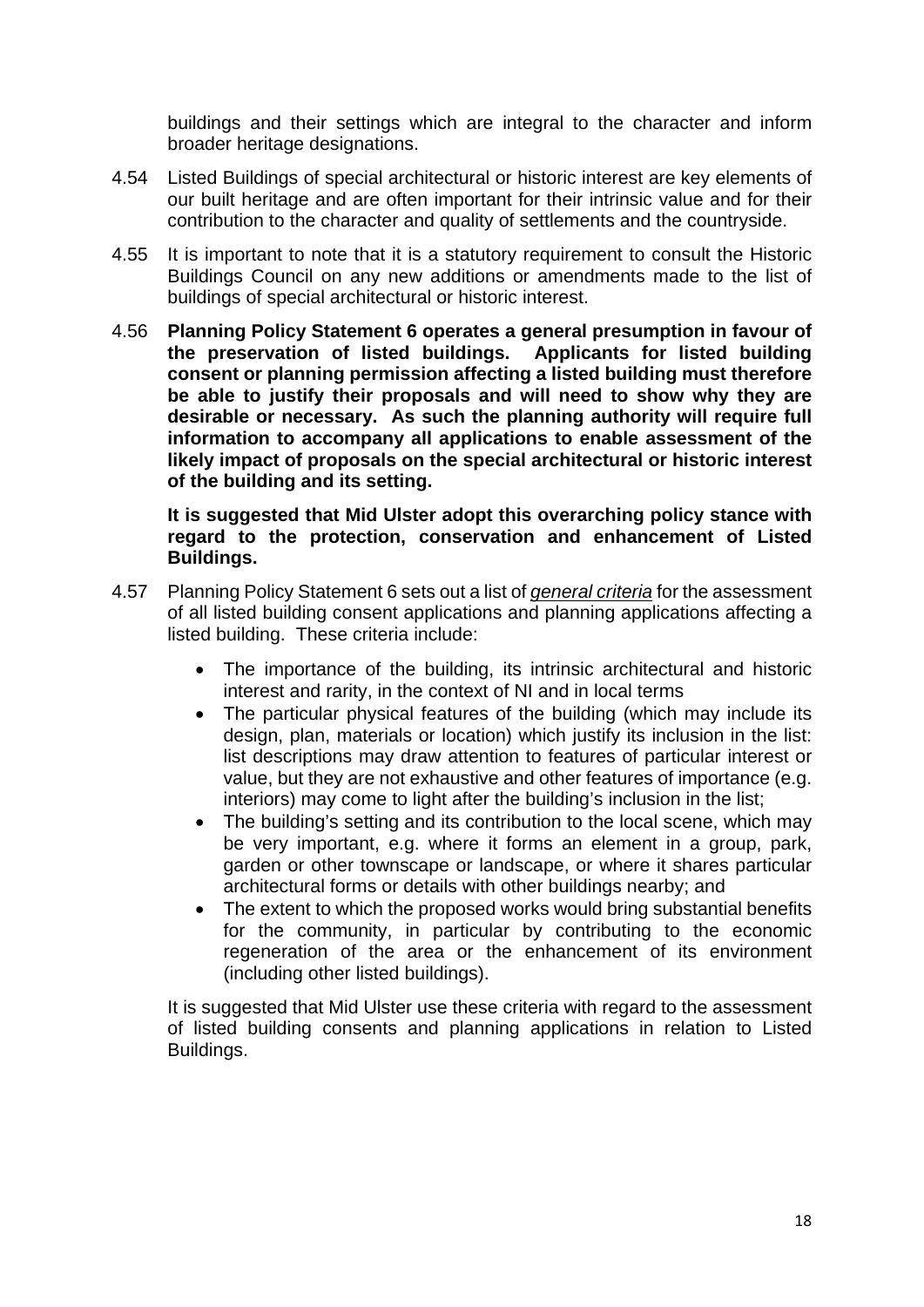buildings and their settings which are integral to the character and inform broader heritage designations.

4.54 Listed Buildings of special architectural or historic interest are key elements of our built heritage and are often important for their intrinsic value and for their contribution to the character and quality of settlements and the countryside.

4.55 It is important to note that it is a statutory requirement to consult the Historic Buildings Council on any new additions or amendments made to the list of buildings of special architectural or historic interest.

4.56 **Planning Policy Statement 6 operates a general presumption in favour of the preservation of listed buildings. Applicants for listed building consent or planning permission affecting a listed building must therefore be able to justify their proposals and will need to show why they are desirable or necessary. As such the planning authority will require full information to accompany all applications to enable assessment of the likely impact of proposals on the special architectural or historic interest of the building and its setting.**

**It is suggested that Mid Ulster adopt this overarching policy stance with regard to the protection, conservation and enhancement of Listed Buildings.**

4.57 Planning Policy Statement 6 sets out a list of *general criteria* for the assessment of all listed building consent applications and planning applications affecting a listed building. These criteria include:

- The importance of the building, its intrinsic architectural and historic interest and rarity, in the context of NI and in local terms
- The particular physical features of the building (which may include its design, plan, materials or location) which justify its inclusion in the list: list descriptions may draw attention to features of particular interest or value, but they are not exhaustive and other features of importance (e.g. interiors) may come to light after the building's inclusion in the list;
- The building's setting and its contribution to the local scene, which may be very important, e.g. where it forms an element in a group, park, garden or other townscape or landscape, or where it shares particular architectural forms or details with other buildings nearby; and
- The extent to which the proposed works would bring substantial benefits for the community, in particular by contributing to the economic regeneration of the area or the enhancement of its environment (including other listed buildings).

It is suggested that Mid Ulster use these criteria with regard to the assessment of listed building consents and planning applications in relation to Listed Buildings.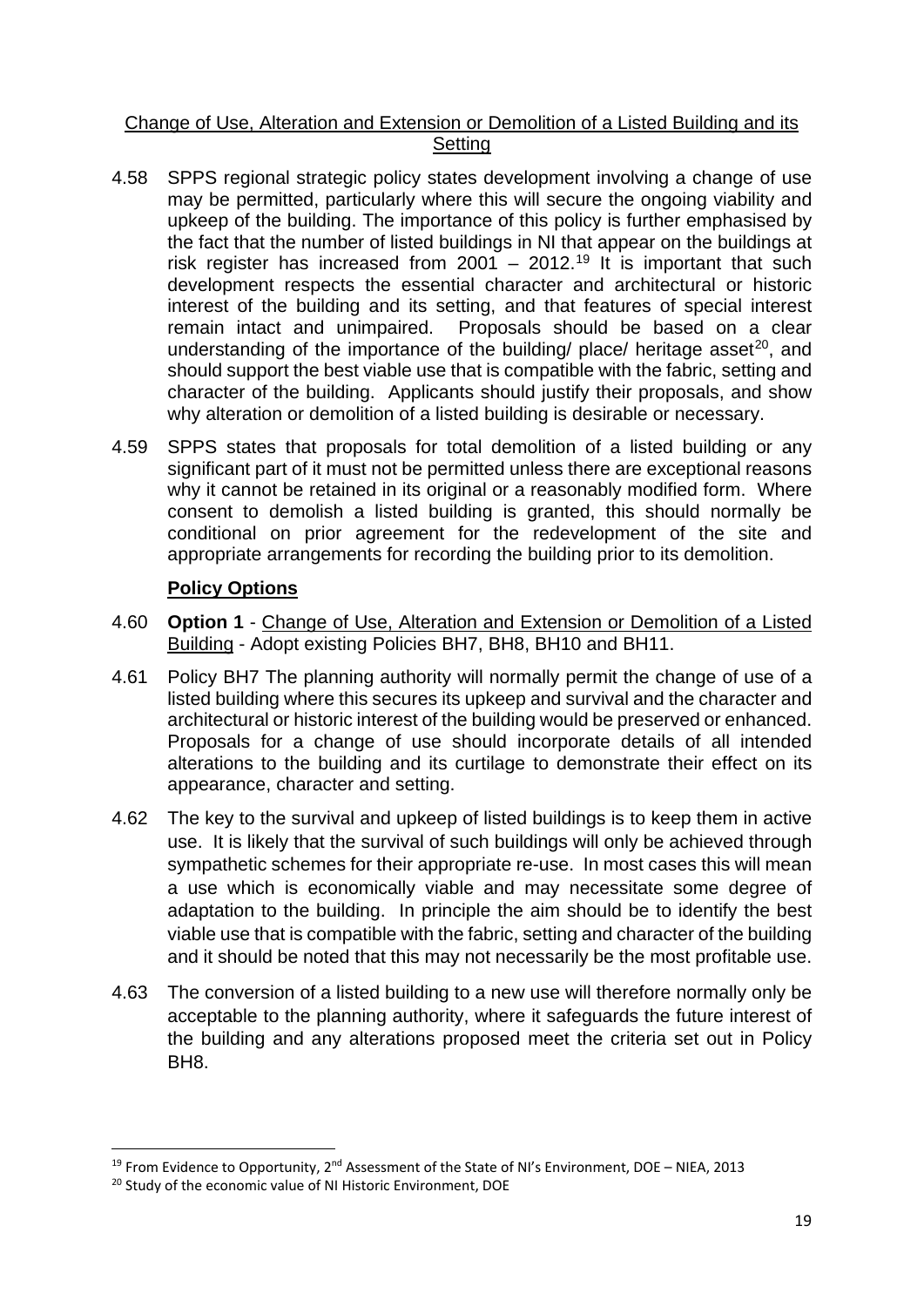Change of Use, Alteration and Extension or Demolition of a Listed Building and its Setting

4.58 SPPS regional strategic policy states development involving a change of use may be permitted, particularly where this will secure the ongoing viability and upkeep of the building. The importance of this policy is further emphasised by the fact that the number of listed buildings in NI that appear on the buildings at risk register has increased from 2001 – 2012.[19] It is important that such development respects the essential character and architectural or historic interest of the building and its setting, and that features of special interest remain intact and unimpaired. Proposals should be based on a clear understanding of the importance of the building/ place/ heritage asset[20], and should support the best viable use that is compatible with the fabric, setting and character of the building. Applicants should justify their proposals, and show why alteration or demolition of a listed building is desirable or necessary.

4.59 SPPS states that proposals for total demolition of a listed building or any significant part of it must not be permitted unless there are exceptional reasons why it cannot be retained in its original or a reasonably modified form. Where consent to demolish a listed building is granted, this should normally be conditional on prior agreement for the redevelopment of the site and appropriate arrangements for recording the building prior to its demolition.

**Policy Options**

4.60 **Option 1** - Change of Use, Alteration and Extension or Demolition of a Listed Building - Adopt existing Policies BH7, BH8, BH10 and BH11.

4.61 Policy BH7 The planning authority will normally permit the change of use of a listed building where this secures its upkeep and survival and the character and architectural or historic interest of the building would be preserved or enhanced. Proposals for a change of use should incorporate details of all intended alterations to the building and its curtilage to demonstrate their effect on its appearance, character and setting.

4.62 The key to the survival and upkeep of listed buildings is to keep them in active use. It is likely that the survival of such buildings will only be achieved through sympathetic schemes for their appropriate re-use. In most cases this will mean a use which is economically viable and may necessitate some degree of adaptation to the building. In principle the aim should be to identify the best viable use that is compatible with the fabric, setting and character of the building and it should be noted that this may not necessarily be the most profitable use.

4.63 The conversion of a listed building to a new use will therefore normally only be acceptable to the planning authority, where it safeguards the future interest of the building and any alterations proposed meet the criteria set out in Policy BH8.

---

[19] From Evidence to Opportunity, 2nd Assessment of the State of NI's Environment, DOE – NIEA, 2013

[20] Study of the economic value of NI Historic Environment, DOE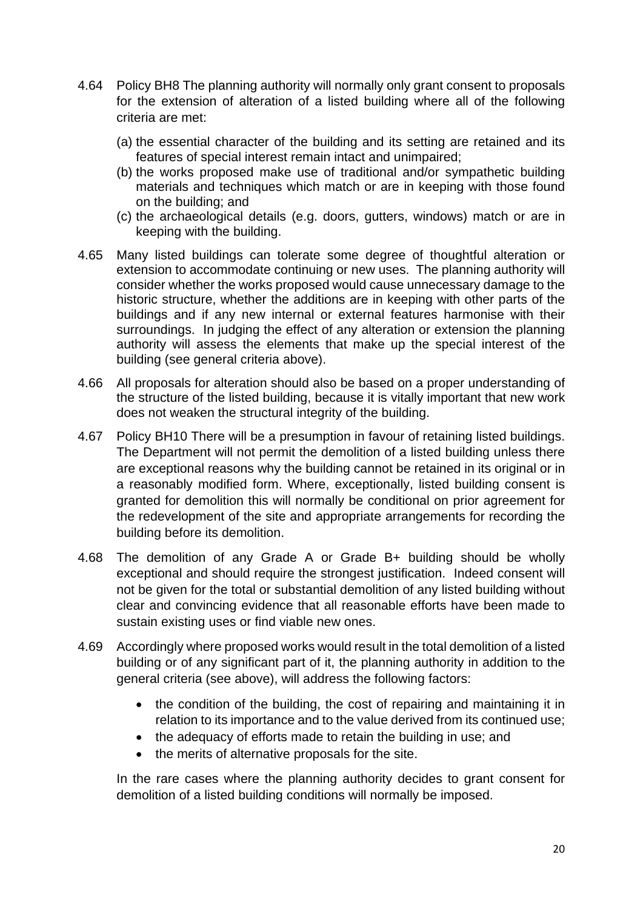4.64 Policy BH8 The planning authority will normally only grant consent to proposals for the extension of alteration of a listed building where all of the following criteria are met:

(a) the essential character of the building and its setting are retained and its features of special interest remain intact and unimpaired;
(b) the works proposed make use of traditional and/or sympathetic building materials and techniques which match or are in keeping with those found on the building; and
(c) the archaeological details (e.g. doors, gutters, windows) match or are in keeping with the building.

4.65 Many listed buildings can tolerate some degree of thoughtful alteration or extension to accommodate continuing or new uses. The planning authority will consider whether the works proposed would cause unnecessary damage to the historic structure, whether the additions are in keeping with other parts of the buildings and if any new internal or external features harmonise with their surroundings. In judging the effect of any alteration or extension the planning authority will assess the elements that make up the special interest of the building (see general criteria above).

4.66 All proposals for alteration should also be based on a proper understanding of the structure of the listed building, because it is vitally important that new work does not weaken the structural integrity of the building.

4.67 Policy BH10 There will be a presumption in favour of retaining listed buildings. The Department will not permit the demolition of a listed building unless there are exceptional reasons why the building cannot be retained in its original or in a reasonably modified form. Where, exceptionally, listed building consent is granted for demolition this will normally be conditional on prior agreement for the redevelopment of the site and appropriate arrangements for recording the building before its demolition.

4.68 The demolition of any Grade A or Grade B+ building should be wholly exceptional and should require the strongest justification. Indeed consent will not be given for the total or substantial demolition of any listed building without clear and convincing evidence that all reasonable efforts have been made to sustain existing uses or find viable new ones.

4.69 Accordingly where proposed works would result in the total demolition of a listed building or of any significant part of it, the planning authority in addition to the general criteria (see above), will address the following factors:

- the condition of the building, the cost of repairing and maintaining it in relation to its importance and to the value derived from its continued use;
- the adequacy of efforts made to retain the building in use; and
- the merits of alternative proposals for the site.

In the rare cases where the planning authority decides to grant consent for demolition of a listed building conditions will normally be imposed.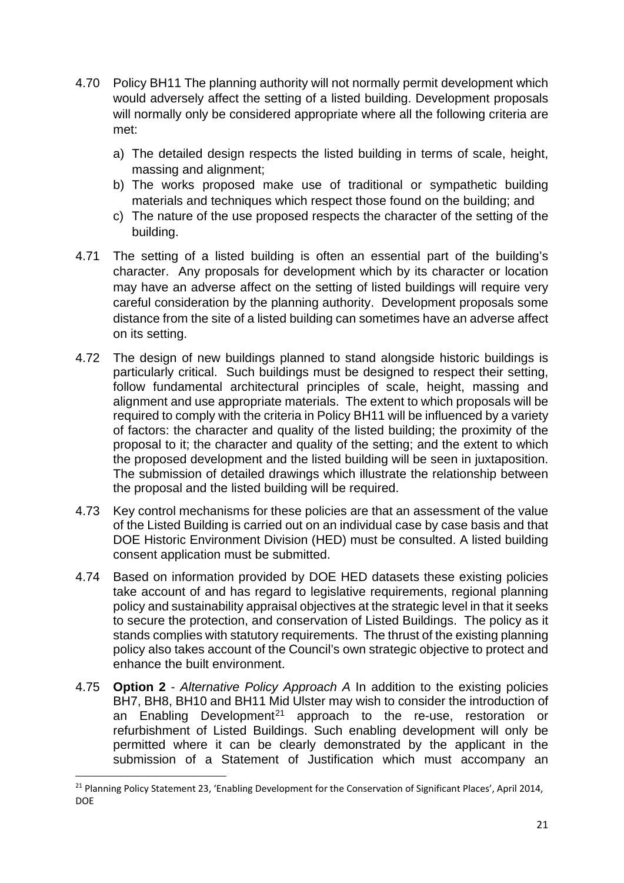4.70 Policy BH11 The planning authority will not normally permit development which would adversely affect the setting of a listed building. Development proposals will normally only be considered appropriate where all the following criteria are met:

a) The detailed design respects the listed building in terms of scale, height, massing and alignment;
b) The works proposed make use of traditional or sympathetic building materials and techniques which respect those found on the building; and
c) The nature of the use proposed respects the character of the setting of the building.

4.71 The setting of a listed building is often an essential part of the building's character. Any proposals for development which by its character or location may have an adverse affect on the setting of listed buildings will require very careful consideration by the planning authority. Development proposals some distance from the site of a listed building can sometimes have an adverse affect on its setting.

4.72 The design of new buildings planned to stand alongside historic buildings is particularly critical. Such buildings must be designed to respect their setting, follow fundamental architectural principles of scale, height, massing and alignment and use appropriate materials. The extent to which proposals will be required to comply with the criteria in Policy BH11 will be influenced by a variety of factors: the character and quality of the listed building; the proximity of the proposal to it; the character and quality of the setting; and the extent to which the proposed development and the listed building will be seen in juxtaposition. The submission of detailed drawings which illustrate the relationship between the proposal and the listed building will be required.

4.73 Key control mechanisms for these policies are that an assessment of the value of the Listed Building is carried out on an individual case by case basis and that DOE Historic Environment Division (HED) must be consulted. A listed building consent application must be submitted.

4.74 Based on information provided by DOE HED datasets these existing policies take account of and has regard to legislative requirements, regional planning policy and sustainability appraisal objectives at the strategic level in that it seeks to secure the protection, and conservation of Listed Buildings. The policy as it stands complies with statutory requirements. The thrust of the existing planning policy also takes account of the Council's own strategic objective to protect and enhance the built environment.

4.75 **Option 2** - *Alternative Policy Approach A* In addition to the existing policies BH7, BH8, BH10 and BH11 Mid Ulster may wish to consider the introduction of an Enabling Development[21] approach to the re-use, restoration or refurbishment of Listed Buildings. Such enabling development will only be permitted where it can be clearly demonstrated by the applicant in the submission of a Statement of Justification which must accompany an

[21] Planning Policy Statement 23, 'Enabling Development for the Conservation of Significant Places', April 2014, DOE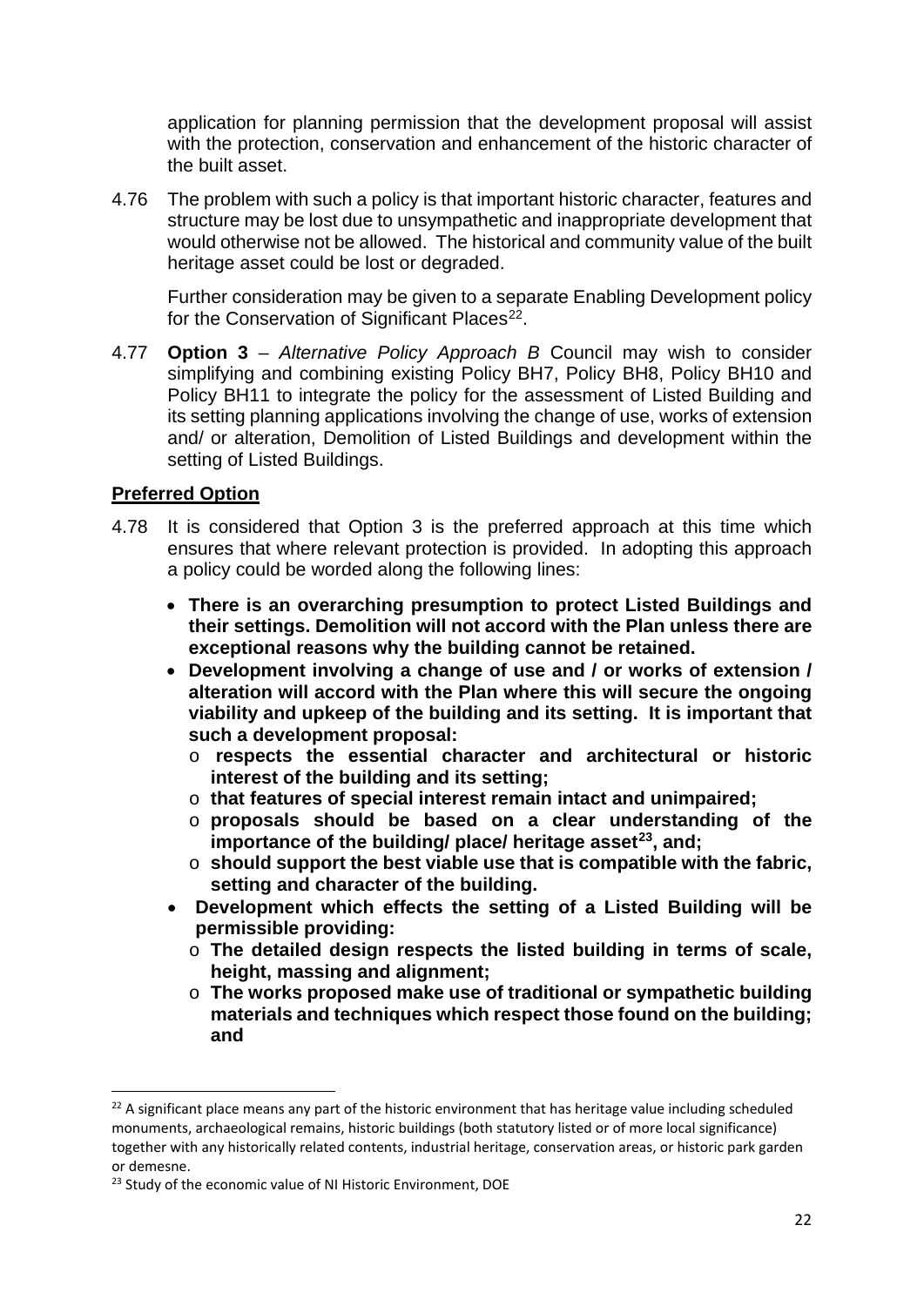application for planning permission that the development proposal will assist with the protection, conservation and enhancement of the historic character of the built asset.

4.76 The problem with such a policy is that important historic character, features and structure may be lost due to unsympathetic and inappropriate development that would otherwise not be allowed. The historical and community value of the built heritage asset could be lost or degraded.

Further consideration may be given to a separate Enabling Development policy for the Conservation of Significant Places[22].

4.77 **Option 3** – *Alternative Policy Approach B* Council may wish to consider simplifying and combining existing Policy BH7, Policy BH8, Policy BH10 and Policy BH11 to integrate the policy for the assessment of Listed Building and its setting planning applications involving the change of use, works of extension and/ or alteration, Demolition of Listed Buildings and development within the setting of Listed Buildings.

**Preferred Option**

4.78 It is considered that Option 3 is the preferred approach at this time which ensures that where relevant protection is provided. In adopting this approach a policy could be worded along the following lines:

- **There is an overarching presumption to protect Listed Buildings and their settings. Demolition will not accord with the Plan unless there are exceptional reasons why the building cannot be retained.**
- **Development involving a change of use and / or works of extension / alteration will accord with the Plan where this will secure the ongoing viability and upkeep of the building and its setting. It is important that such a development proposal:**
  - **respects the essential character and architectural or historic interest of the building and its setting;**
  - **that features of special interest remain intact and unimpaired;**
  - **proposals should be based on a clear understanding of the importance of the building/ place/ heritage asset[23], and;**
  - **should support the best viable use that is compatible with the fabric, setting and character of the building.**
- **Development which effects the setting of a Listed Building will be permissible providing:**
  - **The detailed design respects the listed building in terms of scale, height, massing and alignment;**
  - **The works proposed make use of traditional or sympathetic building materials and techniques which respect those found on the building; and**

---

[22] A significant place means any part of the historic environment that has heritage value including scheduled monuments, archaeological remains, historic buildings (both statutory listed or of more local significance) together with any historically related contents, industrial heritage, conservation areas, or historic park garden or demesne.

[23] Study of the economic value of NI Historic Environment, DOE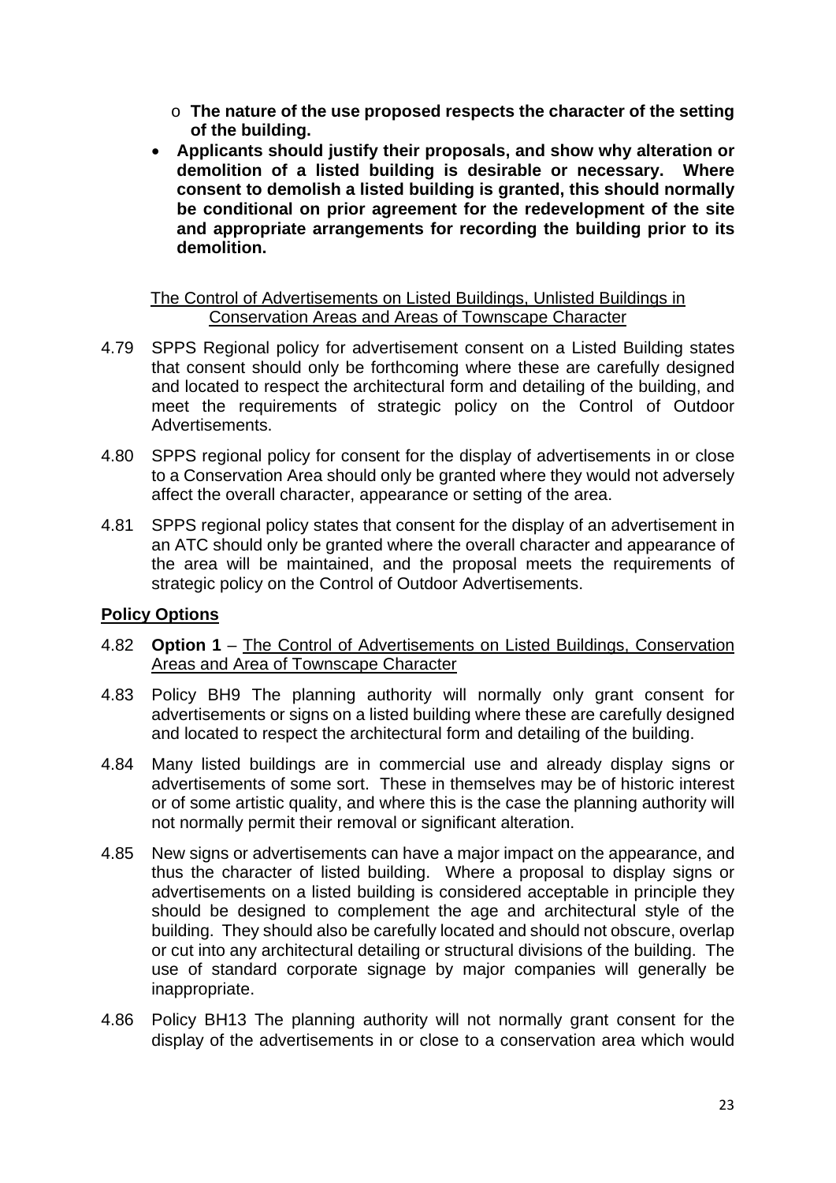- **The nature of the use proposed respects the character of the setting of the building.**
- **Applicants should justify their proposals, and show why alteration or demolition of a listed building is desirable or necessary. Where consent to demolish a listed building is granted, this should normally be conditional on prior agreement for the redevelopment of the site and appropriate arrangements for recording the building prior to its demolition.**

<u>The Control of Advertisements on Listed Buildings, Unlisted Buildings in Conservation Areas and Areas of Townscape Character</u>

4.79 SPPS Regional policy for advertisement consent on a Listed Building states that consent should only be forthcoming where these are carefully designed and located to respect the architectural form and detailing of the building, and meet the requirements of strategic policy on the Control of Outdoor Advertisements.

4.80 SPPS regional policy for consent for the display of advertisements in or close to a Conservation Area should only be granted where they would not adversely affect the overall character, appearance or setting of the area.

4.81 SPPS regional policy states that consent for the display of an advertisement in an ATC should only be granted where the overall character and appearance of the area will be maintained, and the proposal meets the requirements of strategic policy on the Control of Outdoor Advertisements.

## **<u>Policy Options</u>**

4.82 **Option 1** – <u>The Control of Advertisements on Listed Buildings, Conservation Areas and Area of Townscape Character</u>

4.83 Policy BH9 The planning authority will normally only grant consent for advertisements or signs on a listed building where these are carefully designed and located to respect the architectural form and detailing of the building.

4.84 Many listed buildings are in commercial use and already display signs or advertisements of some sort. These in themselves may be of historic interest or of some artistic quality, and where this is the case the planning authority will not normally permit their removal or significant alteration.

4.85 New signs or advertisements can have a major impact on the appearance, and thus the character of listed building. Where a proposal to display signs or advertisements on a listed building is considered acceptable in principle they should be designed to complement the age and architectural style of the building. They should also be carefully located and should not obscure, overlap or cut into any architectural detailing or structural divisions of the building. The use of standard corporate signage by major companies will generally be inappropriate.

4.86 Policy BH13 The planning authority will not normally grant consent for the display of the advertisements in or close to a conservation area which would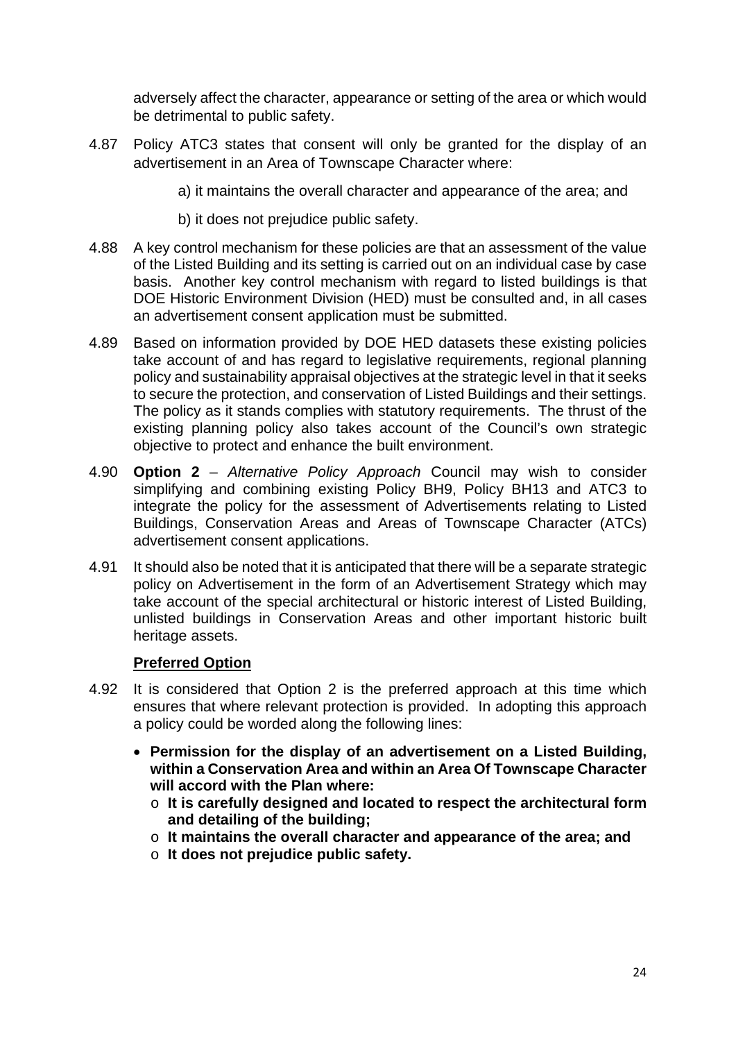adversely affect the character, appearance or setting of the area or which would be detrimental to public safety.

4.87 Policy ATC3 states that consent will only be granted for the display of an advertisement in an Area of Townscape Character where:

a) it maintains the overall character and appearance of the area; and

b) it does not prejudice public safety.

4.88 A key control mechanism for these policies are that an assessment of the value of the Listed Building and its setting is carried out on an individual case by case basis. Another key control mechanism with regard to listed buildings is that DOE Historic Environment Division (HED) must be consulted and, in all cases an advertisement consent application must be submitted.

4.89 Based on information provided by DOE HED datasets these existing policies take account of and has regard to legislative requirements, regional planning policy and sustainability appraisal objectives at the strategic level in that it seeks to secure the protection, and conservation of Listed Buildings and their settings. The policy as it stands complies with statutory requirements. The thrust of the existing planning policy also takes account of the Council's own strategic objective to protect and enhance the built environment.

4.90 **Option 2** – *Alternative Policy Approach* Council may wish to consider simplifying and combining existing Policy BH9, Policy BH13 and ATC3 to integrate the policy for the assessment of Advertisements relating to Listed Buildings, Conservation Areas and Areas of Townscape Character (ATCs) advertisement consent applications.

4.91 It should also be noted that it is anticipated that there will be a separate strategic policy on Advertisement in the form of an Advertisement Strategy which may take account of the special architectural or historic interest of Listed Building, unlisted buildings in Conservation Areas and other important historic built heritage assets.

**Preferred Option**

4.92 It is considered that Option 2 is the preferred approach at this time which ensures that where relevant protection is provided. In adopting this approach a policy could be worded along the following lines:

- **Permission for the display of an advertisement on a Listed Building, within a Conservation Area and within an Area Of Townscape Character will accord with the Plan where:**
  - **It is carefully designed and located to respect the architectural form and detailing of the building;**
  - **It maintains the overall character and appearance of the area; and**
  - **It does not prejudice public safety.**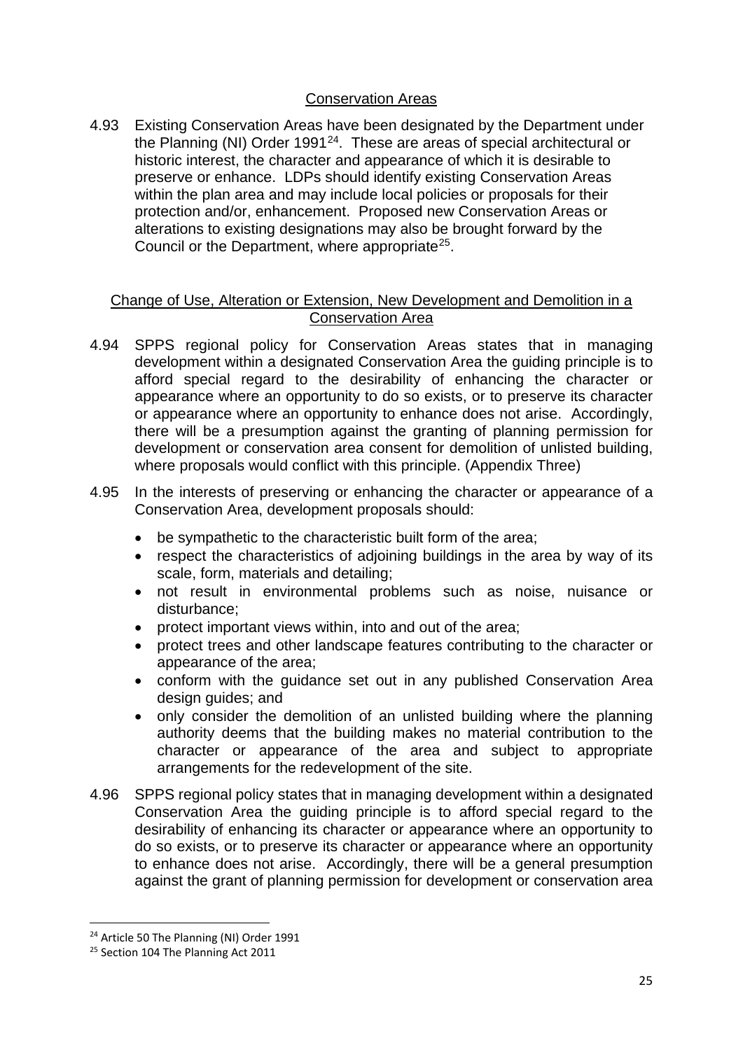## Conservation Areas

4.93 Existing Conservation Areas have been designated by the Department under the Planning (NI) Order 1991[24]. These are areas of special architectural or historic interest, the character and appearance of which it is desirable to preserve or enhance. LDPs should identify existing Conservation Areas within the plan area and may include local policies or proposals for their protection and/or, enhancement. Proposed new Conservation Areas or alterations to existing designations may also be brought forward by the Council or the Department, where appropriate[25].

### Change of Use, Alteration or Extension, New Development and Demolition in a Conservation Area

4.94 SPPS regional policy for Conservation Areas states that in managing development within a designated Conservation Area the guiding principle is to afford special regard to the desirability of enhancing the character or appearance where an opportunity to do so exists, or to preserve its character or appearance where an opportunity to enhance does not arise. Accordingly, there will be a presumption against the granting of planning permission for development or conservation area consent for demolition of unlisted building, where proposals would conflict with this principle. (Appendix Three)

4.95 In the interests of preserving or enhancing the character or appearance of a Conservation Area, development proposals should:

- be sympathetic to the characteristic built form of the area;
- respect the characteristics of adjoining buildings in the area by way of its scale, form, materials and detailing;
- not result in environmental problems such as noise, nuisance or disturbance;
- protect important views within, into and out of the area;
- protect trees and other landscape features contributing to the character or appearance of the area;
- conform with the guidance set out in any published Conservation Area design guides; and
- only consider the demolition of an unlisted building where the planning authority deems that the building makes no material contribution to the character or appearance of the area and subject to appropriate arrangements for the redevelopment of the site.

4.96 SPPS regional policy states that in managing development within a designated Conservation Area the guiding principle is to afford special regard to the desirability of enhancing its character or appearance where an opportunity to do so exists, or to preserve its character or appearance where an opportunity to enhance does not arise. Accordingly, there will be a general presumption against the grant of planning permission for development or conservation area

---

[24] Article 50 The Planning (NI) Order 1991

[25] Section 104 The Planning Act 2011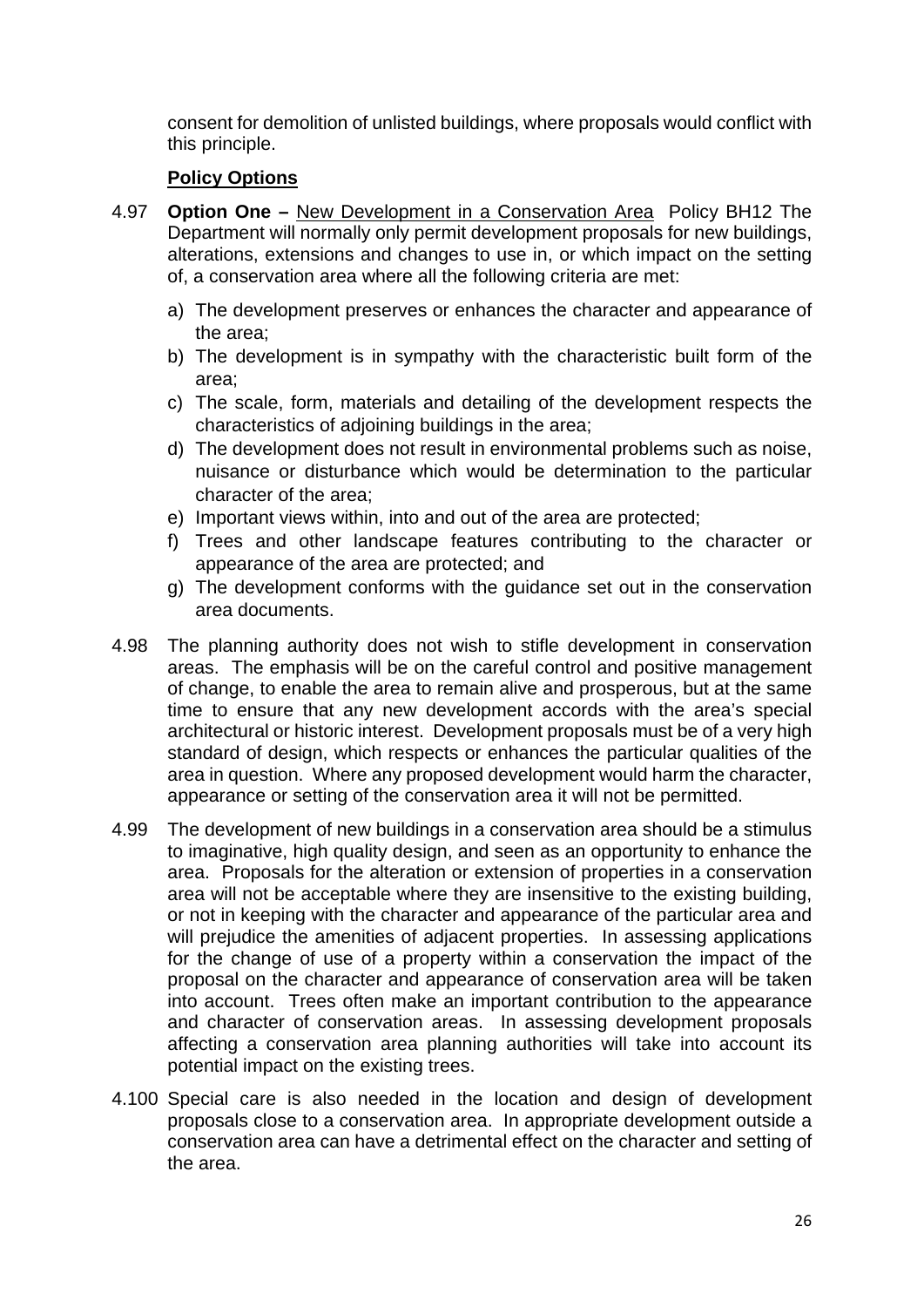consent for demolition of unlisted buildings, where proposals would conflict with this principle.

**Policy Options**

4.97 **Option One –** New Development in a Conservation Area Policy BH12 The Department will normally only permit development proposals for new buildings, alterations, extensions and changes to use in, or which impact on the setting of, a conservation area where all the following criteria are met:

a) The development preserves or enhances the character and appearance of the area;
b) The development is in sympathy with the characteristic built form of the area;
c) The scale, form, materials and detailing of the development respects the characteristics of adjoining buildings in the area;
d) The development does not result in environmental problems such as noise, nuisance or disturbance which would be determination to the particular character of the area;
e) Important views within, into and out of the area are protected;
f) Trees and other landscape features contributing to the character or appearance of the area are protected; and
g) The development conforms with the guidance set out in the conservation area documents.

4.98 The planning authority does not wish to stifle development in conservation areas. The emphasis will be on the careful control and positive management of change, to enable the area to remain alive and prosperous, but at the same time to ensure that any new development accords with the area's special architectural or historic interest. Development proposals must be of a very high standard of design, which respects or enhances the particular qualities of the area in question. Where any proposed development would harm the character, appearance or setting of the conservation area it will not be permitted.

4.99 The development of new buildings in a conservation area should be a stimulus to imaginative, high quality design, and seen as an opportunity to enhance the area. Proposals for the alteration or extension of properties in a conservation area will not be acceptable where they are insensitive to the existing building, or not in keeping with the character and appearance of the particular area and will prejudice the amenities of adjacent properties. In assessing applications for the change of use of a property within a conservation the impact of the proposal on the character and appearance of conservation area will be taken into account. Trees often make an important contribution to the appearance and character of conservation areas. In assessing development proposals affecting a conservation area planning authorities will take into account its potential impact on the existing trees.

4.100 Special care is also needed in the location and design of development proposals close to a conservation area. In appropriate development outside a conservation area can have a detrimental effect on the character and setting of the area.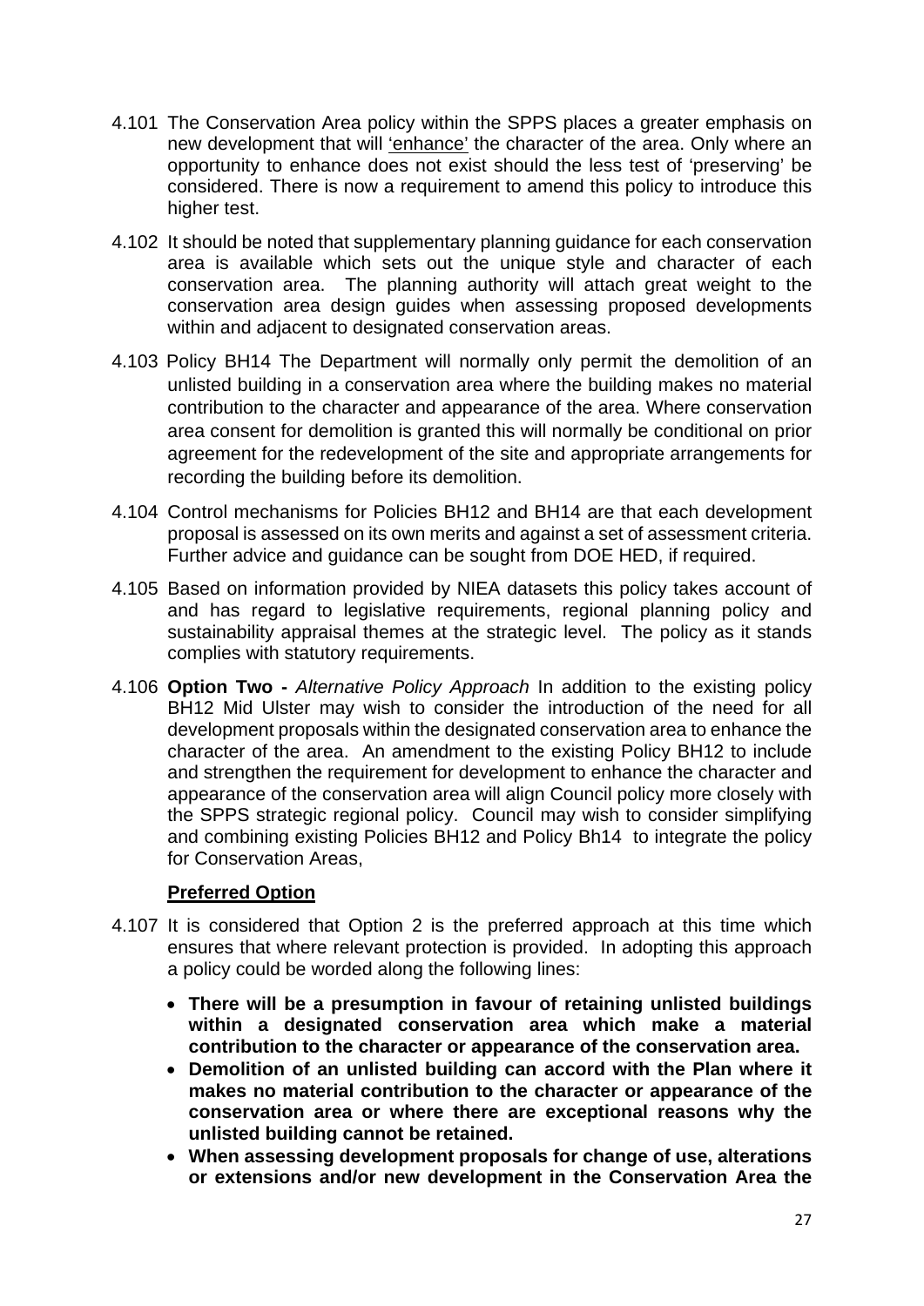4.101 The Conservation Area policy within the SPPS places a greater emphasis on new development that will 'enhance' the character of the area. Only where an opportunity to enhance does not exist should the less test of 'preserving' be considered. There is now a requirement to amend this policy to introduce this higher test.

4.102 It should be noted that supplementary planning guidance for each conservation area is available which sets out the unique style and character of each conservation area. The planning authority will attach great weight to the conservation area design guides when assessing proposed developments within and adjacent to designated conservation areas.

4.103 Policy BH14 The Department will normally only permit the demolition of an unlisted building in a conservation area where the building makes no material contribution to the character and appearance of the area. Where conservation area consent for demolition is granted this will normally be conditional on prior agreement for the redevelopment of the site and appropriate arrangements for recording the building before its demolition.

4.104 Control mechanisms for Policies BH12 and BH14 are that each development proposal is assessed on its own merits and against a set of assessment criteria. Further advice and guidance can be sought from DOE HED, if required.

4.105 Based on information provided by NIEA datasets this policy takes account of and has regard to legislative requirements, regional planning policy and sustainability appraisal themes at the strategic level. The policy as it stands complies with statutory requirements.

4.106 **Option Two -** *Alternative Policy Approach* In addition to the existing policy BH12 Mid Ulster may wish to consider the introduction of the need for all development proposals within the designated conservation area to enhance the character of the area. An amendment to the existing Policy BH12 to include and strengthen the requirement for development to enhance the character and appearance of the conservation area will align Council policy more closely with the SPPS strategic regional policy. Council may wish to consider simplifying and combining existing Policies BH12 and Policy Bh14 to integrate the policy for Conservation Areas,

**Preferred Option**

4.107 It is considered that Option 2 is the preferred approach at this time which ensures that where relevant protection is provided. In adopting this approach a policy could be worded along the following lines:

- **There will be a presumption in favour of retaining unlisted buildings within a designated conservation area which make a material contribution to the character or appearance of the conservation area.**
- **Demolition of an unlisted building can accord with the Plan where it makes no material contribution to the character or appearance of the conservation area or where there are exceptional reasons why the unlisted building cannot be retained.**
- **When assessing development proposals for change of use, alterations or extensions and/or new development in the Conservation Area the**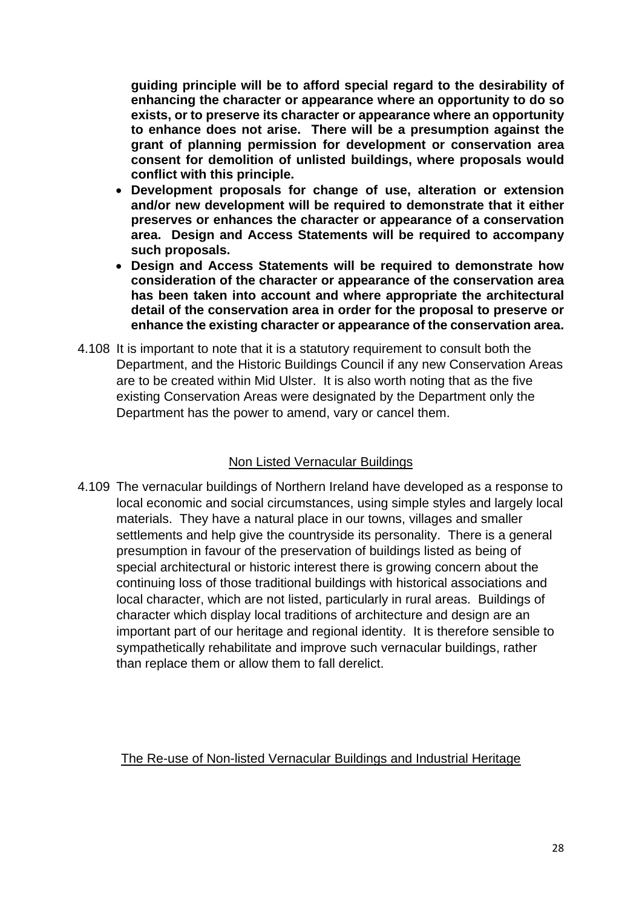**guiding principle will be to afford special regard to the desirability of enhancing the character or appearance where an opportunity to do so exists, or to preserve its character or appearance where an opportunity to enhance does not arise. There will be a presumption against the grant of planning permission for development or conservation area consent for demolition of unlisted buildings, where proposals would conflict with this principle.**

- **Development proposals for change of use, alteration or extension and/or new development will be required to demonstrate that it either preserves or enhances the character or appearance of a conservation area. Design and Access Statements will be required to accompany such proposals.**
- **Design and Access Statements will be required to demonstrate how consideration of the character or appearance of the conservation area has been taken into account and where appropriate the architectural detail of the conservation area in order for the proposal to preserve or enhance the existing character or appearance of the conservation area.**

4.108 It is important to note that it is a statutory requirement to consult both the Department, and the Historic Buildings Council if any new Conservation Areas are to be created within Mid Ulster. It is also worth noting that as the five existing Conservation Areas were designated by the Department only the Department has the power to amend, vary or cancel them.

## Non Listed Vernacular Buildings

4.109 The vernacular buildings of Northern Ireland have developed as a response to local economic and social circumstances, using simple styles and largely local materials. They have a natural place in our towns, villages and smaller settlements and help give the countryside its personality. There is a general presumption in favour of the preservation of buildings listed as being of special architectural or historic interest there is growing concern about the continuing loss of those traditional buildings with historical associations and local character, which are not listed, particularly in rural areas. Buildings of character which display local traditions of architecture and design are an important part of our heritage and regional identity. It is therefore sensible to sympathetically rehabilitate and improve such vernacular buildings, rather than replace them or allow them to fall derelict.

## The Re-use of Non-listed Vernacular Buildings and Industrial Heritage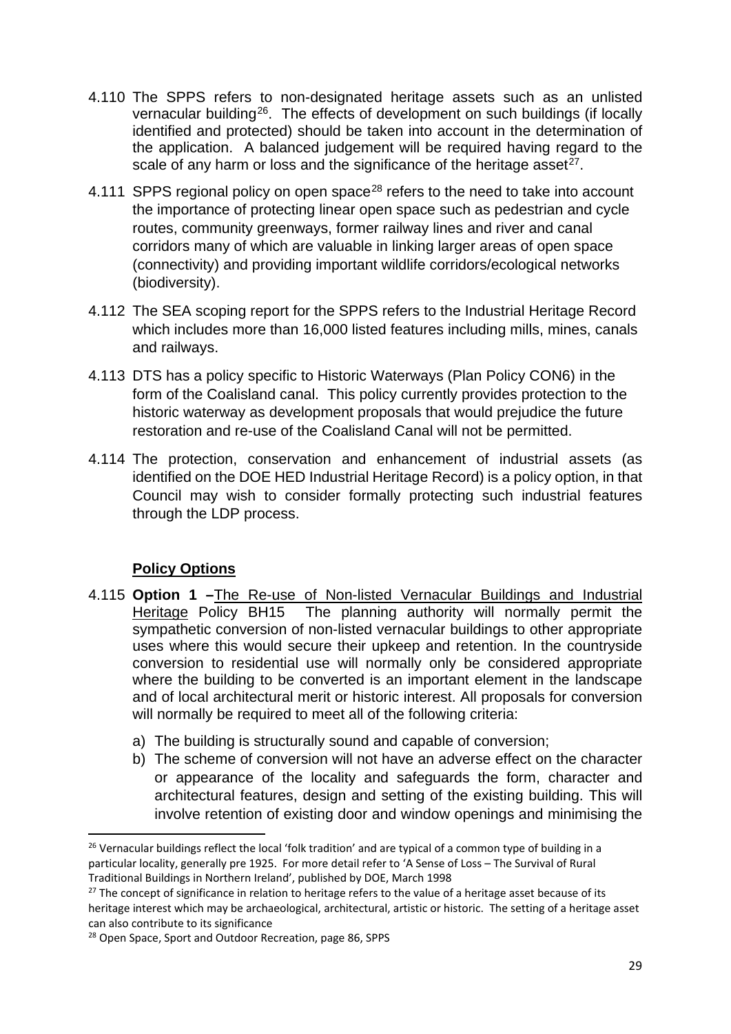4.110 The SPPS refers to non-designated heritage assets such as an unlisted vernacular building[26]. The effects of development on such buildings (if locally identified and protected) should be taken into account in the determination of the application. A balanced judgement will be required having regard to the scale of any harm or loss and the significance of the heritage asset[27].

4.111 SPPS regional policy on open space[28] refers to the need to take into account the importance of protecting linear open space such as pedestrian and cycle routes, community greenways, former railway lines and river and canal corridors many of which are valuable in linking larger areas of open space (connectivity) and providing important wildlife corridors/ecological networks (biodiversity).

4.112 The SEA scoping report for the SPPS refers to the Industrial Heritage Record which includes more than 16,000 listed features including mills, mines, canals and railways.

4.113 DTS has a policy specific to Historic Waterways (Plan Policy CON6) in the form of the Coalisland canal. This policy currently provides protection to the historic waterway as development proposals that would prejudice the future restoration and re-use of the Coalisland Canal will not be permitted.

4.114 The protection, conservation and enhancement of industrial assets (as identified on the DOE HED Industrial Heritage Record) is a policy option, in that Council may wish to consider formally protecting such industrial features through the LDP process.

**Policy Options**

4.115 **Option 1 –**The Re-use of Non-listed Vernacular Buildings and Industrial Heritage Policy BH15 The planning authority will normally permit the sympathetic conversion of non-listed vernacular buildings to other appropriate uses where this would secure their upkeep and retention. In the countryside conversion to residential use will normally only be considered appropriate where the building to be converted is an important element in the landscape and of local architectural merit or historic interest. All proposals for conversion will normally be required to meet all of the following criteria:

a) The building is structurally sound and capable of conversion;
b) The scheme of conversion will not have an adverse effect on the character or appearance of the locality and safeguards the form, character and architectural features, design and setting of the existing building. This will involve retention of existing door and window openings and minimising the

[26] Vernacular buildings reflect the local 'folk tradition' and are typical of a common type of building in a particular locality, generally pre 1925. For more detail refer to 'A Sense of Loss – The Survival of Rural Traditional Buildings in Northern Ireland', published by DOE, March 1998

[27] The concept of significance in relation to heritage refers to the value of a heritage asset because of its heritage interest which may be archaeological, architectural, artistic or historic. The setting of a heritage asset can also contribute to its significance

[28] Open Space, Sport and Outdoor Recreation, page 86, SPPS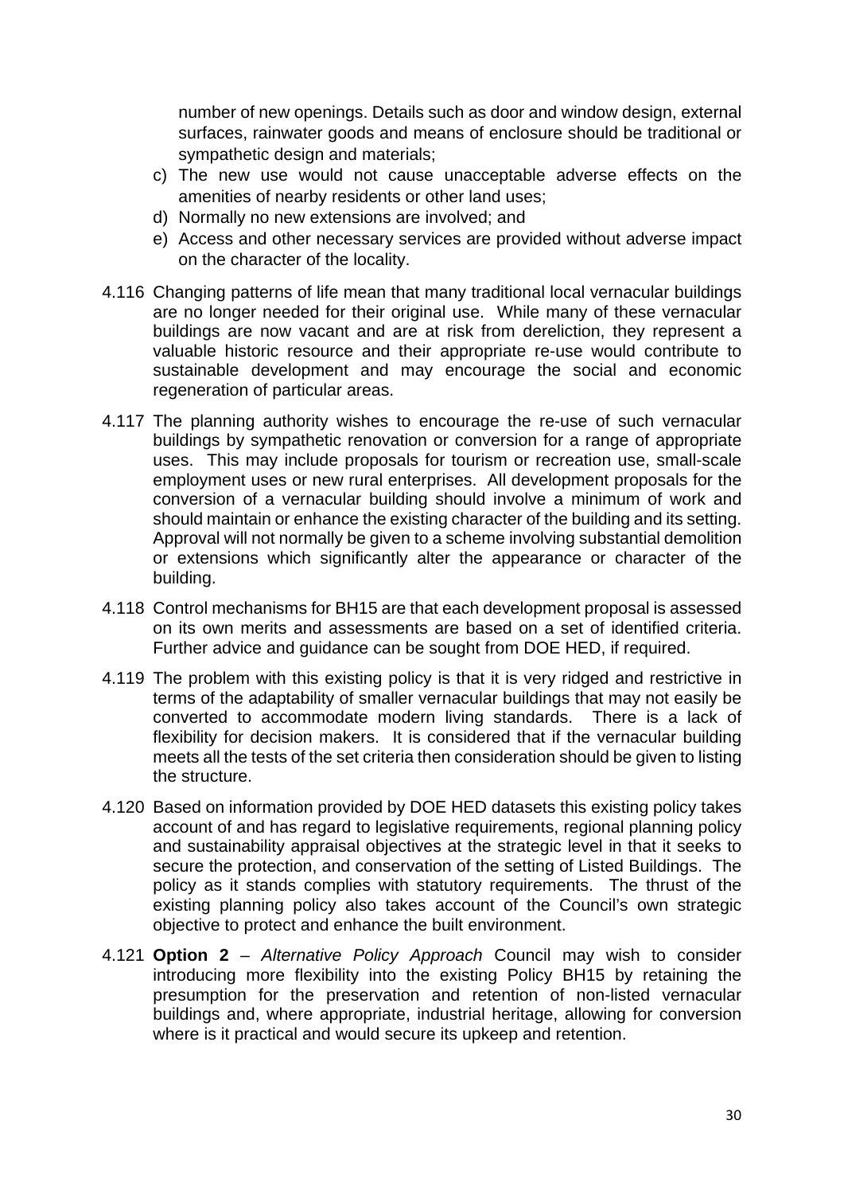number of new openings. Details such as door and window design, external surfaces, rainwater goods and means of enclosure should be traditional or sympathetic design and materials;

c) The new use would not cause unacceptable adverse effects on the amenities of nearby residents or other land uses;
d) Normally no new extensions are involved; and
e) Access and other necessary services are provided without adverse impact on the character of the locality.

4.116 Changing patterns of life mean that many traditional local vernacular buildings are no longer needed for their original use. While many of these vernacular buildings are now vacant and are at risk from dereliction, they represent a valuable historic resource and their appropriate re-use would contribute to sustainable development and may encourage the social and economic regeneration of particular areas.

4.117 The planning authority wishes to encourage the re-use of such vernacular buildings by sympathetic renovation or conversion for a range of appropriate uses. This may include proposals for tourism or recreation use, small-scale employment uses or new rural enterprises. All development proposals for the conversion of a vernacular building should involve a minimum of work and should maintain or enhance the existing character of the building and its setting. Approval will not normally be given to a scheme involving substantial demolition or extensions which significantly alter the appearance or character of the building.

4.118 Control mechanisms for BH15 are that each development proposal is assessed on its own merits and assessments are based on a set of identified criteria. Further advice and guidance can be sought from DOE HED, if required.

4.119 The problem with this existing policy is that it is very ridged and restrictive in terms of the adaptability of smaller vernacular buildings that may not easily be converted to accommodate modern living standards. There is a lack of flexibility for decision makers. It is considered that if the vernacular building meets all the tests of the set criteria then consideration should be given to listing the structure.

4.120 Based on information provided by DOE HED datasets this existing policy takes account of and has regard to legislative requirements, regional planning policy and sustainability appraisal objectives at the strategic level in that it seeks to secure the protection, and conservation of the setting of Listed Buildings. The policy as it stands complies with statutory requirements. The thrust of the existing planning policy also takes account of the Council's own strategic objective to protect and enhance the built environment.

4.121 **Option 2** – *Alternative Policy Approach* Council may wish to consider introducing more flexibility into the existing Policy BH15 by retaining the presumption for the preservation and retention of non-listed vernacular buildings and, where appropriate, industrial heritage, allowing for conversion where is it practical and would secure its upkeep and retention.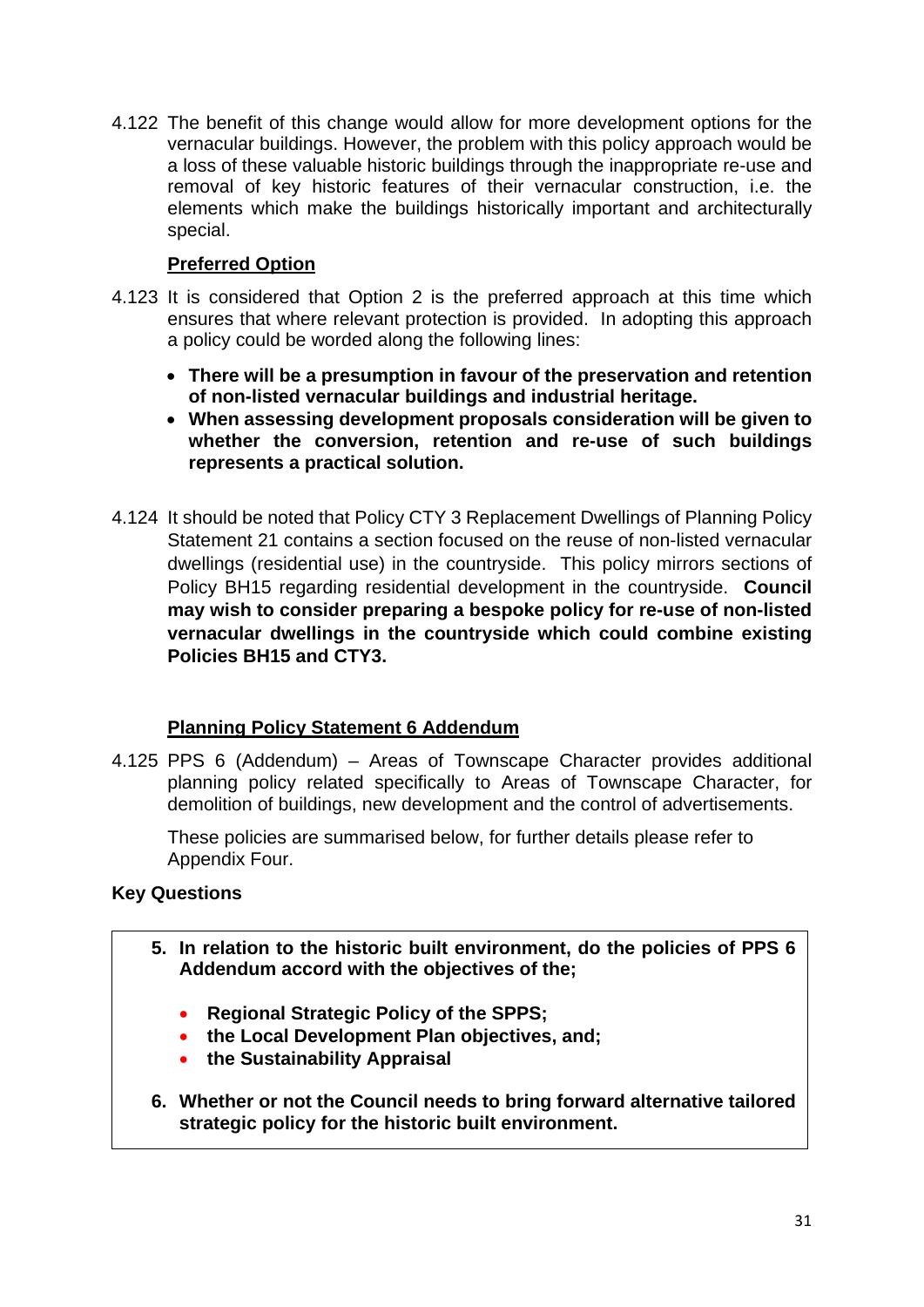4.122 The benefit of this change would allow for more development options for the vernacular buildings. However, the problem with this policy approach would be a loss of these valuable historic buildings through the inappropriate re-use and removal of key historic features of their vernacular construction, i.e. the elements which make the buildings historically important and architecturally special.

**Preferred Option**

4.123 It is considered that Option 2 is the preferred approach at this time which ensures that where relevant protection is provided. In adopting this approach a policy could be worded along the following lines:

- **There will be a presumption in favour of the preservation and retention of non-listed vernacular buildings and industrial heritage.**
- **When assessing development proposals consideration will be given to whether the conversion, retention and re-use of such buildings represents a practical solution.**

4.124 It should be noted that Policy CTY 3 Replacement Dwellings of Planning Policy Statement 21 contains a section focused on the reuse of non-listed vernacular dwellings (residential use) in the countryside. This policy mirrors sections of Policy BH15 regarding residential development in the countryside. **Council may wish to consider preparing a bespoke policy for re-use of non-listed vernacular dwellings in the countryside which could combine existing Policies BH15 and CTY3.**

**Planning Policy Statement 6 Addendum**

4.125 PPS 6 (Addendum) – Areas of Townscape Character provides additional planning policy related specifically to Areas of Townscape Character, for demolition of buildings, new development and the control of advertisements.

These policies are summarised below, for further details please refer to Appendix Four.

**Key Questions**

5. **In relation to the historic built environment, do the policies of PPS 6 Addendum accord with the objectives of the;**
   - **Regional Strategic Policy of the SPPS;**
   - **the Local Development Plan objectives, and;**
   - **the Sustainability Appraisal**
6. **Whether or not the Council needs to bring forward alternative tailored strategic policy for the historic built environment.**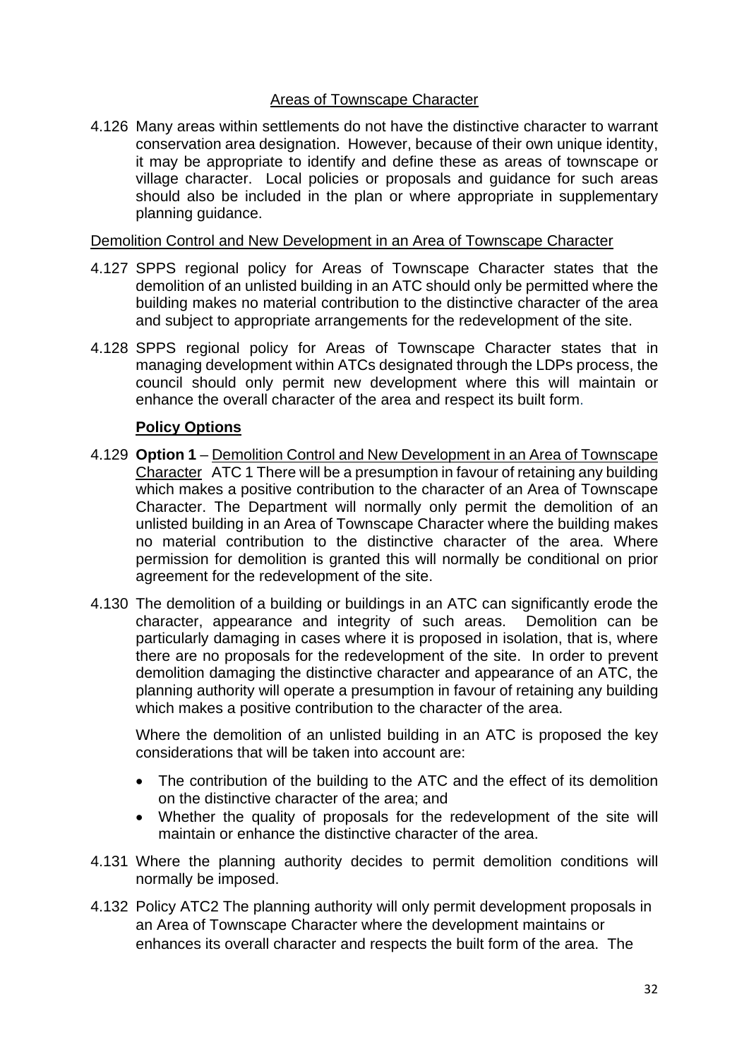## Areas of Townscape Character

4.126 Many areas within settlements do not have the distinctive character to warrant conservation area designation. However, because of their own unique identity, it may be appropriate to identify and define these as areas of townscape or village character. Local policies or proposals and guidance for such areas should also be included in the plan or where appropriate in supplementary planning guidance.

### Demolition Control and New Development in an Area of Townscape Character

4.127 SPPS regional policy for Areas of Townscape Character states that the demolition of an unlisted building in an ATC should only be permitted where the building makes no material contribution to the distinctive character of the area and subject to appropriate arrangements for the redevelopment of the site.

4.128 SPPS regional policy for Areas of Townscape Character states that in managing development within ATCs designated through the LDPs process, the council should only permit new development where this will maintain or enhance the overall character of the area and respect its built form.

**Policy Options**

4.129 **Option 1** – Demolition Control and New Development in an Area of Townscape Character ATC 1 There will be a presumption in favour of retaining any building which makes a positive contribution to the character of an Area of Townscape Character. The Department will normally only permit the demolition of an unlisted building in an Area of Townscape Character where the building makes no material contribution to the distinctive character of the area. Where permission for demolition is granted this will normally be conditional on prior agreement for the redevelopment of the site.

4.130 The demolition of a building or buildings in an ATC can significantly erode the character, appearance and integrity of such areas. Demolition can be particularly damaging in cases where it is proposed in isolation, that is, where there are no proposals for the redevelopment of the site. In order to prevent demolition damaging the distinctive character and appearance of an ATC, the planning authority will operate a presumption in favour of retaining any building which makes a positive contribution to the character of the area.

Where the demolition of an unlisted building in an ATC is proposed the key considerations that will be taken into account are:

- The contribution of the building to the ATC and the effect of its demolition on the distinctive character of the area; and
- Whether the quality of proposals for the redevelopment of the site will maintain or enhance the distinctive character of the area.

4.131 Where the planning authority decides to permit demolition conditions will normally be imposed.

4.132 Policy ATC2 The planning authority will only permit development proposals in an Area of Townscape Character where the development maintains or enhances its overall character and respects the built form of the area. The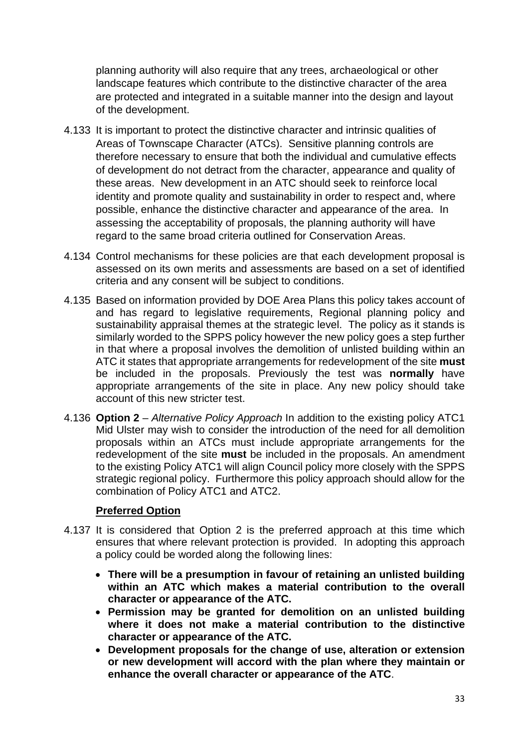planning authority will also require that any trees, archaeological or other landscape features which contribute to the distinctive character of the area are protected and integrated in a suitable manner into the design and layout of the development.

4.133 It is important to protect the distinctive character and intrinsic qualities of Areas of Townscape Character (ATCs). Sensitive planning controls are therefore necessary to ensure that both the individual and cumulative effects of development do not detract from the character, appearance and quality of these areas. New development in an ATC should seek to reinforce local identity and promote quality and sustainability in order to respect and, where possible, enhance the distinctive character and appearance of the area. In assessing the acceptability of proposals, the planning authority will have regard to the same broad criteria outlined for Conservation Areas.

4.134 Control mechanisms for these policies are that each development proposal is assessed on its own merits and assessments are based on a set of identified criteria and any consent will be subject to conditions.

4.135 Based on information provided by DOE Area Plans this policy takes account of and has regard to legislative requirements, Regional planning policy and sustainability appraisal themes at the strategic level. The policy as it stands is similarly worded to the SPPS policy however the new policy goes a step further in that where a proposal involves the demolition of unlisted building within an ATC it states that appropriate arrangements for redevelopment of the site **must** be included in the proposals. Previously the test was **normally** have appropriate arrangements of the site in place. Any new policy should take account of this new stricter test.

4.136 **Option 2** – *Alternative Policy Approach* In addition to the existing policy ATC1 Mid Ulster may wish to consider the introduction of the need for all demolition proposals within an ATCs must include appropriate arrangements for the redevelopment of the site **must** be included in the proposals. An amendment to the existing Policy ATC1 will align Council policy more closely with the SPPS strategic regional policy. Furthermore this policy approach should allow for the combination of Policy ATC1 and ATC2.

**Preferred Option**

4.137 It is considered that Option 2 is the preferred approach at this time which ensures that where relevant protection is provided. In adopting this approach a policy could be worded along the following lines:

- **There will be a presumption in favour of retaining an unlisted building within an ATC which makes a material contribution to the overall character or appearance of the ATC.**
- **Permission may be granted for demolition on an unlisted building where it does not make a material contribution to the distinctive character or appearance of the ATC.**
- **Development proposals for the change of use, alteration or extension or new development will accord with the plan where they maintain or enhance the overall character or appearance of the ATC**.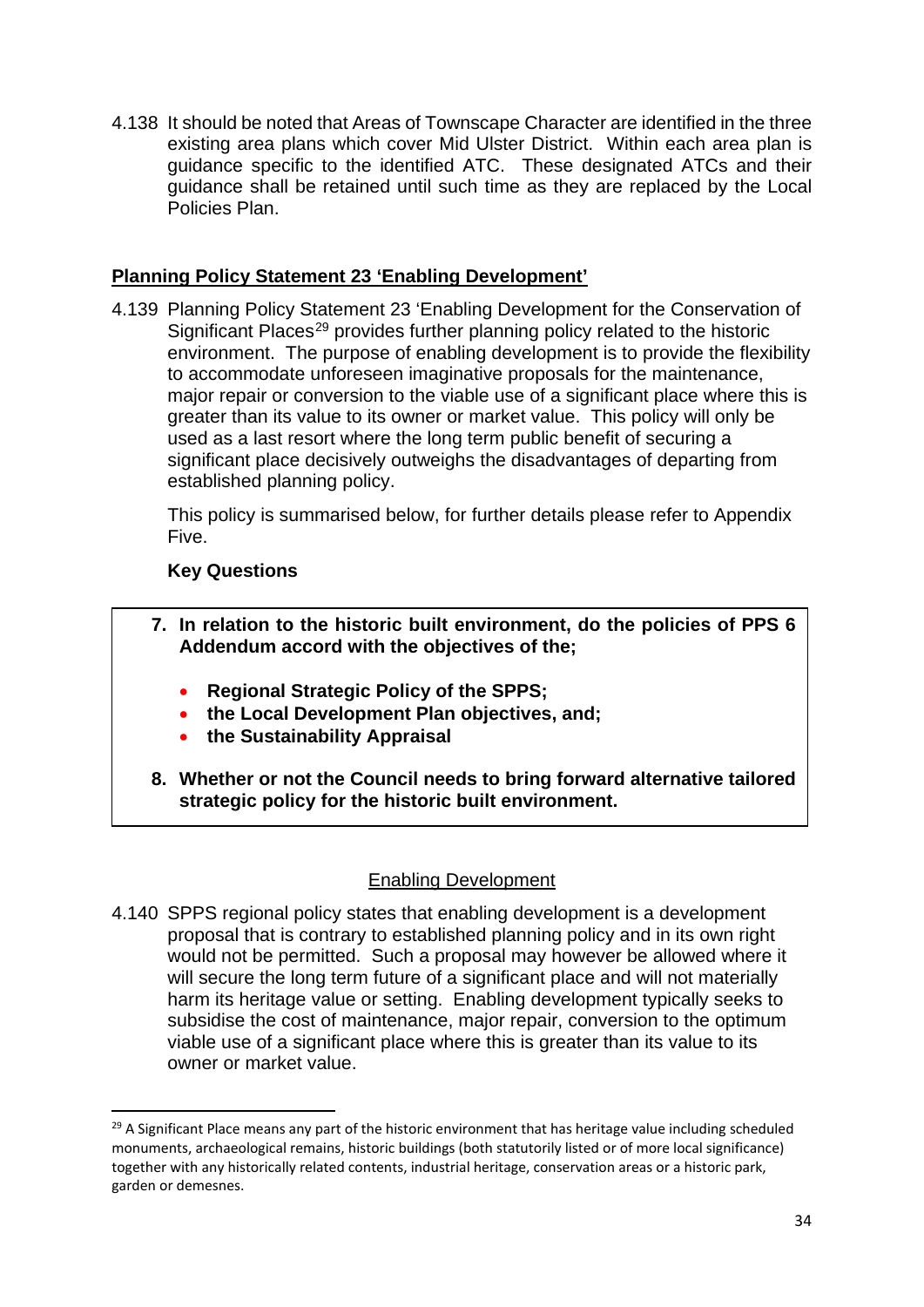4.138 It should be noted that Areas of Townscape Character are identified in the three existing area plans which cover Mid Ulster District. Within each area plan is guidance specific to the identified ATC. These designated ATCs and their guidance shall be retained until such time as they are replaced by the Local Policies Plan.

## Planning Policy Statement 23 'Enabling Development'

4.139 Planning Policy Statement 23 'Enabling Development for the Conservation of Significant Places[29] provides further planning policy related to the historic environment. The purpose of enabling development is to provide the flexibility to accommodate unforeseen imaginative proposals for the maintenance, major repair or conversion to the viable use of a significant place where this is greater than its value to its owner or market value. This policy will only be used as a last resort where the long term public benefit of securing a significant place decisively outweighs the disadvantages of departing from established planning policy.

This policy is summarised below, for further details please refer to Appendix Five.

**Key Questions**

7. **In relation to the historic built environment, do the policies of PPS 6 Addendum accord with the objectives of the;**
   - **Regional Strategic Policy of the SPPS;**
   - **the Local Development Plan objectives, and;**
   - **the Sustainability Appraisal**
8. **Whether or not the Council needs to bring forward alternative tailored strategic policy for the historic built environment.**

### Enabling Development

4.140 SPPS regional policy states that enabling development is a development proposal that is contrary to established planning policy and in its own right would not be permitted. Such a proposal may however be allowed where it will secure the long term future of a significant place and will not materially harm its heritage value or setting. Enabling development typically seeks to subsidise the cost of maintenance, major repair, conversion to the optimum viable use of a significant place where this is greater than its value to its owner or market value.

---

[29] A Significant Place means any part of the historic environment that has heritage value including scheduled monuments, archaeological remains, historic buildings (both statutorily listed or of more local significance) together with any historically related contents, industrial heritage, conservation areas or a historic park, garden or demesnes.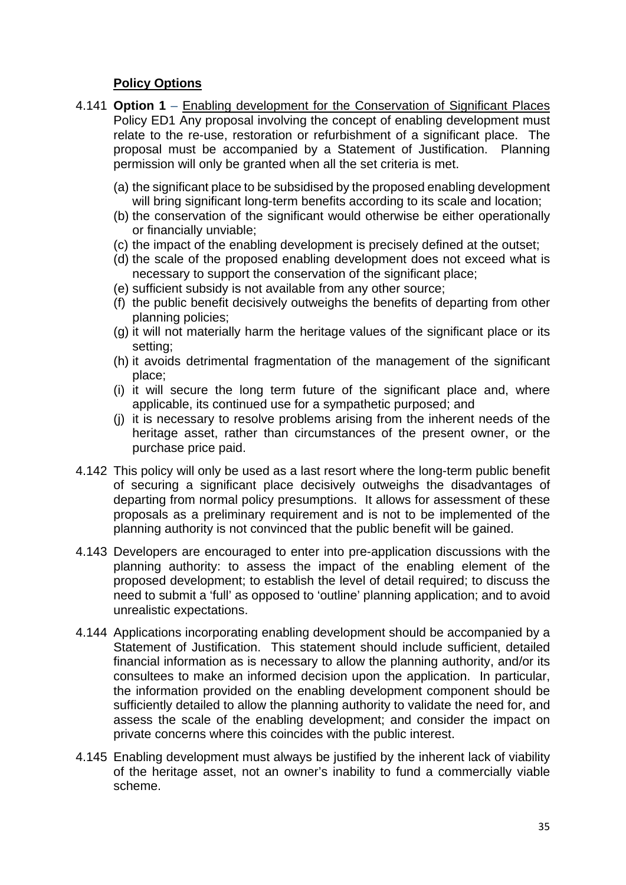**Policy Options**

4.141 **Option 1** – Enabling development for the Conservation of Significant Places Policy ED1 Any proposal involving the concept of enabling development must relate to the re-use, restoration or refurbishment of a significant place. The proposal must be accompanied by a Statement of Justification. Planning permission will only be granted when all the set criteria is met.

(a) the significant place to be subsidised by the proposed enabling development will bring significant long-term benefits according to its scale and location;
(b) the conservation of the significant would otherwise be either operationally or financially unviable;
(c) the impact of the enabling development is precisely defined at the outset;
(d) the scale of the proposed enabling development does not exceed what is necessary to support the conservation of the significant place;
(e) sufficient subsidy is not available from any other source;
(f) the public benefit decisively outweighs the benefits of departing from other planning policies;
(g) it will not materially harm the heritage values of the significant place or its setting;
(h) it avoids detrimental fragmentation of the management of the significant place;
(i) it will secure the long term future of the significant place and, where applicable, its continued use for a sympathetic purposed; and
(j) it is necessary to resolve problems arising from the inherent needs of the heritage asset, rather than circumstances of the present owner, or the purchase price paid.

4.142 This policy will only be used as a last resort where the long-term public benefit of securing a significant place decisively outweighs the disadvantages of departing from normal policy presumptions. It allows for assessment of these proposals as a preliminary requirement and is not to be implemented of the planning authority is not convinced that the public benefit will be gained.

4.143 Developers are encouraged to enter into pre-application discussions with the planning authority: to assess the impact of the enabling element of the proposed development; to establish the level of detail required; to discuss the need to submit a 'full' as opposed to 'outline' planning application; and to avoid unrealistic expectations.

4.144 Applications incorporating enabling development should be accompanied by a Statement of Justification. This statement should include sufficient, detailed financial information as is necessary to allow the planning authority, and/or its consultees to make an informed decision upon the application. In particular, the information provided on the enabling development component should be sufficiently detailed to allow the planning authority to validate the need for, and assess the scale of the enabling development; and consider the impact on private concerns where this coincides with the public interest.

4.145 Enabling development must always be justified by the inherent lack of viability of the heritage asset, not an owner's inability to fund a commercially viable scheme.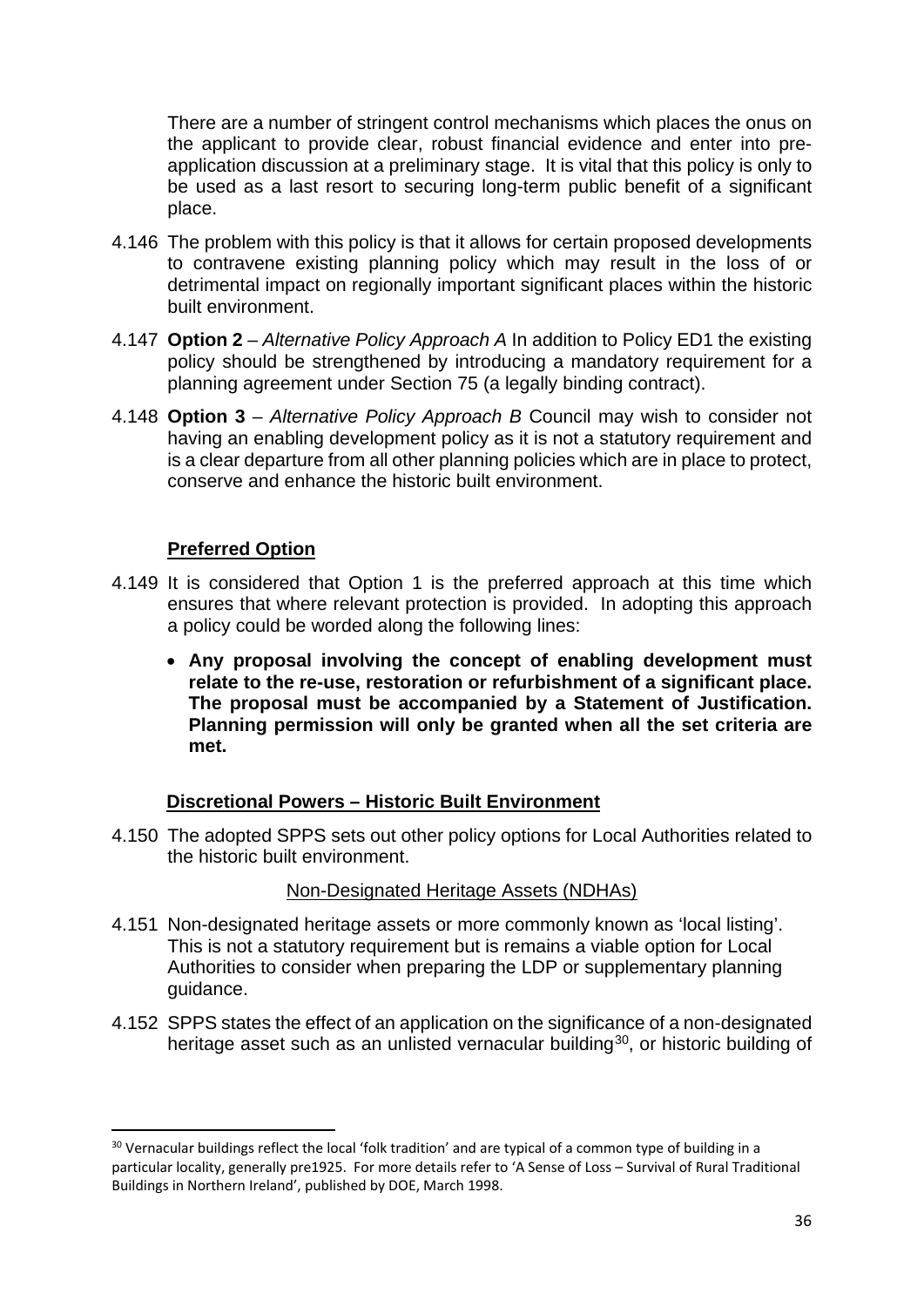There are a number of stringent control mechanisms which places the onus on the applicant to provide clear, robust financial evidence and enter into pre-application discussion at a preliminary stage. It is vital that this policy is only to be used as a last resort to securing long-term public benefit of a significant place.

4.146 The problem with this policy is that it allows for certain proposed developments to contravene existing planning policy which may result in the loss of or detrimental impact on regionally important significant places within the historic built environment.

4.147 **Option 2** – *Alternative Policy Approach A* In addition to Policy ED1 the existing policy should be strengthened by introducing a mandatory requirement for a planning agreement under Section 75 (a legally binding contract).

4.148 **Option 3** – *Alternative Policy Approach B* Council may wish to consider not having an enabling development policy as it is not a statutory requirement and is a clear departure from all other planning policies which are in place to protect, conserve and enhance the historic built environment.

**<u>Preferred Option</u>**

4.149 It is considered that Option 1 is the preferred approach at this time which ensures that where relevant protection is provided. In adopting this approach a policy could be worded along the following lines:

- **Any proposal involving the concept of enabling development must relate to the re-use, restoration or refurbishment of a significant place. The proposal must be accompanied by a Statement of Justification. Planning permission will only be granted when all the set criteria are met.**

**<u>Discretional Powers – Historic Built Environment</u>**

4.150 The adopted SPPS sets out other policy options for Local Authorities related to the historic built environment.

<u>Non-Designated Heritage Assets (NDHAs)</u>

4.151 Non-designated heritage assets or more commonly known as 'local listing'. This is not a statutory requirement but is remains a viable option for Local Authorities to consider when preparing the LDP or supplementary planning guidance.

4.152 SPPS states the effect of an application on the significance of a non-designated heritage asset such as an unlisted vernacular building[30], or historic building of

[30] Vernacular buildings reflect the local 'folk tradition' and are typical of a common type of building in a particular locality, generally pre1925. For more details refer to 'A Sense of Loss – Survival of Rural Traditional Buildings in Northern Ireland', published by DOE, March 1998.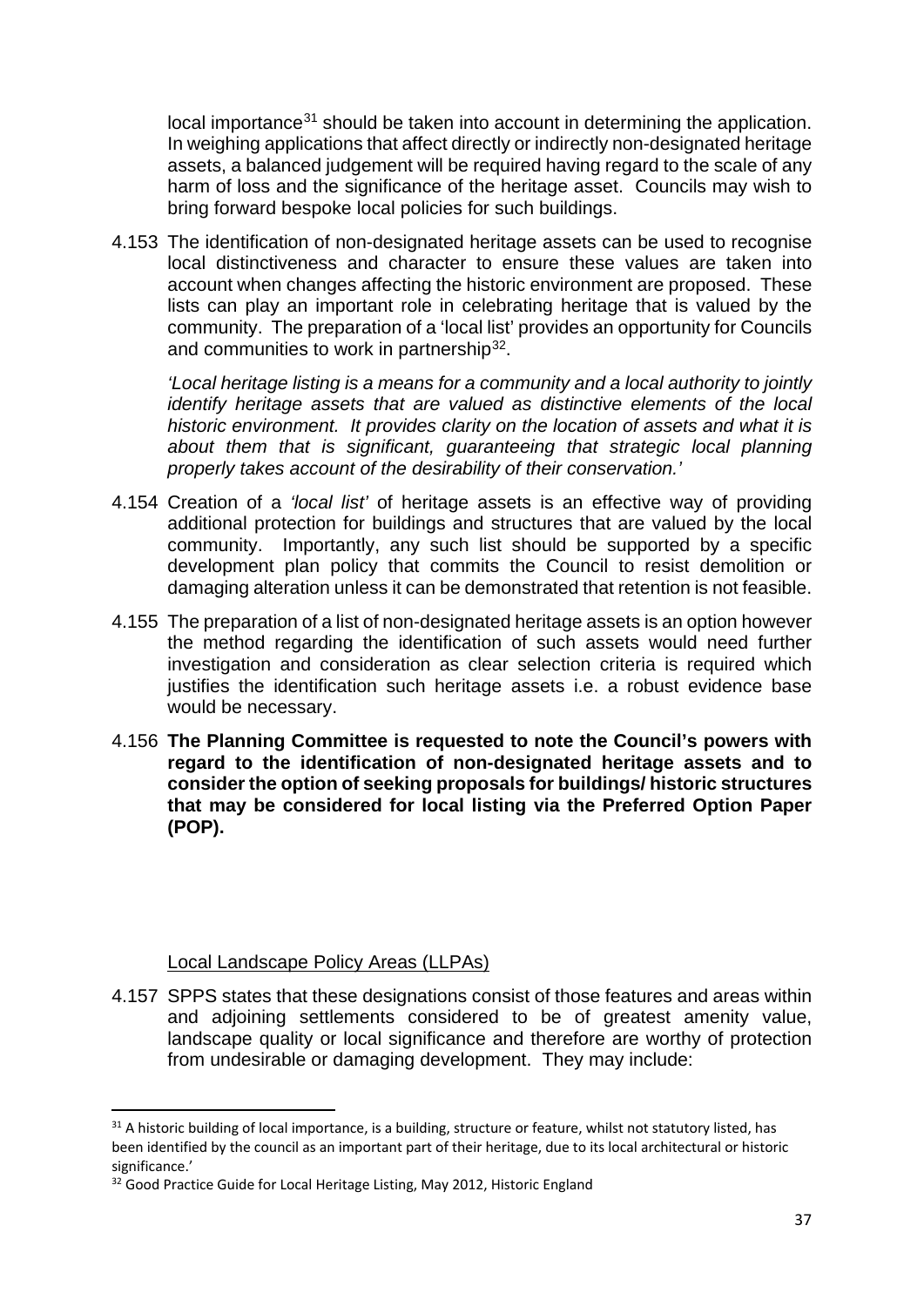local importance[31] should be taken into account in determining the application. In weighing applications that affect directly or indirectly non-designated heritage assets, a balanced judgement will be required having regard to the scale of any harm of loss and the significance of the heritage asset. Councils may wish to bring forward bespoke local policies for such buildings.

4.153 The identification of non-designated heritage assets can be used to recognise local distinctiveness and character to ensure these values are taken into account when changes affecting the historic environment are proposed. These lists can play an important role in celebrating heritage that is valued by the community. The preparation of a 'local list' provides an opportunity for Councils and communities to work in partnership[32].

*'Local heritage listing is a means for a community and a local authority to jointly identify heritage assets that are valued as distinctive elements of the local historic environment. It provides clarity on the location of assets and what it is about them that is significant, guaranteeing that strategic local planning properly takes account of the desirability of their conservation.'*

4.154 Creation of a *'local list'* of heritage assets is an effective way of providing additional protection for buildings and structures that are valued by the local community. Importantly, any such list should be supported by a specific development plan policy that commits the Council to resist demolition or damaging alteration unless it can be demonstrated that retention is not feasible.

4.155 The preparation of a list of non-designated heritage assets is an option however the method regarding the identification of such assets would need further investigation and consideration as clear selection criteria is required which justifies the identification such heritage assets i.e. a robust evidence base would be necessary.

4.156 **The Planning Committee is requested to note the Council's powers with regard to the identification of non-designated heritage assets and to consider the option of seeking proposals for buildings/ historic structures that may be considered for local listing via the Preferred Option Paper (POP).**

<u>Local Landscape Policy Areas (LLPAs)</u>

4.157 SPPS states that these designations consist of those features and areas within and adjoining settlements considered to be of greatest amenity value, landscape quality or local significance and therefore are worthy of protection from undesirable or damaging development. They may include:

---

[31] A historic building of local importance, is a building, structure or feature, whilst not statutory listed, has been identified by the council as an important part of their heritage, due to its local architectural or historic significance.'

[32] Good Practice Guide for Local Heritage Listing, May 2012, Historic England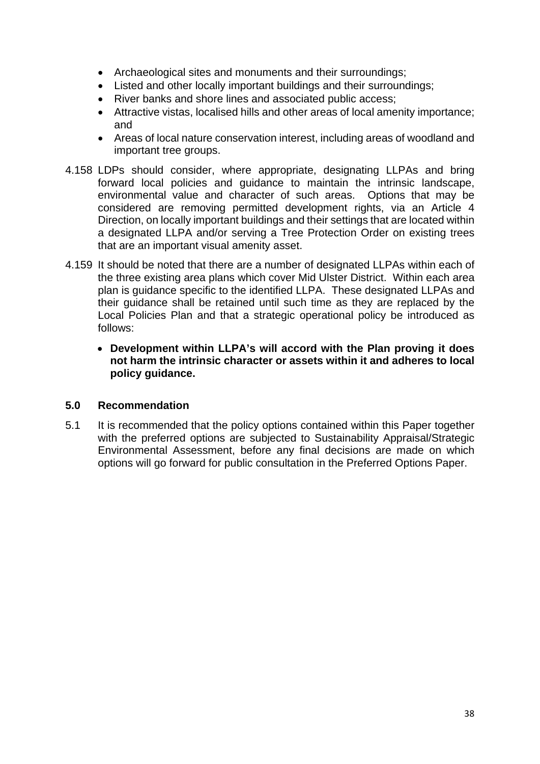- Archaeological sites and monuments and their surroundings;
- Listed and other locally important buildings and their surroundings;
- River banks and shore lines and associated public access;
- Attractive vistas, localised hills and other areas of local amenity importance; and
- Areas of local nature conservation interest, including areas of woodland and important tree groups.

4.158 LDPs should consider, where appropriate, designating LLPAs and bring forward local policies and guidance to maintain the intrinsic landscape, environmental value and character of such areas. Options that may be considered are removing permitted development rights, via an Article 4 Direction, on locally important buildings and their settings that are located within a designated LLPA and/or serving a Tree Protection Order on existing trees that are an important visual amenity asset.

4.159 It should be noted that there are a number of designated LLPAs within each of the three existing area plans which cover Mid Ulster District. Within each area plan is guidance specific to the identified LLPA. These designated LLPAs and their guidance shall be retained until such time as they are replaced by the Local Policies Plan and that a strategic operational policy be introduced as follows:

- **Development within LLPA's will accord with the Plan proving it does not harm the intrinsic character or assets within it and adheres to local policy guidance.**

## 5.0 Recommendation

5.1 It is recommended that the policy options contained within this Paper together with the preferred options are subjected to Sustainability Appraisal/Strategic Environmental Assessment, before any final decisions are made on which options will go forward for public consultation in the Preferred Options Paper.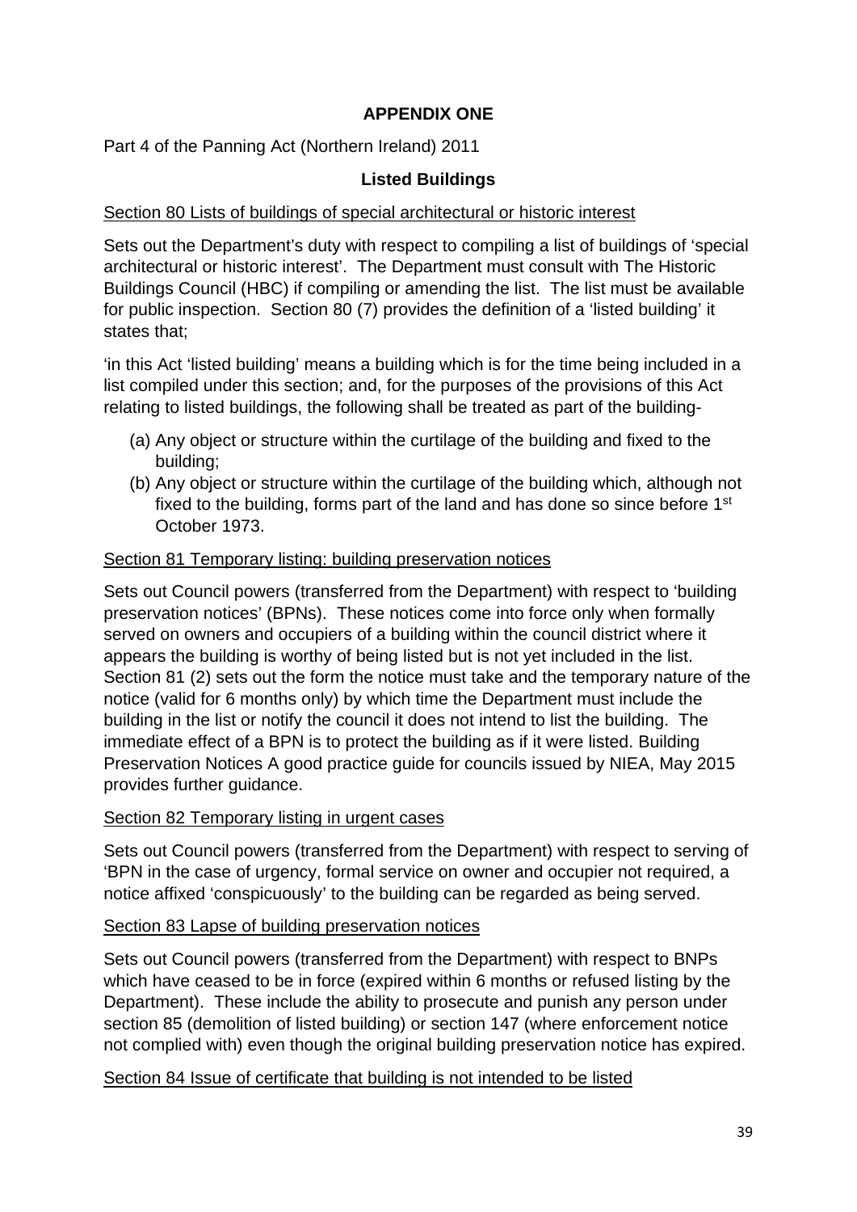## APPENDIX ONE

Part 4 of the Panning Act (Northern Ireland) 2011

### Listed Buildings

Section 80 Lists of buildings of special architectural or historic interest

Sets out the Department's duty with respect to compiling a list of buildings of 'special architectural or historic interest'. The Department must consult with The Historic Buildings Council (HBC) if compiling or amending the list. The list must be available for public inspection. Section 80 (7) provides the definition of a 'listed building' it states that;

'in this Act 'listed building' means a building which is for the time being included in a list compiled under this section; and, for the purposes of the provisions of this Act relating to listed buildings, the following shall be treated as part of the building-

(a) Any object or structure within the curtilage of the building and fixed to the building;
(b) Any object or structure within the curtilage of the building which, although not fixed to the building, forms part of the land and has done so since before 1st October 1973.

Section 81 Temporary listing: building preservation notices

Sets out Council powers (transferred from the Department) with respect to 'building preservation notices' (BPNs). These notices come into force only when formally served on owners and occupiers of a building within the council district where it appears the building is worthy of being listed but is not yet included in the list. Section 81 (2) sets out the form the notice must take and the temporary nature of the notice (valid for 6 months only) by which time the Department must include the building in the list or notify the council it does not intend to list the building. The immediate effect of a BPN is to protect the building as if it were listed. Building Preservation Notices A good practice guide for councils issued by NIEA, May 2015 provides further guidance.

Section 82 Temporary listing in urgent cases

Sets out Council powers (transferred from the Department) with respect to serving of 'BPN in the case of urgency, formal service on owner and occupier not required, a notice affixed 'conspicuously' to the building can be regarded as being served.

Section 83 Lapse of building preservation notices

Sets out Council powers (transferred from the Department) with respect to BNPs which have ceased to be in force (expired within 6 months or refused listing by the Department). These include the ability to prosecute and punish any person under section 85 (demolition of listed building) or section 147 (where enforcement notice not complied with) even though the original building preservation notice has expired.

Section 84 Issue of certificate that building is not intended to be listed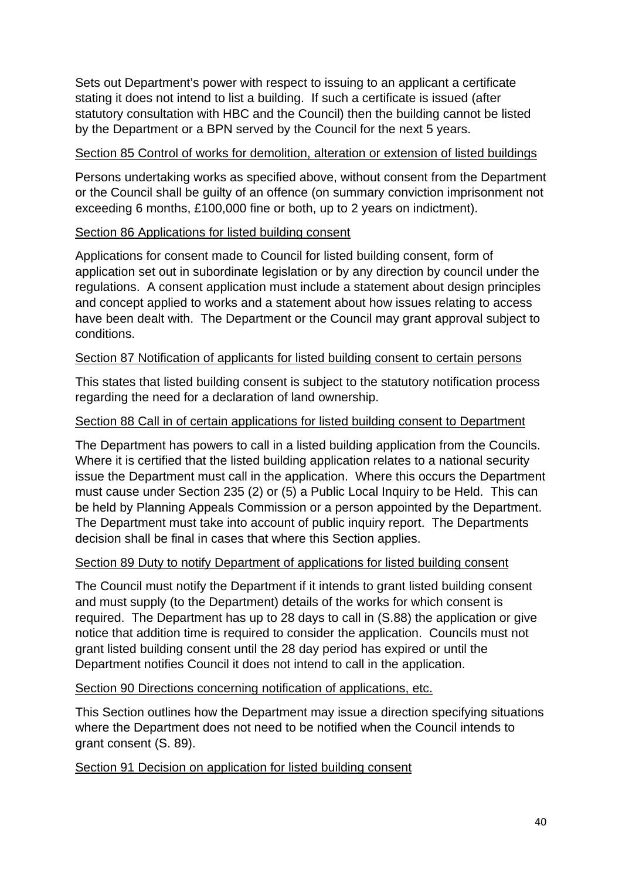Sets out Department's power with respect to issuing to an applicant a certificate stating it does not intend to list a building. If such a certificate is issued (after statutory consultation with HBC and the Council) then the building cannot be listed by the Department or a BPN served by the Council for the next 5 years.

Section 85 Control of works for demolition, alteration or extension of listed buildings

Persons undertaking works as specified above, without consent from the Department or the Council shall be guilty of an offence (on summary conviction imprisonment not exceeding 6 months, £100,000 fine or both, up to 2 years on indictment).

Section 86 Applications for listed building consent

Applications for consent made to Council for listed building consent, form of application set out in subordinate legislation or by any direction by council under the regulations. A consent application must include a statement about design principles and concept applied to works and a statement about how issues relating to access have been dealt with. The Department or the Council may grant approval subject to conditions.

Section 87 Notification of applicants for listed building consent to certain persons

This states that listed building consent is subject to the statutory notification process regarding the need for a declaration of land ownership.

Section 88 Call in of certain applications for listed building consent to Department

The Department has powers to call in a listed building application from the Councils. Where it is certified that the listed building application relates to a national security issue the Department must call in the application. Where this occurs the Department must cause under Section 235 (2) or (5) a Public Local Inquiry to be Held. This can be held by Planning Appeals Commission or a person appointed by the Department. The Department must take into account of public inquiry report. The Departments decision shall be final in cases that where this Section applies.

Section 89 Duty to notify Department of applications for listed building consent

The Council must notify the Department if it intends to grant listed building consent and must supply (to the Department) details of the works for which consent is required. The Department has up to 28 days to call in (S.88) the application or give notice that addition time is required to consider the application. Councils must not grant listed building consent until the 28 day period has expired or until the Department notifies Council it does not intend to call in the application.

Section 90 Directions concerning notification of applications, etc.

This Section outlines how the Department may issue a direction specifying situations where the Department does not need to be notified when the Council intends to grant consent (S. 89).

Section 91 Decision on application for listed building consent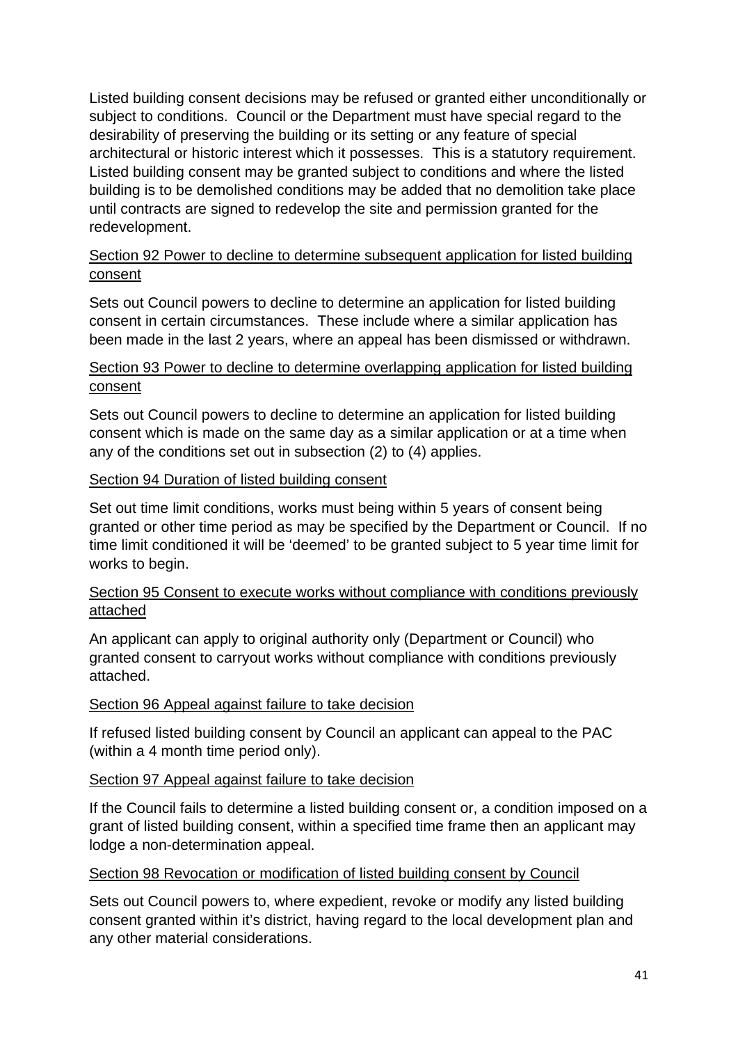Listed building consent decisions may be refused or granted either unconditionally or subject to conditions. Council or the Department must have special regard to the desirability of preserving the building or its setting or any feature of special architectural or historic interest which it possesses. This is a statutory requirement. Listed building consent may be granted subject to conditions and where the listed building is to be demolished conditions may be added that no demolition take place until contracts are signed to redevelop the site and permission granted for the redevelopment.

<u>Section 92 Power to decline to determine subsequent application for listed building consent</u>

Sets out Council powers to decline to determine an application for listed building consent in certain circumstances. These include where a similar application has been made in the last 2 years, where an appeal has been dismissed or withdrawn.

<u>Section 93 Power to decline to determine overlapping application for listed building consent</u>

Sets out Council powers to decline to determine an application for listed building consent which is made on the same day as a similar application or at a time when any of the conditions set out in subsection (2) to (4) applies.

<u>Section 94 Duration of listed building consent</u>

Set out time limit conditions, works must being within 5 years of consent being granted or other time period as may be specified by the Department or Council. If no time limit conditioned it will be 'deemed' to be granted subject to 5 year time limit for works to begin.

<u>Section 95 Consent to execute works without compliance with conditions previously attached</u>

An applicant can apply to original authority only (Department or Council) who granted consent to carryout works without compliance with conditions previously attached.

<u>Section 96 Appeal against failure to take decision</u>

If refused listed building consent by Council an applicant can appeal to the PAC (within a 4 month time period only).

<u>Section 97 Appeal against failure to take decision</u>

If the Council fails to determine a listed building consent or, a condition imposed on a grant of listed building consent, within a specified time frame then an applicant may lodge a non-determination appeal.

<u>Section 98 Revocation or modification of listed building consent by Council</u>

Sets out Council powers to, where expedient, revoke or modify any listed building consent granted within it's district, having regard to the local development plan and any other material considerations.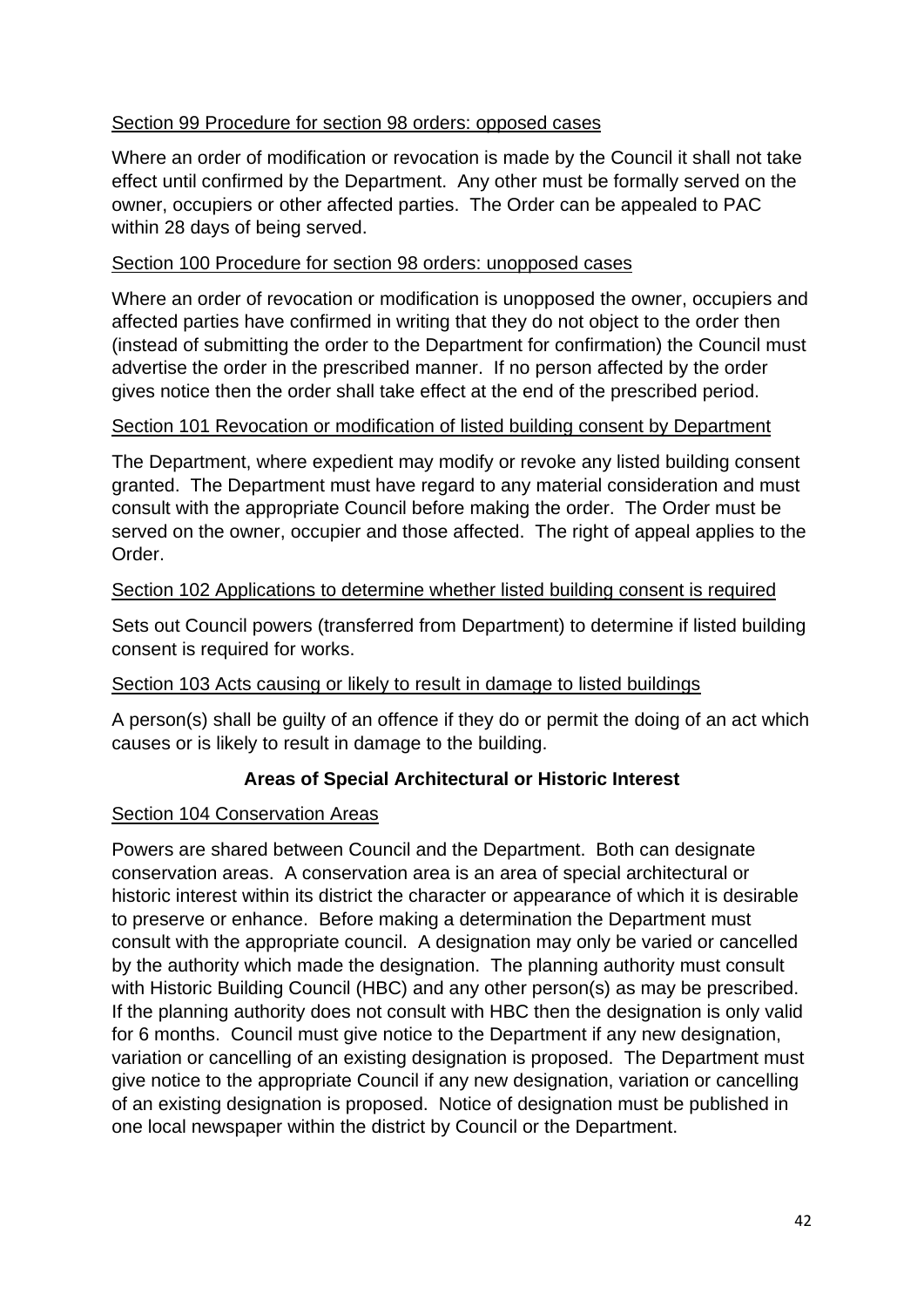Section 99 Procedure for section 98 orders: opposed cases

Where an order of modification or revocation is made by the Council it shall not take effect until confirmed by the Department. Any other must be formally served on the owner, occupiers or other affected parties. The Order can be appealed to PAC within 28 days of being served.

Section 100 Procedure for section 98 orders: unopposed cases

Where an order of revocation or modification is unopposed the owner, occupiers and affected parties have confirmed in writing that they do not object to the order then (instead of submitting the order to the Department for confirmation) the Council must advertise the order in the prescribed manner. If no person affected by the order gives notice then the order shall take effect at the end of the prescribed period.

Section 101 Revocation or modification of listed building consent by Department

The Department, where expedient may modify or revoke any listed building consent granted. The Department must have regard to any material consideration and must consult with the appropriate Council before making the order. The Order must be served on the owner, occupier and those affected. The right of appeal applies to the Order.

Section 102 Applications to determine whether listed building consent is required

Sets out Council powers (transferred from Department) to determine if listed building consent is required for works.

Section 103 Acts causing or likely to result in damage to listed buildings

A person(s) shall be guilty of an offence if they do or permit the doing of an act which causes or is likely to result in damage to the building.

**Areas of Special Architectural or Historic Interest**

Section 104 Conservation Areas

Powers are shared between Council and the Department. Both can designate conservation areas. A conservation area is an area of special architectural or historic interest within its district the character or appearance of which it is desirable to preserve or enhance. Before making a determination the Department must consult with the appropriate council. A designation may only be varied or cancelled by the authority which made the designation. The planning authority must consult with Historic Building Council (HBC) and any other person(s) as may be prescribed. If the planning authority does not consult with HBC then the designation is only valid for 6 months. Council must give notice to the Department if any new designation, variation or cancelling of an existing designation is proposed. The Department must give notice to the appropriate Council if any new designation, variation or cancelling of an existing designation is proposed. Notice of designation must be published in one local newspaper within the district by Council or the Department.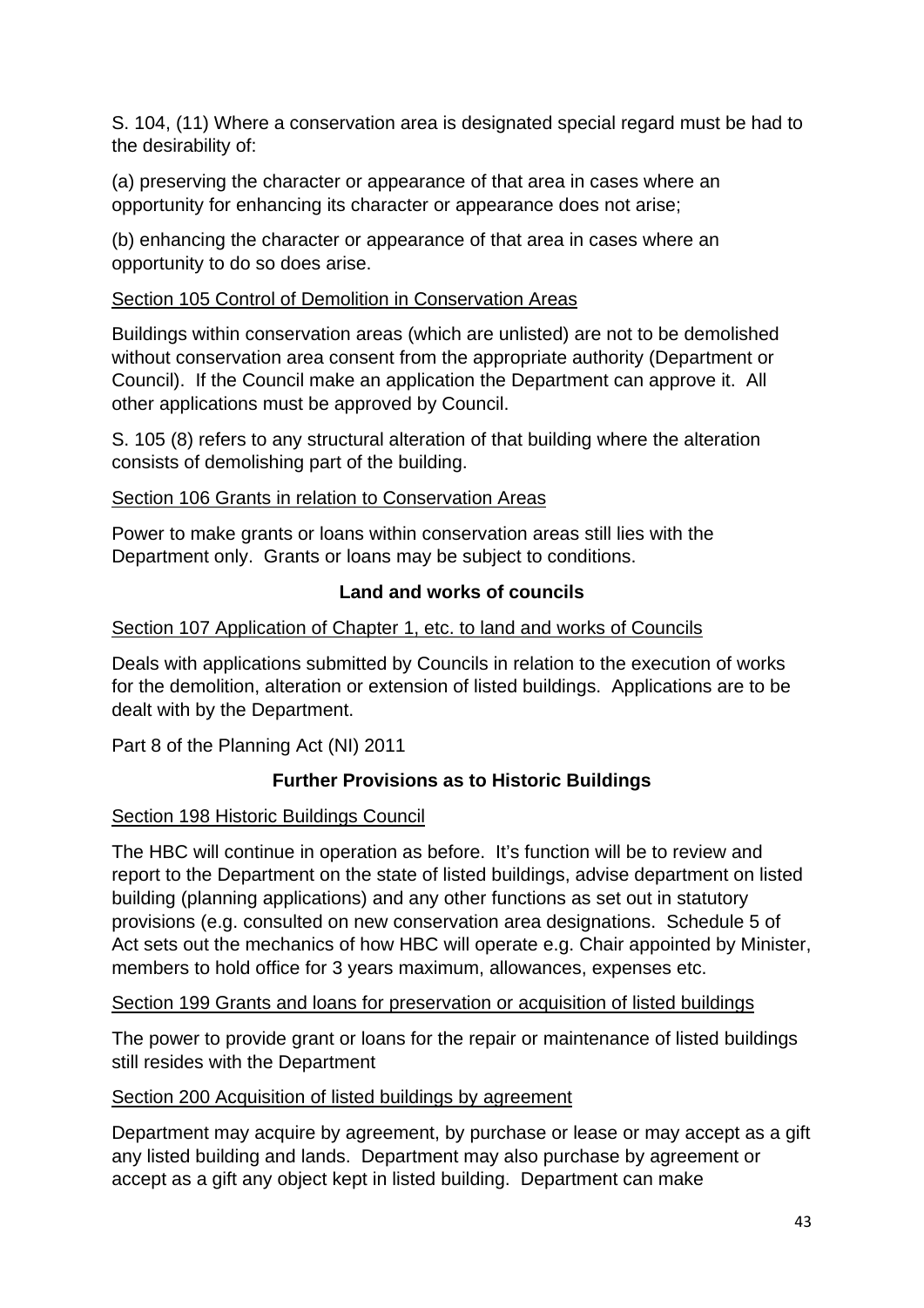S. 104, (11) Where a conservation area is designated special regard must be had to the desirability of:

(a) preserving the character or appearance of that area in cases where an opportunity for enhancing its character or appearance does not arise;

(b) enhancing the character or appearance of that area in cases where an opportunity to do so does arise.

<u>Section 105 Control of Demolition in Conservation Areas</u>

Buildings within conservation areas (which are unlisted) are not to be demolished without conservation area consent from the appropriate authority (Department or Council). If the Council make an application the Department can approve it. All other applications must be approved by Council.

S. 105 (8) refers to any structural alteration of that building where the alteration consists of demolishing part of the building.

<u>Section 106 Grants in relation to Conservation Areas</u>

Power to make grants or loans within conservation areas still lies with the Department only. Grants or loans may be subject to conditions.

**Land and works of councils**

<u>Section 107 Application of Chapter 1, etc. to land and works of Councils</u>

Deals with applications submitted by Councils in relation to the execution of works for the demolition, alteration or extension of listed buildings. Applications are to be dealt with by the Department.

Part 8 of the Planning Act (NI) 2011

**Further Provisions as to Historic Buildings**

<u>Section 198 Historic Buildings Council</u>

The HBC will continue in operation as before. It's function will be to review and report to the Department on the state of listed buildings, advise department on listed building (planning applications) and any other functions as set out in statutory provisions (e.g. consulted on new conservation area designations. Schedule 5 of Act sets out the mechanics of how HBC will operate e.g. Chair appointed by Minister, members to hold office for 3 years maximum, allowances, expenses etc.

<u>Section 199 Grants and loans for preservation or acquisition of listed buildings</u>

The power to provide grant or loans for the repair or maintenance of listed buildings still resides with the Department

<u>Section 200 Acquisition of listed buildings by agreement</u>

Department may acquire by agreement, by purchase or lease or may accept as a gift any listed building and lands. Department may also purchase by agreement or accept as a gift any object kept in listed building. Department can make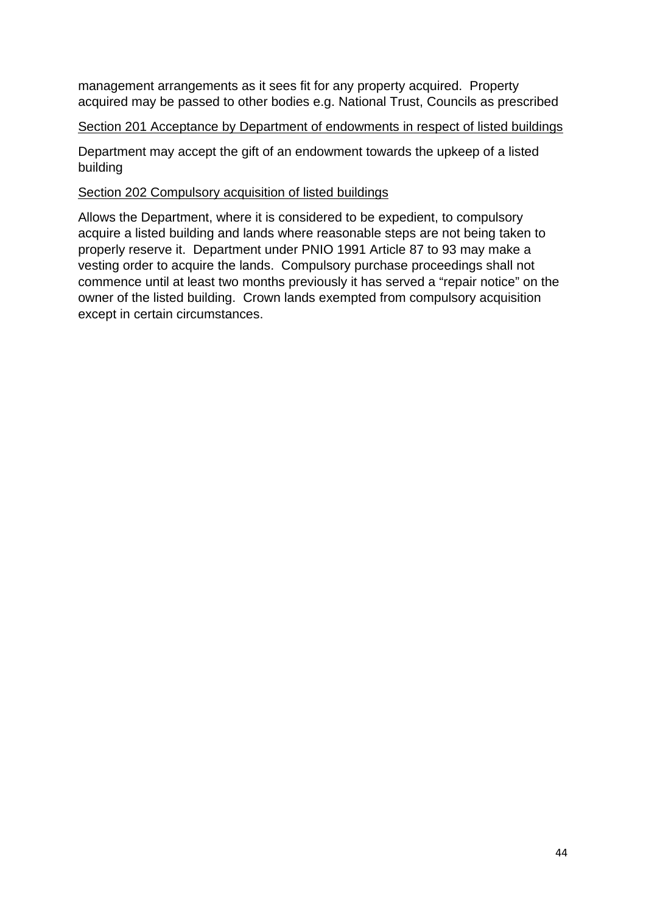management arrangements as it sees fit for any property acquired. Property acquired may be passed to other bodies e.g. National Trust, Councils as prescribed

<u>Section 201 Acceptance by Department of endowments in respect of listed buildings</u>

Department may accept the gift of an endowment towards the upkeep of a listed building

<u>Section 202 Compulsory acquisition of listed buildings</u>

Allows the Department, where it is considered to be expedient, to compulsory acquire a listed building and lands where reasonable steps are not being taken to properly reserve it. Department under PNIO 1991 Article 87 to 93 may make a vesting order to acquire the lands. Compulsory purchase proceedings shall not commence until at least two months previously it has served a “repair notice” on the owner of the listed building. Crown lands exempted from compulsory acquisition except in certain circumstances.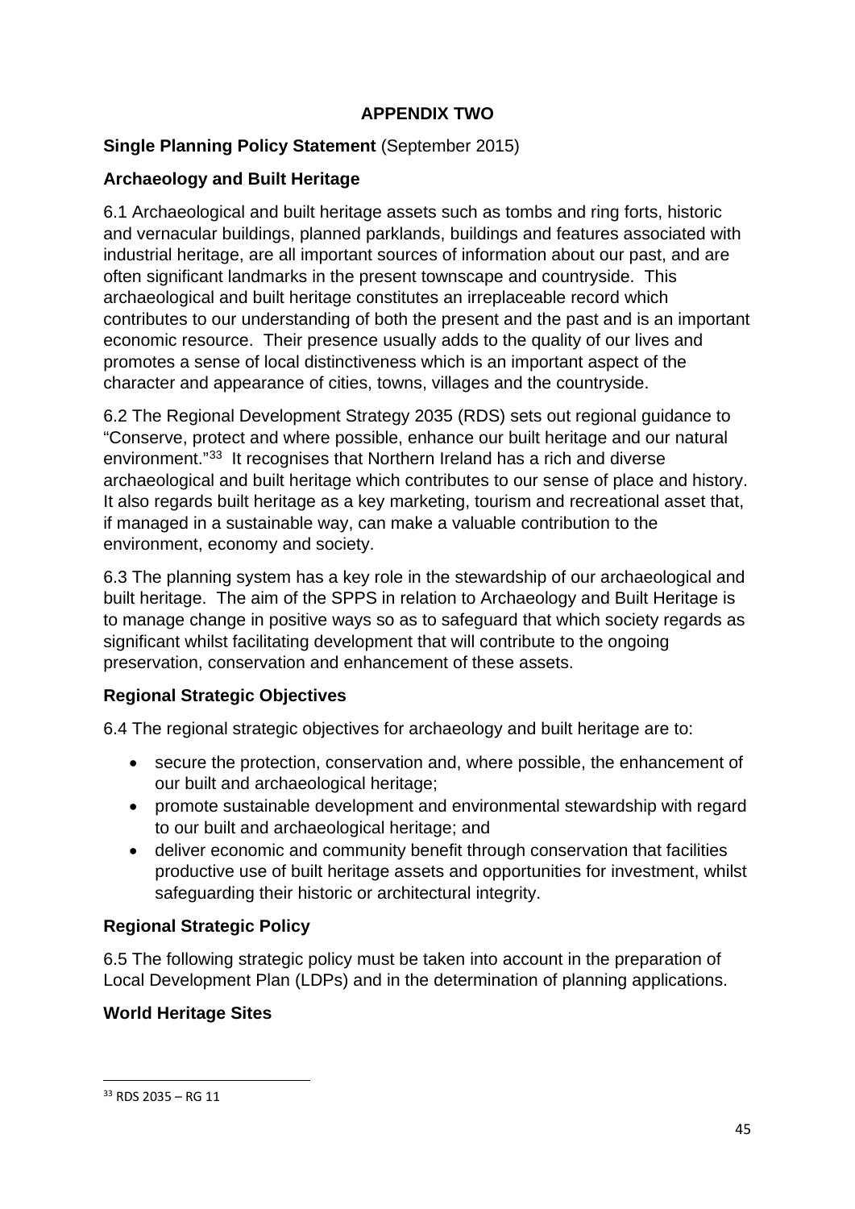## APPENDIX TWO

**Single Planning Policy Statement** (September 2015)

### Archaeology and Built Heritage

6.1 Archaeological and built heritage assets such as tombs and ring forts, historic and vernacular buildings, planned parklands, buildings and features associated with industrial heritage, are all important sources of information about our past, and are often significant landmarks in the present townscape and countryside. This archaeological and built heritage constitutes an irreplaceable record which contributes to our understanding of both the present and the past and is an important economic resource. Their presence usually adds to the quality of our lives and promotes a sense of local distinctiveness which is an important aspect of the character and appearance of cities, towns, villages and the countryside.

6.2 The Regional Development Strategy 2035 (RDS) sets out regional guidance to "Conserve, protect and where possible, enhance our built heritage and our natural environment."[33] It recognises that Northern Ireland has a rich and diverse archaeological and built heritage which contributes to our sense of place and history. It also regards built heritage as a key marketing, tourism and recreational asset that, if managed in a sustainable way, can make a valuable contribution to the environment, economy and society.

6.3 The planning system has a key role in the stewardship of our archaeological and built heritage. The aim of the SPPS in relation to Archaeology and Built Heritage is to manage change in positive ways so as to safeguard that which society regards as significant whilst facilitating development that will contribute to the ongoing preservation, conservation and enhancement of these assets.

### Regional Strategic Objectives

6.4 The regional strategic objectives for archaeology and built heritage are to:

- secure the protection, conservation and, where possible, the enhancement of our built and archaeological heritage;
- promote sustainable development and environmental stewardship with regard to our built and archaeological heritage; and
- deliver economic and community benefit through conservation that facilities productive use of built heritage assets and opportunities for investment, whilst safeguarding their historic or architectural integrity.

### Regional Strategic Policy

6.5 The following strategic policy must be taken into account in the preparation of Local Development Plan (LDPs) and in the determination of planning applications.

### World Heritage Sites

[33] RDS 2035 – RG 11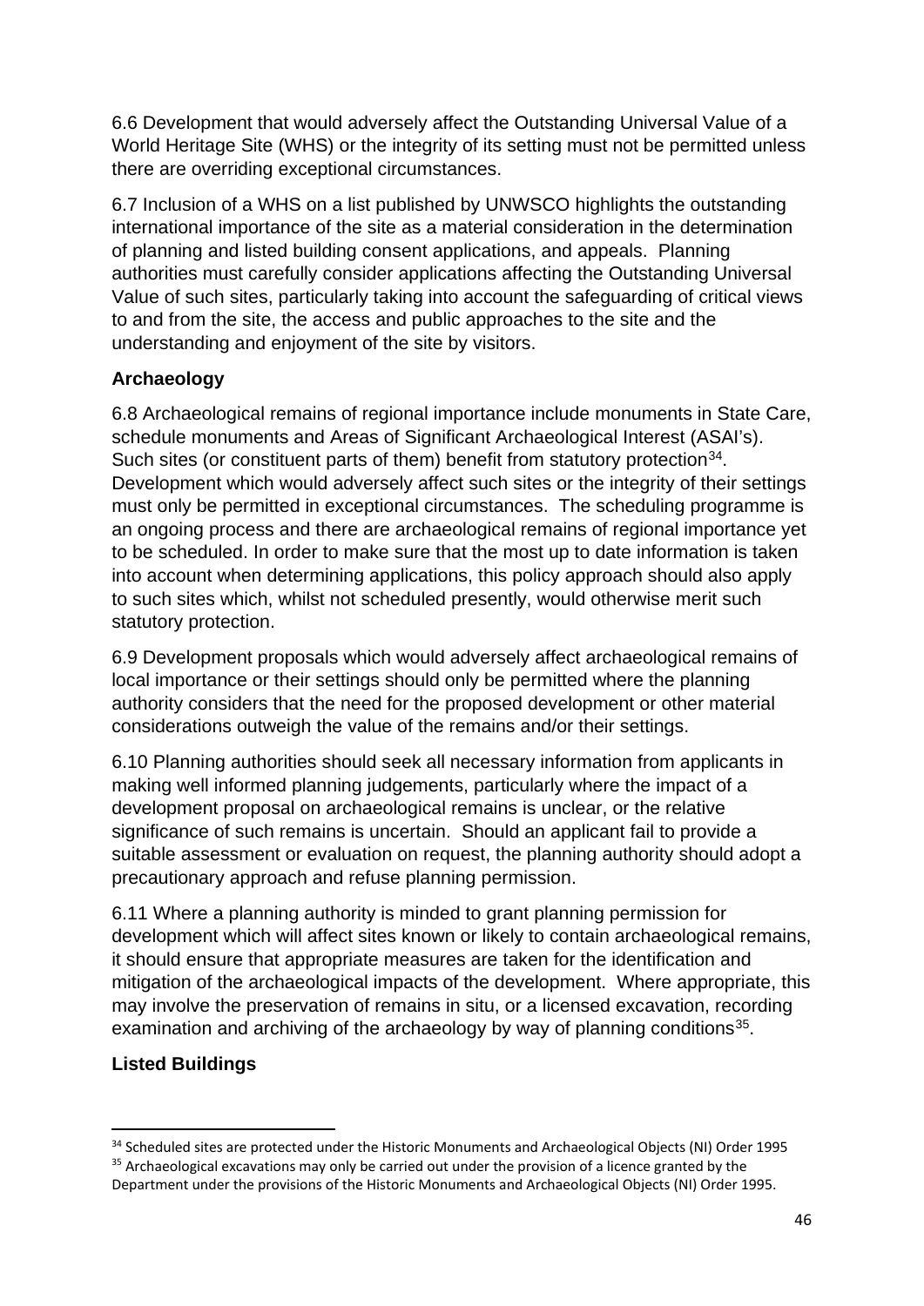6.6 Development that would adversely affect the Outstanding Universal Value of a World Heritage Site (WHS) or the integrity of its setting must not be permitted unless there are overriding exceptional circumstances.

6.7 Inclusion of a WHS on a list published by UNWSCO highlights the outstanding international importance of the site as a material consideration in the determination of planning and listed building consent applications, and appeals. Planning authorities must carefully consider applications affecting the Outstanding Universal Value of such sites, particularly taking into account the safeguarding of critical views to and from the site, the access and public approaches to the site and the understanding and enjoyment of the site by visitors.

**Archaeology**

6.8 Archaeological remains of regional importance include monuments in State Care, schedule monuments and Areas of Significant Archaeological Interest (ASAI's). Such sites (or constituent parts of them) benefit from statutory protection[34]. Development which would adversely affect such sites or the integrity of their settings must only be permitted in exceptional circumstances. The scheduling programme is an ongoing process and there are archaeological remains of regional importance yet to be scheduled. In order to make sure that the most up to date information is taken into account when determining applications, this policy approach should also apply to such sites which, whilst not scheduled presently, would otherwise merit such statutory protection.

6.9 Development proposals which would adversely affect archaeological remains of local importance or their settings should only be permitted where the planning authority considers that the need for the proposed development or other material considerations outweigh the value of the remains and/or their settings.

6.10 Planning authorities should seek all necessary information from applicants in making well informed planning judgements, particularly where the impact of a development proposal on archaeological remains is unclear, or the relative significance of such remains is uncertain. Should an applicant fail to provide a suitable assessment or evaluation on request, the planning authority should adopt a precautionary approach and refuse planning permission.

6.11 Where a planning authority is minded to grant planning permission for development which will affect sites known or likely to contain archaeological remains, it should ensure that appropriate measures are taken for the identification and mitigation of the archaeological impacts of the development. Where appropriate, this may involve the preservation of remains in situ, or a licensed excavation, recording examination and archiving of the archaeology by way of planning conditions[35].

**Listed Buildings**

[34] Scheduled sites are protected under the Historic Monuments and Archaeological Objects (NI) Order 1995

[35] Archaeological excavations may only be carried out under the provision of a licence granted by the Department under the provisions of the Historic Monuments and Archaeological Objects (NI) Order 1995.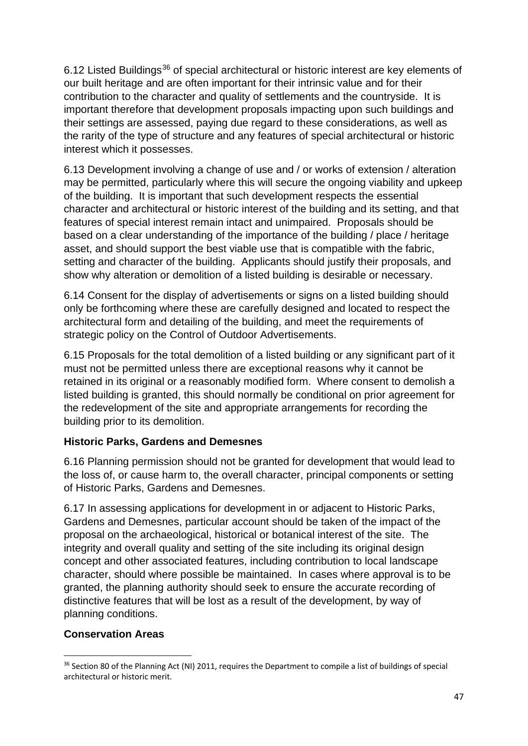6.12 Listed Buildings[36] of special architectural or historic interest are key elements of our built heritage and are often important for their intrinsic value and for their contribution to the character and quality of settlements and the countryside. It is important therefore that development proposals impacting upon such buildings and their settings are assessed, paying due regard to these considerations, as well as the rarity of the type of structure and any features of special architectural or historic interest which it possesses.

6.13 Development involving a change of use and / or works of extension / alteration may be permitted, particularly where this will secure the ongoing viability and upkeep of the building. It is important that such development respects the essential character and architectural or historic interest of the building and its setting, and that features of special interest remain intact and unimpaired. Proposals should be based on a clear understanding of the importance of the building / place / heritage asset, and should support the best viable use that is compatible with the fabric, setting and character of the building. Applicants should justify their proposals, and show why alteration or demolition of a listed building is desirable or necessary.

6.14 Consent for the display of advertisements or signs on a listed building should only be forthcoming where these are carefully designed and located to respect the architectural form and detailing of the building, and meet the requirements of strategic policy on the Control of Outdoor Advertisements.

6.15 Proposals for the total demolition of a listed building or any significant part of it must not be permitted unless there are exceptional reasons why it cannot be retained in its original or a reasonably modified form. Where consent to demolish a listed building is granted, this should normally be conditional on prior agreement for the redevelopment of the site and appropriate arrangements for recording the building prior to its demolition.

**Historic Parks, Gardens and Demesnes**

6.16 Planning permission should not be granted for development that would lead to the loss of, or cause harm to, the overall character, principal components or setting of Historic Parks, Gardens and Demesnes.

6.17 In assessing applications for development in or adjacent to Historic Parks, Gardens and Demesnes, particular account should be taken of the impact of the proposal on the archaeological, historical or botanical interest of the site. The integrity and overall quality and setting of the site including its original design concept and other associated features, including contribution to local landscape character, should where possible be maintained. In cases where approval is to be granted, the planning authority should seek to ensure the accurate recording of distinctive features that will be lost as a result of the development, by way of planning conditions.

**Conservation Areas**

[36] Section 80 of the Planning Act (NI) 2011, requires the Department to compile a list of buildings of special architectural or historic merit.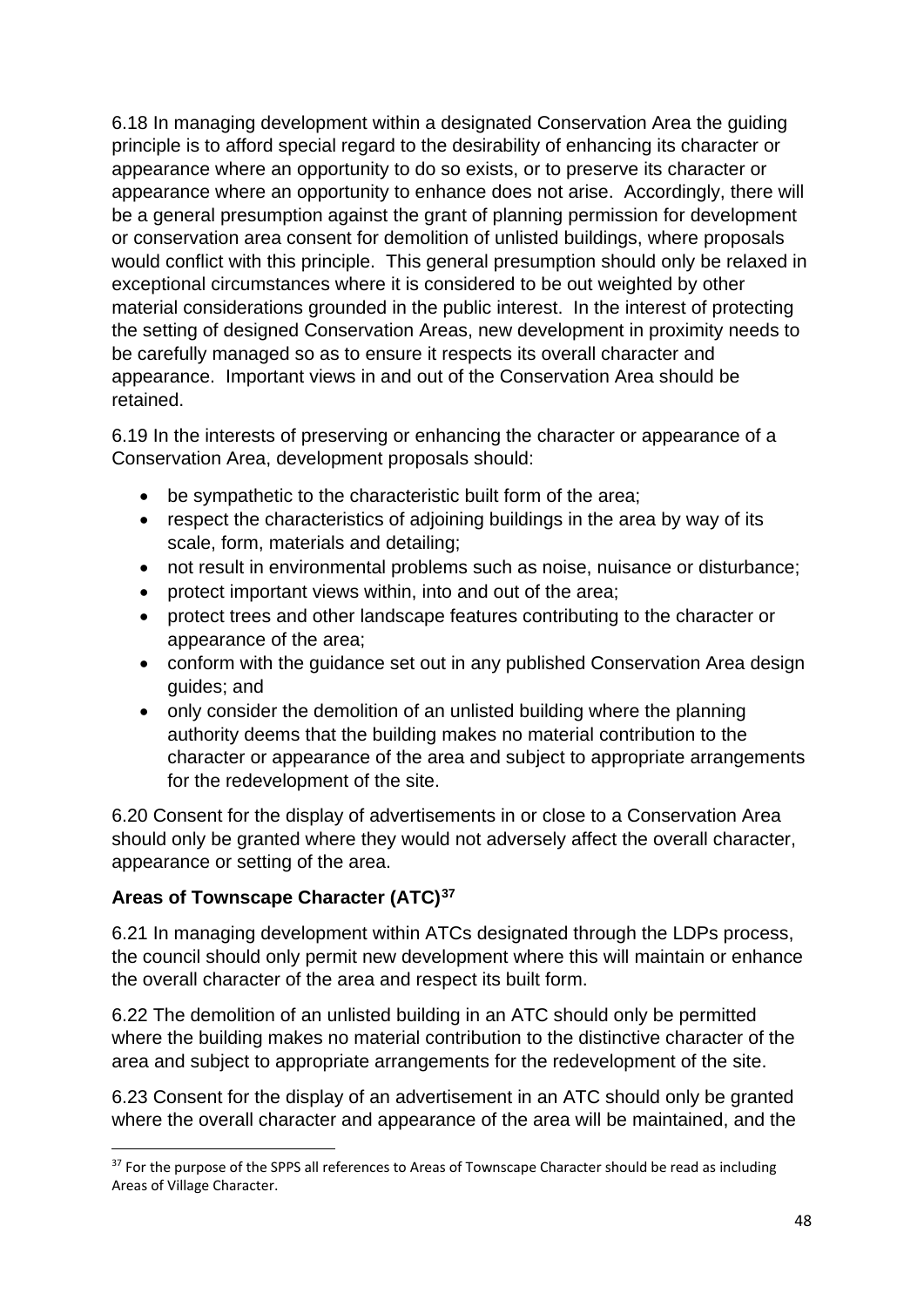6.18 In managing development within a designated Conservation Area the guiding principle is to afford special regard to the desirability of enhancing its character or appearance where an opportunity to do so exists, or to preserve its character or appearance where an opportunity to enhance does not arise. Accordingly, there will be a general presumption against the grant of planning permission for development or conservation area consent for demolition of unlisted buildings, where proposals would conflict with this principle. This general presumption should only be relaxed in exceptional circumstances where it is considered to be out weighted by other material considerations grounded in the public interest. In the interest of protecting the setting of designed Conservation Areas, new development in proximity needs to be carefully managed so as to ensure it respects its overall character and appearance. Important views in and out of the Conservation Area should be retained.

6.19 In the interests of preserving or enhancing the character or appearance of a Conservation Area, development proposals should:

- be sympathetic to the characteristic built form of the area;
- respect the characteristics of adjoining buildings in the area by way of its scale, form, materials and detailing;
- not result in environmental problems such as noise, nuisance or disturbance;
- protect important views within, into and out of the area;
- protect trees and other landscape features contributing to the character or appearance of the area;
- conform with the guidance set out in any published Conservation Area design guides; and
- only consider the demolition of an unlisted building where the planning authority deems that the building makes no material contribution to the character or appearance of the area and subject to appropriate arrangements for the redevelopment of the site.

6.20 Consent for the display of advertisements in or close to a Conservation Area should only be granted where they would not adversely affect the overall character, appearance or setting of the area.

**Areas of Townscape Character (ATC)[37]**

6.21 In managing development within ATCs designated through the LDPs process, the council should only permit new development where this will maintain or enhance the overall character of the area and respect its built form.

6.22 The demolition of an unlisted building in an ATC should only be permitted where the building makes no material contribution to the distinctive character of the area and subject to appropriate arrangements for the redevelopment of the site.

6.23 Consent for the display of an advertisement in an ATC should only be granted where the overall character and appearance of the area will be maintained, and the

[37] For the purpose of the SPPS all references to Areas of Townscape Character should be read as including Areas of Village Character.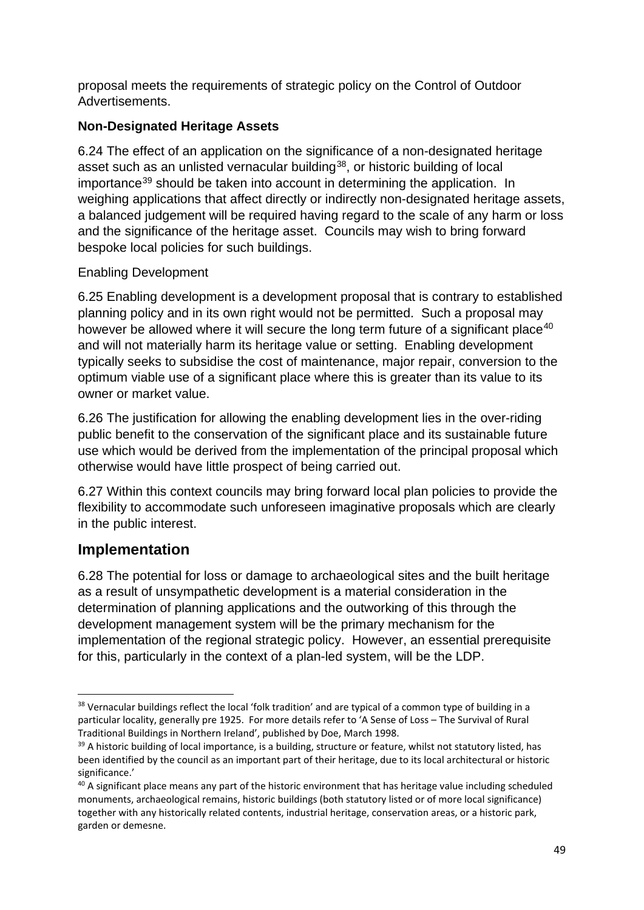proposal meets the requirements of strategic policy on the Control of Outdoor Advertisements.

**Non-Designated Heritage Assets**

6.24 The effect of an application on the significance of a non-designated heritage asset such as an unlisted vernacular building[38], or historic building of local importance[39] should be taken into account in determining the application. In weighing applications that affect directly or indirectly non-designated heritage assets, a balanced judgement will be required having regard to the scale of any harm or loss and the significance of the heritage asset. Councils may wish to bring forward bespoke local policies for such buildings.

Enabling Development

6.25 Enabling development is a development proposal that is contrary to established planning policy and in its own right would not be permitted. Such a proposal may however be allowed where it will secure the long term future of a significant place[40] and will not materially harm its heritage value or setting. Enabling development typically seeks to subsidise the cost of maintenance, major repair, conversion to the optimum viable use of a significant place where this is greater than its value to its owner or market value.

6.26 The justification for allowing the enabling development lies in the over-riding public benefit to the conservation of the significant place and its sustainable future use which would be derived from the implementation of the principal proposal which otherwise would have little prospect of being carried out.

6.27 Within this context councils may bring forward local plan policies to provide the flexibility to accommodate such unforeseen imaginative proposals which are clearly in the public interest.

## Implementation

6.28 The potential for loss or damage to archaeological sites and the built heritage as a result of unsympathetic development is a material consideration in the determination of planning applications and the outworking of this through the development management system will be the primary mechanism for the implementation of the regional strategic policy. However, an essential prerequisite for this, particularly in the context of a plan-led system, will be the LDP.

---

[38] Vernacular buildings reflect the local 'folk tradition' and are typical of a common type of building in a particular locality, generally pre 1925. For more details refer to 'A Sense of Loss – The Survival of Rural Traditional Buildings in Northern Ireland', published by Doe, March 1998.

[39] A historic building of local importance, is a building, structure or feature, whilst not statutory listed, has been identified by the council as an important part of their heritage, due to its local architectural or historic significance.'

[40] A significant place means any part of the historic environment that has heritage value including scheduled monuments, archaeological remains, historic buildings (both statutory listed or of more local significance) together with any historically related contents, industrial heritage, conservation areas, or a historic park, garden or demesne.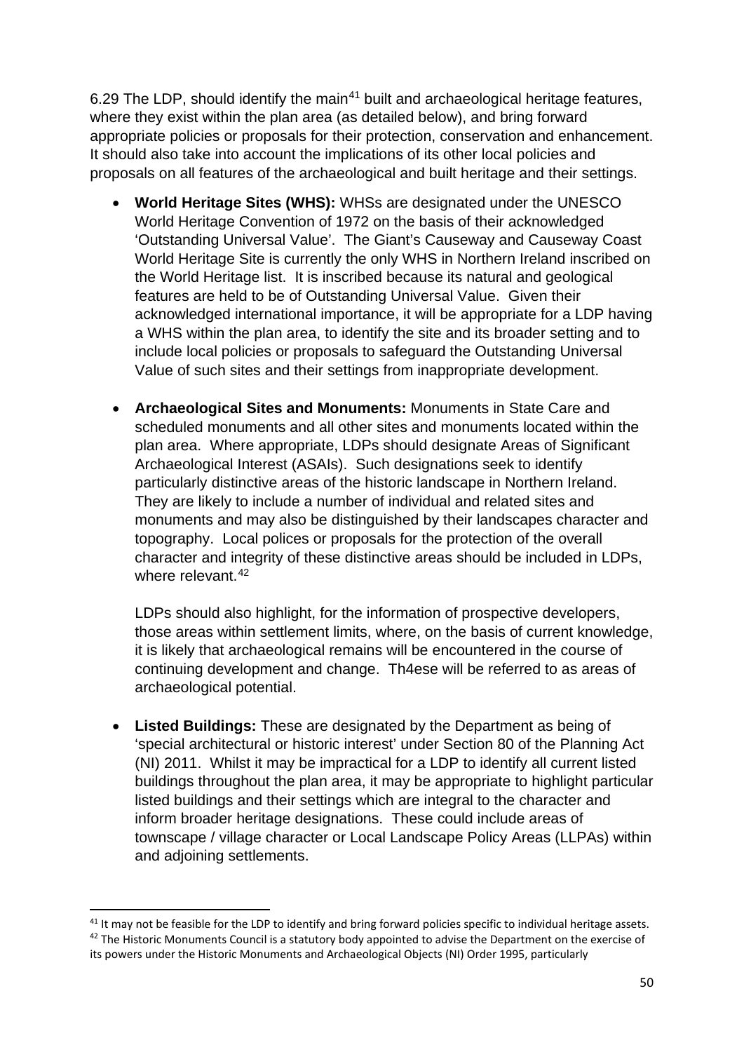6.29 The LDP, should identify the main[41] built and archaeological heritage features, where they exist within the plan area (as detailed below), and bring forward appropriate policies or proposals for their protection, conservation and enhancement. It should also take into account the implications of its other local policies and proposals on all features of the archaeological and built heritage and their settings.

- **World Heritage Sites (WHS):** WHSs are designated under the UNESCO World Heritage Convention of 1972 on the basis of their acknowledged 'Outstanding Universal Value'. The Giant's Causeway and Causeway Coast World Heritage Site is currently the only WHS in Northern Ireland inscribed on the World Heritage list. It is inscribed because its natural and geological features are held to be of Outstanding Universal Value. Given their acknowledged international importance, it will be appropriate for a LDP having a WHS within the plan area, to identify the site and its broader setting and to include local policies or proposals to safeguard the Outstanding Universal Value of such sites and their settings from inappropriate development.

- **Archaeological Sites and Monuments:** Monuments in State Care and scheduled monuments and all other sites and monuments located within the plan area. Where appropriate, LDPs should designate Areas of Significant Archaeological Interest (ASAIs). Such designations seek to identify particularly distinctive areas of the historic landscape in Northern Ireland. They are likely to include a number of individual and related sites and monuments and may also be distinguished by their landscapes character and topography. Local polices or proposals for the protection of the overall character and integrity of these distinctive areas should be included in LDPs, where relevant.[42]

  LDPs should also highlight, for the information of prospective developers, those areas within settlement limits, where, on the basis of current knowledge, it is likely that archaeological remains will be encountered in the course of continuing development and change. Th4ese will be referred to as areas of archaeological potential.

- **Listed Buildings:** These are designated by the Department as being of 'special architectural or historic interest' under Section 80 of the Planning Act (NI) 2011. Whilst it may be impractical for a LDP to identify all current listed buildings throughout the plan area, it may be appropriate to highlight particular listed buildings and their settings which are integral to the character and inform broader heritage designations. These could include areas of townscape / village character or Local Landscape Policy Areas (LLPAs) within and adjoining settlements.

---

[41] It may not be feasible for the LDP to identify and bring forward policies specific to individual heritage assets.

[42] The Historic Monuments Council is a statutory body appointed to advise the Department on the exercise of its powers under the Historic Monuments and Archaeological Objects (NI) Order 1995, particularly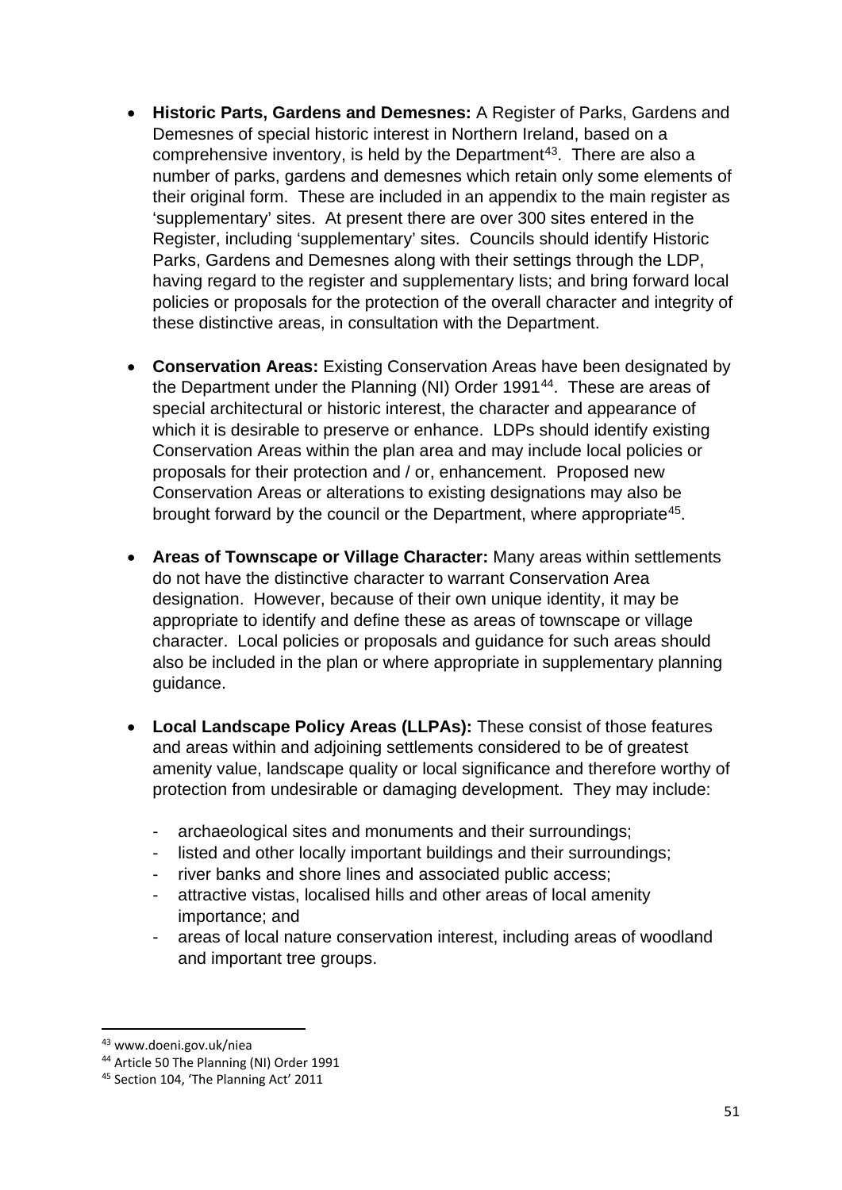- **Historic Parts, Gardens and Demesnes:** A Register of Parks, Gardens and Demesnes of special historic interest in Northern Ireland, based on a comprehensive inventory, is held by the Department[43]. There are also a number of parks, gardens and demesnes which retain only some elements of their original form. These are included in an appendix to the main register as 'supplementary' sites. At present there are over 300 sites entered in the Register, including 'supplementary' sites. Councils should identify Historic Parks, Gardens and Demesnes along with their settings through the LDP, having regard to the register and supplementary lists; and bring forward local policies or proposals for the protection of the overall character and integrity of these distinctive areas, in consultation with the Department.

- **Conservation Areas:** Existing Conservation Areas have been designated by the Department under the Planning (NI) Order 1991[44]. These are areas of special architectural or historic interest, the character and appearance of which it is desirable to preserve or enhance. LDPs should identify existing Conservation Areas within the plan area and may include local policies or proposals for their protection and / or, enhancement. Proposed new Conservation Areas or alterations to existing designations may also be brought forward by the council or the Department, where appropriate[45].

- **Areas of Townscape or Village Character:** Many areas within settlements do not have the distinctive character to warrant Conservation Area designation. However, because of their own unique identity, it may be appropriate to identify and define these as areas of townscape or village character. Local policies or proposals and guidance for such areas should also be included in the plan or where appropriate in supplementary planning guidance.

- **Local Landscape Policy Areas (LLPAs):** These consist of those features and areas within and adjoining settlements considered to be of greatest amenity value, landscape quality or local significance and therefore worthy of protection from undesirable or damaging development. They may include:
  - archaeological sites and monuments and their surroundings;
  - listed and other locally important buildings and their surroundings;
  - river banks and shore lines and associated public access;
  - attractive vistas, localised hills and other areas of local amenity importance; and
  - areas of local nature conservation interest, including areas of woodland and important tree groups.

---

[43] www.doeni.gov.uk/niea

[44] Article 50 The Planning (NI) Order 1991

[45] Section 104, 'The Planning Act' 2011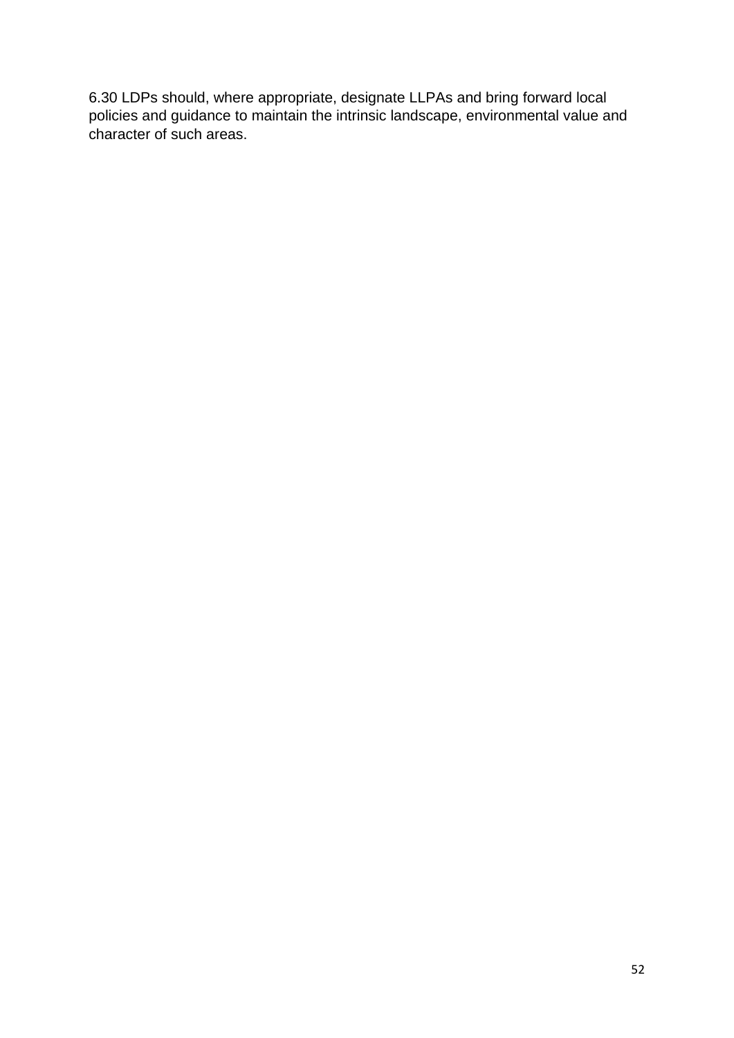6.30 LDPs should, where appropriate, designate LLPAs and bring forward local policies and guidance to maintain the intrinsic landscape, environmental value and character of such areas.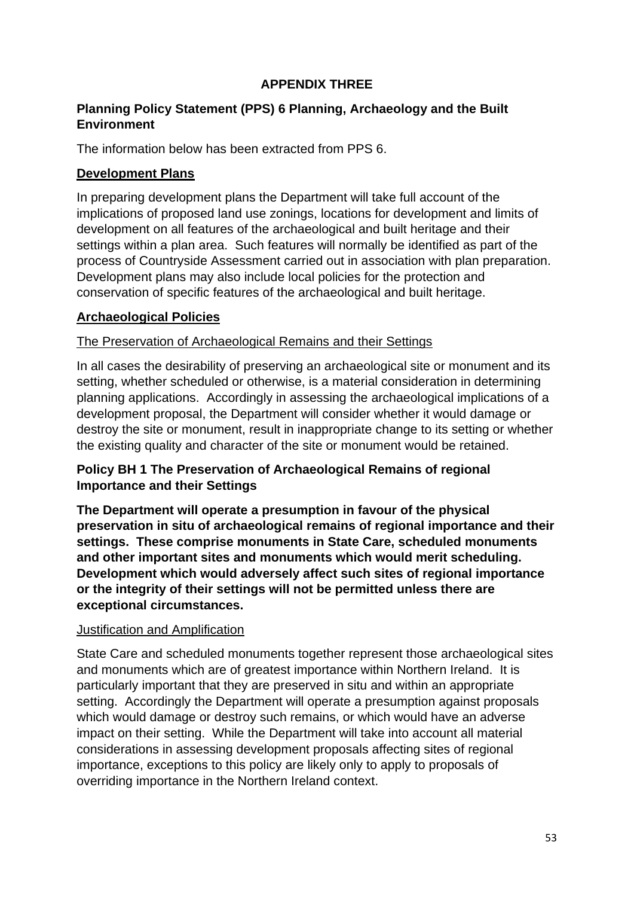# APPENDIX THREE

**Planning Policy Statement (PPS) 6 Planning, Archaeology and the Built Environment**

The information below has been extracted from PPS 6.

## Development Plans

In preparing development plans the Department will take full account of the implications of proposed land use zonings, locations for development and limits of development on all features of the archaeological and built heritage and their settings within a plan area. Such features will normally be identified as part of the process of Countryside Assessment carried out in association with plan preparation. Development plans may also include local policies for the protection and conservation of specific features of the archaeological and built heritage.

## Archaeological Policies

### The Preservation of Archaeological Remains and their Settings

In all cases the desirability of preserving an archaeological site or monument and its setting, whether scheduled or otherwise, is a material consideration in determining planning applications. Accordingly in assessing the archaeological implications of a development proposal, the Department will consider whether it would damage or destroy the site or monument, result in inappropriate change to its setting or whether the existing quality and character of the site or monument would be retained.

**Policy BH 1 The Preservation of Archaeological Remains of regional Importance and their Settings**

**The Department will operate a presumption in favour of the physical preservation in situ of archaeological remains of regional importance and their settings. These comprise monuments in State Care, scheduled monuments and other important sites and monuments which would merit scheduling. Development which would adversely affect such sites of regional importance or the integrity of their settings will not be permitted unless there are exceptional circumstances.**

### Justification and Amplification

State Care and scheduled monuments together represent those archaeological sites and monuments which are of greatest importance within Northern Ireland. It is particularly important that they are preserved in situ and within an appropriate setting. Accordingly the Department will operate a presumption against proposals which would damage or destroy such remains, or which would have an adverse impact on their setting. While the Department will take into account all material considerations in assessing development proposals affecting sites of regional importance, exceptions to this policy are likely only to apply to proposals of overriding importance in the Northern Ireland context.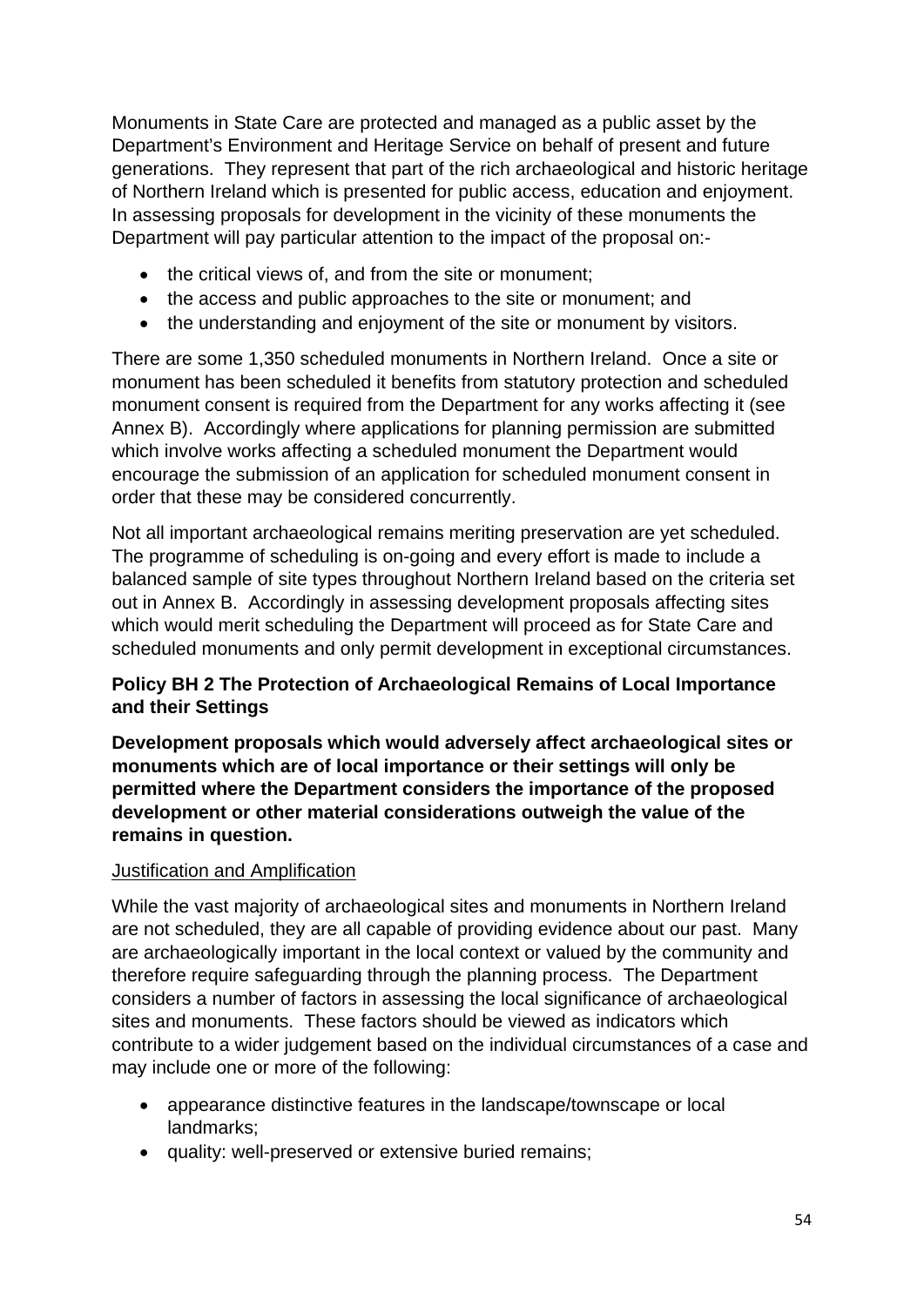Monuments in State Care are protected and managed as a public asset by the Department's Environment and Heritage Service on behalf of present and future generations. They represent that part of the rich archaeological and historic heritage of Northern Ireland which is presented for public access, education and enjoyment. In assessing proposals for development in the vicinity of these monuments the Department will pay particular attention to the impact of the proposal on:-

- the critical views of, and from the site or monument;
- the access and public approaches to the site or monument; and
- the understanding and enjoyment of the site or monument by visitors.

There are some 1,350 scheduled monuments in Northern Ireland. Once a site or monument has been scheduled it benefits from statutory protection and scheduled monument consent is required from the Department for any works affecting it (see Annex B). Accordingly where applications for planning permission are submitted which involve works affecting a scheduled monument the Department would encourage the submission of an application for scheduled monument consent in order that these may be considered concurrently.

Not all important archaeological remains meriting preservation are yet scheduled. The programme of scheduling is on-going and every effort is made to include a balanced sample of site types throughout Northern Ireland based on the criteria set out in Annex B. Accordingly in assessing development proposals affecting sites which would merit scheduling the Department will proceed as for State Care and scheduled monuments and only permit development in exceptional circumstances.

**Policy BH 2 The Protection of Archaeological Remains of Local Importance and their Settings**

**Development proposals which would adversely affect archaeological sites or monuments which are of local importance or their settings will only be permitted where the Department considers the importance of the proposed development or other material considerations outweigh the value of the remains in question.**

Justification and Amplification

While the vast majority of archaeological sites and monuments in Northern Ireland are not scheduled, they are all capable of providing evidence about our past. Many are archaeologically important in the local context or valued by the community and therefore require safeguarding through the planning process. The Department considers a number of factors in assessing the local significance of archaeological sites and monuments. These factors should be viewed as indicators which contribute to a wider judgement based on the individual circumstances of a case and may include one or more of the following:

- appearance distinctive features in the landscape/townscape or local landmarks;
- quality: well-preserved or extensive buried remains;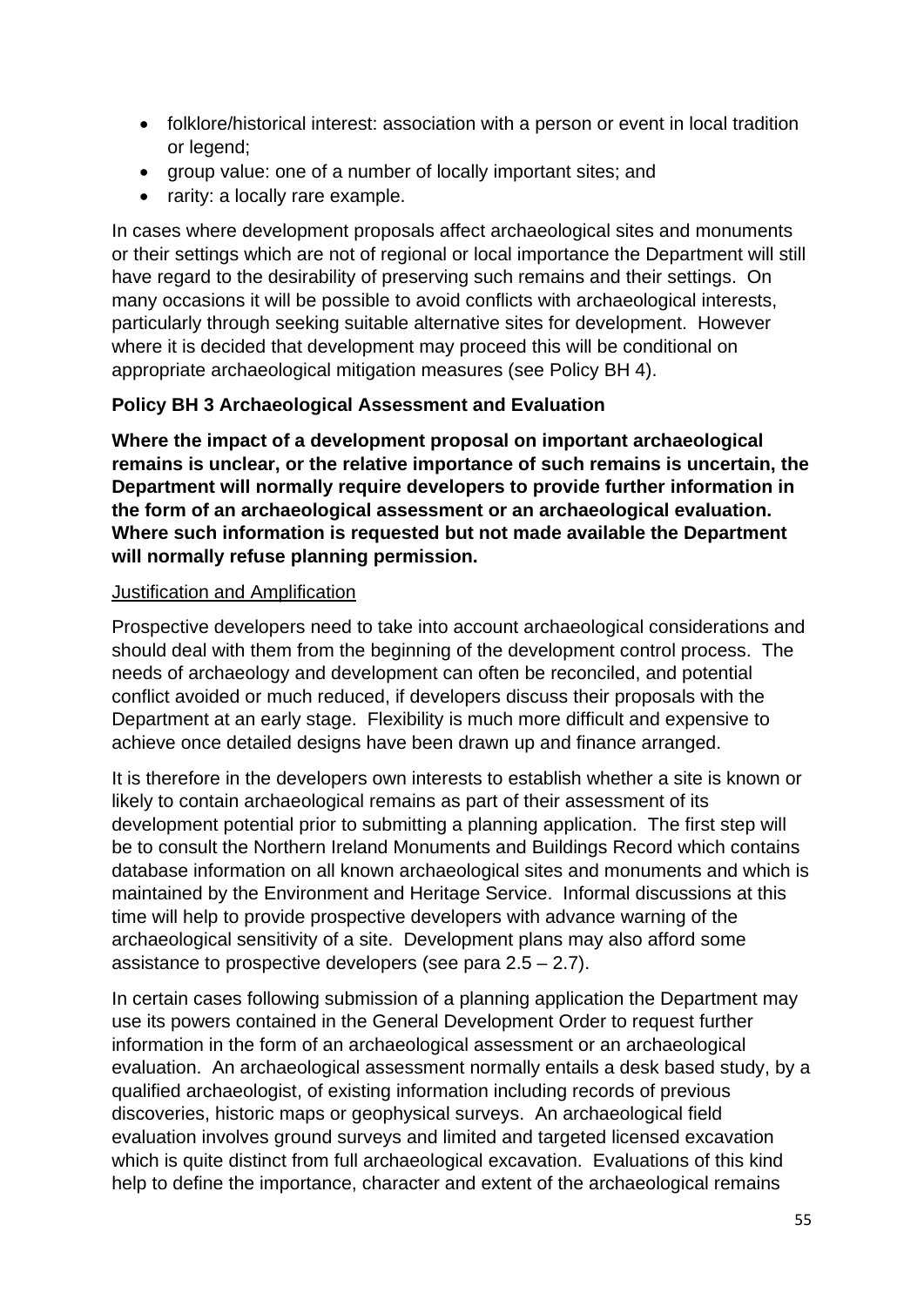- folklore/historical interest: association with a person or event in local tradition or legend;
- group value: one of a number of locally important sites; and
- rarity: a locally rare example.

In cases where development proposals affect archaeological sites and monuments or their settings which are not of regional or local importance the Department will still have regard to the desirability of preserving such remains and their settings. On many occasions it will be possible to avoid conflicts with archaeological interests, particularly through seeking suitable alternative sites for development. However where it is decided that development may proceed this will be conditional on appropriate archaeological mitigation measures (see Policy BH 4).

**Policy BH 3 Archaeological Assessment and Evaluation**

**Where the impact of a development proposal on important archaeological remains is unclear, or the relative importance of such remains is uncertain, the Department will normally require developers to provide further information in the form of an archaeological assessment or an archaeological evaluation. Where such information is requested but not made available the Department will normally refuse planning permission.**

Justification and Amplification

Prospective developers need to take into account archaeological considerations and should deal with them from the beginning of the development control process. The needs of archaeology and development can often be reconciled, and potential conflict avoided or much reduced, if developers discuss their proposals with the Department at an early stage. Flexibility is much more difficult and expensive to achieve once detailed designs have been drawn up and finance arranged.

It is therefore in the developers own interests to establish whether a site is known or likely to contain archaeological remains as part of their assessment of its development potential prior to submitting a planning application. The first step will be to consult the Northern Ireland Monuments and Buildings Record which contains database information on all known archaeological sites and monuments and which is maintained by the Environment and Heritage Service. Informal discussions at this time will help to provide prospective developers with advance warning of the archaeological sensitivity of a site. Development plans may also afford some assistance to prospective developers (see para 2.5 – 2.7).

In certain cases following submission of a planning application the Department may use its powers contained in the General Development Order to request further information in the form of an archaeological assessment or an archaeological evaluation. An archaeological assessment normally entails a desk based study, by a qualified archaeologist, of existing information including records of previous discoveries, historic maps or geophysical surveys. An archaeological field evaluation involves ground surveys and limited and targeted licensed excavation which is quite distinct from full archaeological excavation. Evaluations of this kind help to define the importance, character and extent of the archaeological remains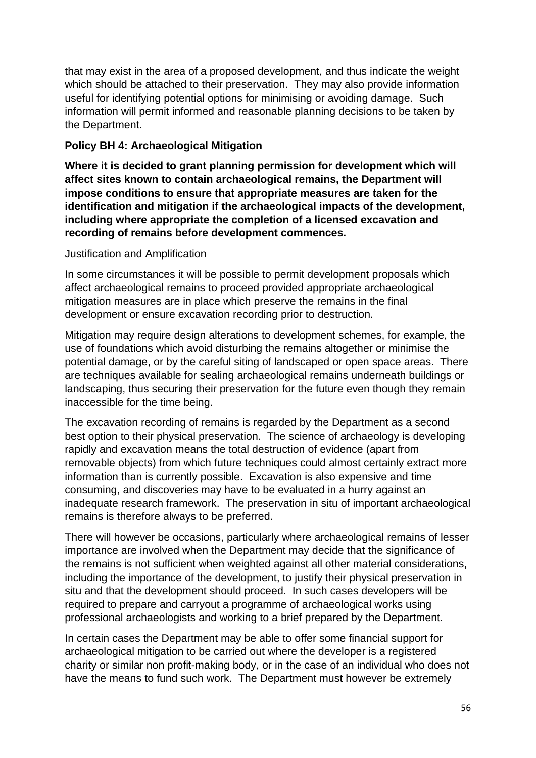that may exist in the area of a proposed development, and thus indicate the weight which should be attached to their preservation. They may also provide information useful for identifying potential options for minimising or avoiding damage. Such information will permit informed and reasonable planning decisions to be taken by the Department.

**Policy BH 4: Archaeological Mitigation**

**Where it is decided to grant planning permission for development which will affect sites known to contain archaeological remains, the Department will impose conditions to ensure that appropriate measures are taken for the identification and mitigation if the archaeological impacts of the development, including where appropriate the completion of a licensed excavation and recording of remains before development commences.**

Justification and Amplification

In some circumstances it will be possible to permit development proposals which affect archaeological remains to proceed provided appropriate archaeological mitigation measures are in place which preserve the remains in the final development or ensure excavation recording prior to destruction.

Mitigation may require design alterations to development schemes, for example, the use of foundations which avoid disturbing the remains altogether or minimise the potential damage, or by the careful siting of landscaped or open space areas. There are techniques available for sealing archaeological remains underneath buildings or landscaping, thus securing their preservation for the future even though they remain inaccessible for the time being.

The excavation recording of remains is regarded by the Department as a second best option to their physical preservation. The science of archaeology is developing rapidly and excavation means the total destruction of evidence (apart from removable objects) from which future techniques could almost certainly extract more information than is currently possible. Excavation is also expensive and time consuming, and discoveries may have to be evaluated in a hurry against an inadequate research framework. The preservation in situ of important archaeological remains is therefore always to be preferred.

There will however be occasions, particularly where archaeological remains of lesser importance are involved when the Department may decide that the significance of the remains is not sufficient when weighted against all other material considerations, including the importance of the development, to justify their physical preservation in situ and that the development should proceed. In such cases developers will be required to prepare and carryout a programme of archaeological works using professional archaeologists and working to a brief prepared by the Department.

In certain cases the Department may be able to offer some financial support for archaeological mitigation to be carried out where the developer is a registered charity or similar non profit-making body, or in the case of an individual who does not have the means to fund such work. The Department must however be extremely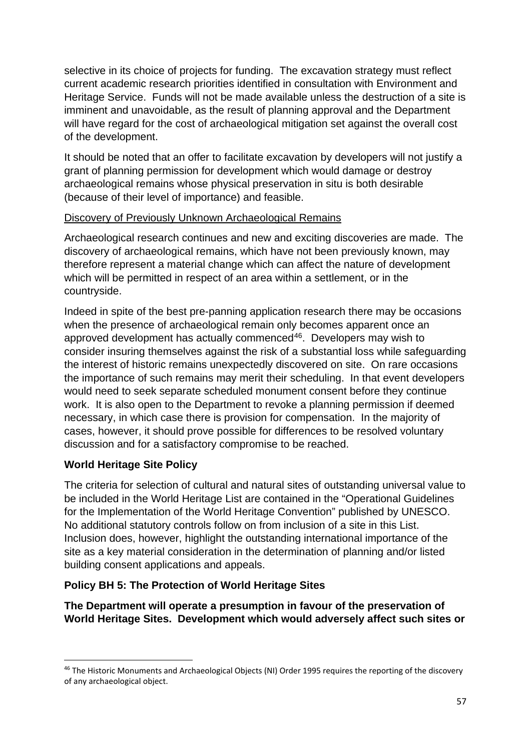selective in its choice of projects for funding. The excavation strategy must reflect current academic research priorities identified in consultation with Environment and Heritage Service. Funds will not be made available unless the destruction of a site is imminent and unavoidable, as the result of planning approval and the Department will have regard for the cost of archaeological mitigation set against the overall cost of the development.

It should be noted that an offer to facilitate excavation by developers will not justify a grant of planning permission for development which would damage or destroy archaeological remains whose physical preservation in situ is both desirable (because of their level of importance) and feasible.

<u>Discovery of Previously Unknown Archaeological Remains</u>

Archaeological research continues and new and exciting discoveries are made. The discovery of archaeological remains, which have not been previously known, may therefore represent a material change which can affect the nature of development which will be permitted in respect of an area within a settlement, or in the countryside.

Indeed in spite of the best pre-panning application research there may be occasions when the presence of archaeological remain only becomes apparent once an approved development has actually commenced[46]. Developers may wish to consider insuring themselves against the risk of a substantial loss while safeguarding the interest of historic remains unexpectedly discovered on site. On rare occasions the importance of such remains may merit their scheduling. In that event developers would need to seek separate scheduled monument consent before they continue work. It is also open to the Department to revoke a planning permission if deemed necessary, in which case there is provision for compensation. In the majority of cases, however, it should prove possible for differences to be resolved voluntary discussion and for a satisfactory compromise to be reached.

**World Heritage Site Policy**

The criteria for selection of cultural and natural sites of outstanding universal value to be included in the World Heritage List are contained in the "Operational Guidelines for the Implementation of the World Heritage Convention" published by UNESCO. No additional statutory controls follow on from inclusion of a site in this List. Inclusion does, however, highlight the outstanding international importance of the site as a key material consideration in the determination of planning and/or listed building consent applications and appeals.

**Policy BH 5: The Protection of World Heritage Sites**

**The Department will operate a presumption in favour of the preservation of World Heritage Sites. Development which would adversely affect such sites or**

[46] The Historic Monuments and Archaeological Objects (NI) Order 1995 requires the reporting of the discovery of any archaeological object.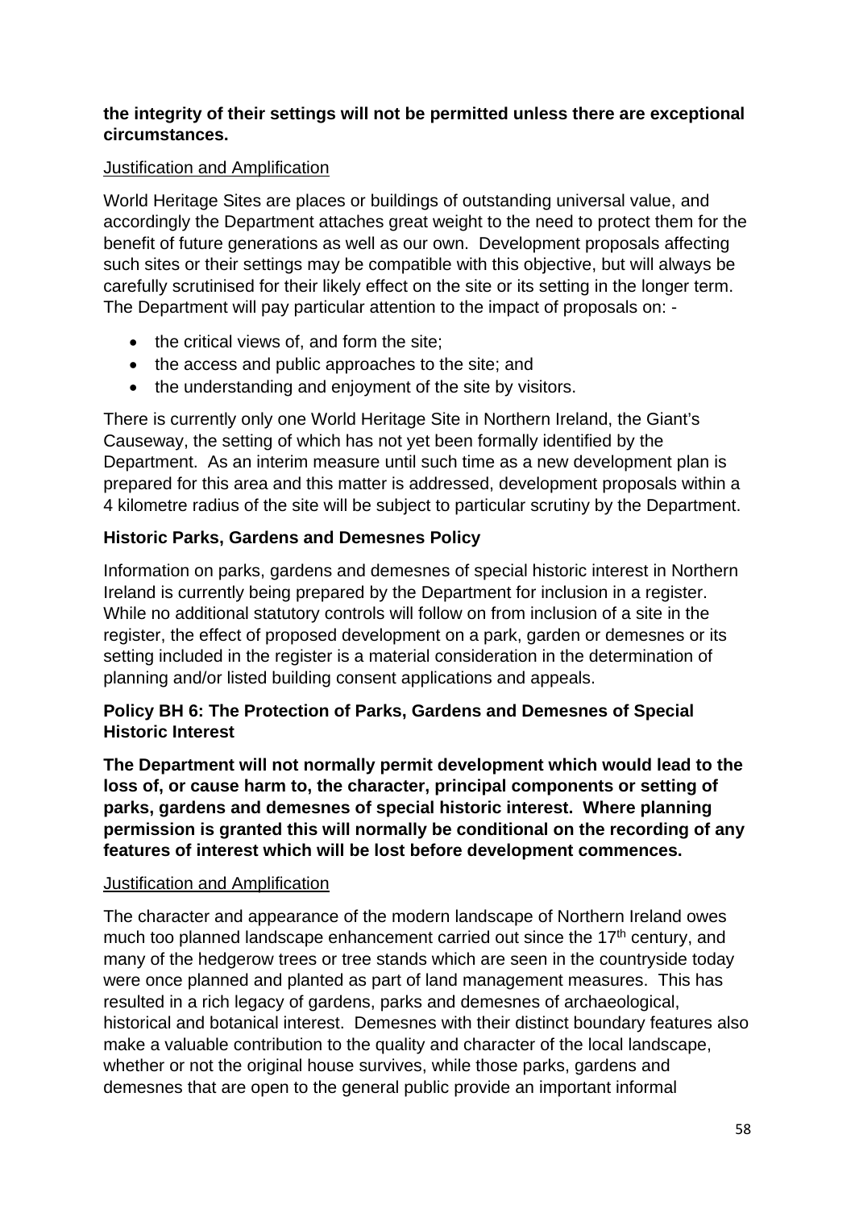**the integrity of their settings will not be permitted unless there are exceptional circumstances.**

Justification and Amplification

World Heritage Sites are places or buildings of outstanding universal value, and accordingly the Department attaches great weight to the need to protect them for the benefit of future generations as well as our own. Development proposals affecting such sites or their settings may be compatible with this objective, but will always be carefully scrutinised for their likely effect on the site or its setting in the longer term. The Department will pay particular attention to the impact of proposals on: -

- the critical views of, and form the site;
- the access and public approaches to the site; and
- the understanding and enjoyment of the site by visitors.

There is currently only one World Heritage Site in Northern Ireland, the Giant's Causeway, the setting of which has not yet been formally identified by the Department. As an interim measure until such time as a new development plan is prepared for this area and this matter is addressed, development proposals within a 4 kilometre radius of the site will be subject to particular scrutiny by the Department.

**Historic Parks, Gardens and Demesnes Policy**

Information on parks, gardens and demesnes of special historic interest in Northern Ireland is currently being prepared by the Department for inclusion in a register. While no additional statutory controls will follow on from inclusion of a site in the register, the effect of proposed development on a park, garden or demesnes or its setting included in the register is a material consideration in the determination of planning and/or listed building consent applications and appeals.

**Policy BH 6: The Protection of Parks, Gardens and Demesnes of Special Historic Interest**

**The Department will not normally permit development which would lead to the loss of, or cause harm to, the character, principal components or setting of parks, gardens and demesnes of special historic interest. Where planning permission is granted this will normally be conditional on the recording of any features of interest which will be lost before development commences.**

Justification and Amplification

The character and appearance of the modern landscape of Northern Ireland owes much too planned landscape enhancement carried out since the 17th century, and many of the hedgerow trees or tree stands which are seen in the countryside today were once planned and planted as part of land management measures. This has resulted in a rich legacy of gardens, parks and demesnes of archaeological, historical and botanical interest. Demesnes with their distinct boundary features also make a valuable contribution to the quality and character of the local landscape, whether or not the original house survives, while those parks, gardens and demesnes that are open to the general public provide an important informal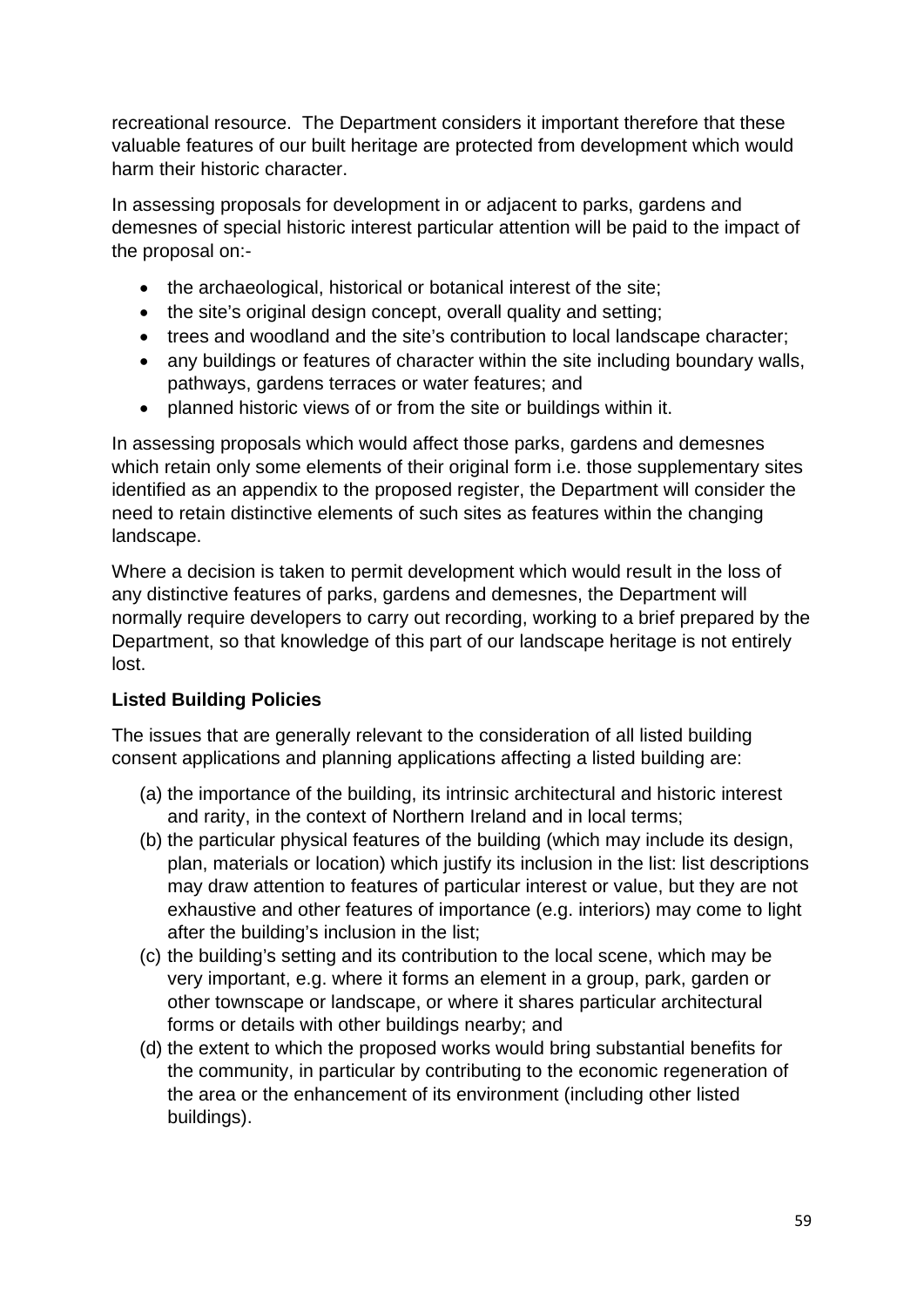recreational resource. The Department considers it important therefore that these valuable features of our built heritage are protected from development which would harm their historic character.

In assessing proposals for development in or adjacent to parks, gardens and demesnes of special historic interest particular attention will be paid to the impact of the proposal on:-

- the archaeological, historical or botanical interest of the site;
- the site's original design concept, overall quality and setting;
- trees and woodland and the site's contribution to local landscape character;
- any buildings or features of character within the site including boundary walls, pathways, gardens terraces or water features; and
- planned historic views of or from the site or buildings within it.

In assessing proposals which would affect those parks, gardens and demesnes which retain only some elements of their original form i.e. those supplementary sites identified as an appendix to the proposed register, the Department will consider the need to retain distinctive elements of such sites as features within the changing landscape.

Where a decision is taken to permit development which would result in the loss of any distinctive features of parks, gardens and demesnes, the Department will normally require developers to carry out recording, working to a brief prepared by the Department, so that knowledge of this part of our landscape heritage is not entirely lost.

**Listed Building Policies**

The issues that are generally relevant to the consideration of all listed building consent applications and planning applications affecting a listed building are:

(a) the importance of the building, its intrinsic architectural and historic interest and rarity, in the context of Northern Ireland and in local terms;

(b) the particular physical features of the building (which may include its design, plan, materials or location) which justify its inclusion in the list: list descriptions may draw attention to features of particular interest or value, but they are not exhaustive and other features of importance (e.g. interiors) may come to light after the building's inclusion in the list;

(c) the building's setting and its contribution to the local scene, which may be very important, e.g. where it forms an element in a group, park, garden or other townscape or landscape, or where it shares particular architectural forms or details with other buildings nearby; and

(d) the extent to which the proposed works would bring substantial benefits for the community, in particular by contributing to the economic regeneration of the area or the enhancement of its environment (including other listed buildings).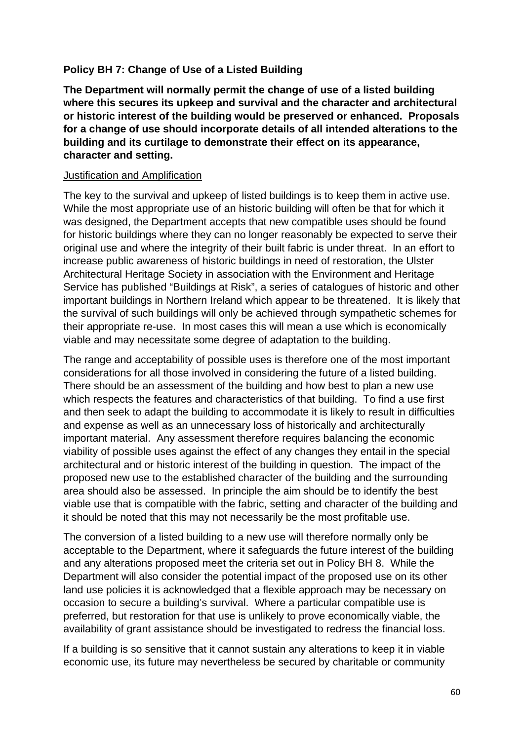**Policy BH 7: Change of Use of a Listed Building**

**The Department will normally permit the change of use of a listed building where this secures its upkeep and survival and the character and architectural or historic interest of the building would be preserved or enhanced. Proposals for a change of use should incorporate details of all intended alterations to the building and its curtilage to demonstrate their effect on its appearance, character and setting.**

Justification and Amplification

The key to the survival and upkeep of listed buildings is to keep them in active use. While the most appropriate use of an historic building will often be that for which it was designed, the Department accepts that new compatible uses should be found for historic buildings where they can no longer reasonably be expected to serve their original use and where the integrity of their built fabric is under threat. In an effort to increase public awareness of historic buildings in need of restoration, the Ulster Architectural Heritage Society in association with the Environment and Heritage Service has published "Buildings at Risk", a series of catalogues of historic and other important buildings in Northern Ireland which appear to be threatened. It is likely that the survival of such buildings will only be achieved through sympathetic schemes for their appropriate re-use. In most cases this will mean a use which is economically viable and may necessitate some degree of adaptation to the building.

The range and acceptability of possible uses is therefore one of the most important considerations for all those involved in considering the future of a listed building. There should be an assessment of the building and how best to plan a new use which respects the features and characteristics of that building. To find a use first and then seek to adapt the building to accommodate it is likely to result in difficulties and expense as well as an unnecessary loss of historically and architecturally important material. Any assessment therefore requires balancing the economic viability of possible uses against the effect of any changes they entail in the special architectural and or historic interest of the building in question. The impact of the proposed new use to the established character of the building and the surrounding area should also be assessed. In principle the aim should be to identify the best viable use that is compatible with the fabric, setting and character of the building and it should be noted that this may not necessarily be the most profitable use.

The conversion of a listed building to a new use will therefore normally only be acceptable to the Department, where it safeguards the future interest of the building and any alterations proposed meet the criteria set out in Policy BH 8. While the Department will also consider the potential impact of the proposed use on its other land use policies it is acknowledged that a flexible approach may be necessary on occasion to secure a building's survival. Where a particular compatible use is preferred, but restoration for that use is unlikely to prove economically viable, the availability of grant assistance should be investigated to redress the financial loss.

If a building is so sensitive that it cannot sustain any alterations to keep it in viable economic use, its future may nevertheless be secured by charitable or community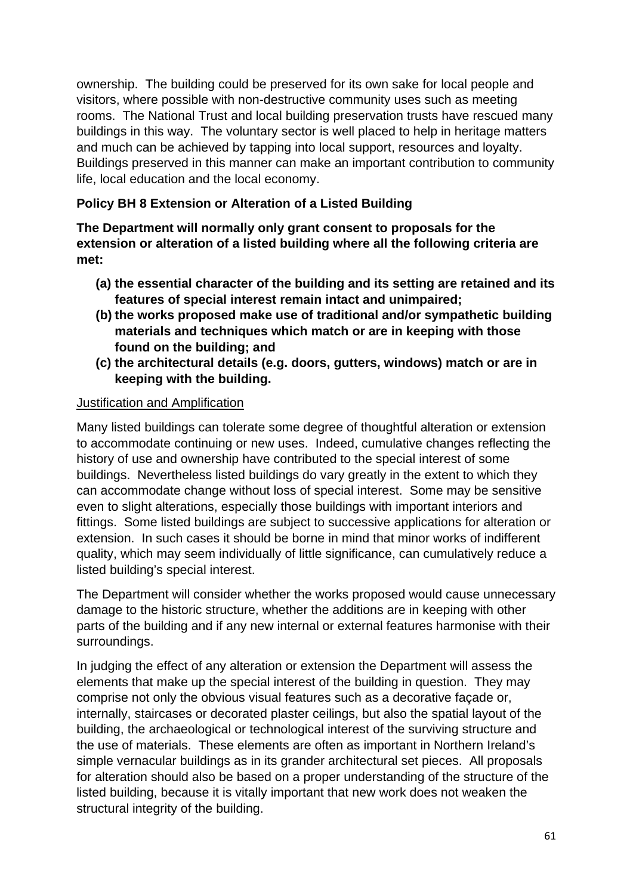ownership. The building could be preserved for its own sake for local people and visitors, where possible with non-destructive community uses such as meeting rooms. The National Trust and local building preservation trusts have rescued many buildings in this way. The voluntary sector is well placed to help in heritage matters and much can be achieved by tapping into local support, resources and loyalty. Buildings preserved in this manner can make an important contribution to community life, local education and the local economy.

### Policy BH 8 Extension or Alteration of a Listed Building

**The Department will normally only grant consent to proposals for the extension or alteration of a listed building where all the following criteria are met:**

- **(a) the essential character of the building and its setting are retained and its features of special interest remain intact and unimpaired;**
- **(b) the works proposed make use of traditional and/or sympathetic building materials and techniques which match or are in keeping with those found on the building; and**
- **(c) the architectural details (e.g. doors, gutters, windows) match or are in keeping with the building.**

<u>Justification and Amplification</u>

Many listed buildings can tolerate some degree of thoughtful alteration or extension to accommodate continuing or new uses. Indeed, cumulative changes reflecting the history of use and ownership have contributed to the special interest of some buildings. Nevertheless listed buildings do vary greatly in the extent to which they can accommodate change without loss of special interest. Some may be sensitive even to slight alterations, especially those buildings with important interiors and fittings. Some listed buildings are subject to successive applications for alteration or extension. In such cases it should be borne in mind that minor works of indifferent quality, which may seem individually of little significance, can cumulatively reduce a listed building's special interest.

The Department will consider whether the works proposed would cause unnecessary damage to the historic structure, whether the additions are in keeping with other parts of the building and if any new internal or external features harmonise with their surroundings.

In judging the effect of any alteration or extension the Department will assess the elements that make up the special interest of the building in question. They may comprise not only the obvious visual features such as a decorative façade or, internally, staircases or decorated plaster ceilings, but also the spatial layout of the building, the archaeological or technological interest of the surviving structure and the use of materials. These elements are often as important in Northern Ireland's simple vernacular buildings as in its grander architectural set pieces. All proposals for alteration should also be based on a proper understanding of the structure of the listed building, because it is vitally important that new work does not weaken the structural integrity of the building.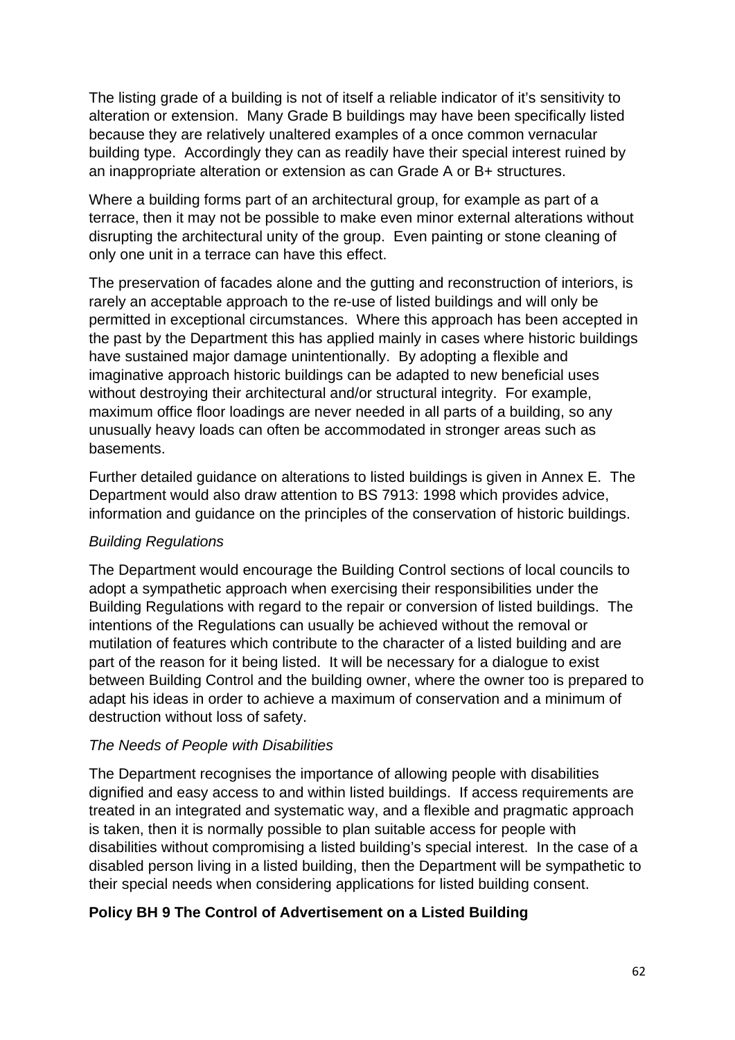The listing grade of a building is not of itself a reliable indicator of it's sensitivity to alteration or extension. Many Grade B buildings may have been specifically listed because they are relatively unaltered examples of a once common vernacular building type. Accordingly they can as readily have their special interest ruined by an inappropriate alteration or extension as can Grade A or B+ structures.

Where a building forms part of an architectural group, for example as part of a terrace, then it may not be possible to make even minor external alterations without disrupting the architectural unity of the group. Even painting or stone cleaning of only one unit in a terrace can have this effect.

The preservation of facades alone and the gutting and reconstruction of interiors, is rarely an acceptable approach to the re-use of listed buildings and will only be permitted in exceptional circumstances. Where this approach has been accepted in the past by the Department this has applied mainly in cases where historic buildings have sustained major damage unintentionally. By adopting a flexible and imaginative approach historic buildings can be adapted to new beneficial uses without destroying their architectural and/or structural integrity. For example, maximum office floor loadings are never needed in all parts of a building, so any unusually heavy loads can often be accommodated in stronger areas such as basements.

Further detailed guidance on alterations to listed buildings is given in Annex E. The Department would also draw attention to BS 7913: 1998 which provides advice, information and guidance on the principles of the conservation of historic buildings.

*Building Regulations*

The Department would encourage the Building Control sections of local councils to adopt a sympathetic approach when exercising their responsibilities under the Building Regulations with regard to the repair or conversion of listed buildings. The intentions of the Regulations can usually be achieved without the removal or mutilation of features which contribute to the character of a listed building and are part of the reason for it being listed. It will be necessary for a dialogue to exist between Building Control and the building owner, where the owner too is prepared to adapt his ideas in order to achieve a maximum of conservation and a minimum of destruction without loss of safety.

*The Needs of People with Disabilities*

The Department recognises the importance of allowing people with disabilities dignified and easy access to and within listed buildings. If access requirements are treated in an integrated and systematic way, and a flexible and pragmatic approach is taken, then it is normally possible to plan suitable access for people with disabilities without compromising a listed building's special interest. In the case of a disabled person living in a listed building, then the Department will be sympathetic to their special needs when considering applications for listed building consent.

**Policy BH 9 The Control of Advertisement on a Listed Building**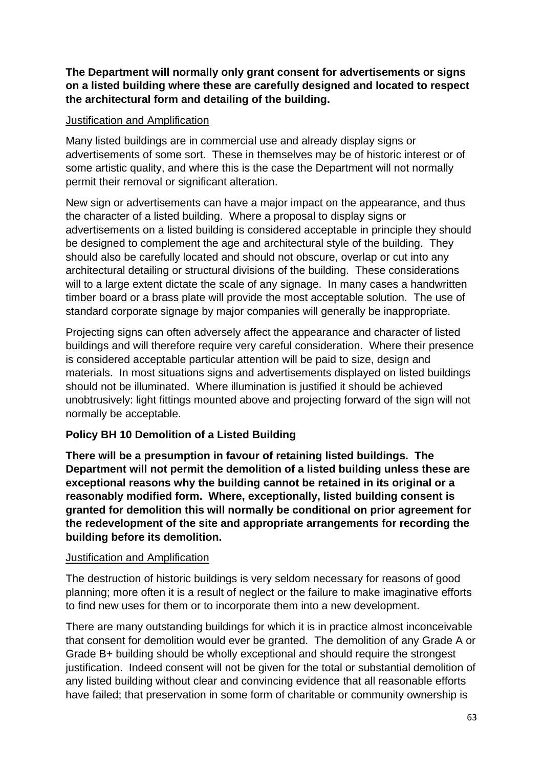**The Department will normally only grant consent for advertisements or signs on a listed building where these are carefully designed and located to respect the architectural form and detailing of the building.**

Justification and Amplification

Many listed buildings are in commercial use and already display signs or advertisements of some sort. These in themselves may be of historic interest or of some artistic quality, and where this is the case the Department will not normally permit their removal or significant alteration.

New sign or advertisements can have a major impact on the appearance, and thus the character of a listed building. Where a proposal to display signs or advertisements on a listed building is considered acceptable in principle they should be designed to complement the age and architectural style of the building. They should also be carefully located and should not obscure, overlap or cut into any architectural detailing or structural divisions of the building. These considerations will to a large extent dictate the scale of any signage. In many cases a handwritten timber board or a brass plate will provide the most acceptable solution. The use of standard corporate signage by major companies will generally be inappropriate.

Projecting signs can often adversely affect the appearance and character of listed buildings and will therefore require very careful consideration. Where their presence is considered acceptable particular attention will be paid to size, design and materials. In most situations signs and advertisements displayed on listed buildings should not be illuminated. Where illumination is justified it should be achieved unobtrusively: light fittings mounted above and projecting forward of the sign will not normally be acceptable.

**Policy BH 10 Demolition of a Listed Building**

**There will be a presumption in favour of retaining listed buildings. The Department will not permit the demolition of a listed building unless these are exceptional reasons why the building cannot be retained in its original or a reasonably modified form. Where, exceptionally, listed building consent is granted for demolition this will normally be conditional on prior agreement for the redevelopment of the site and appropriate arrangements for recording the building before its demolition.**

Justification and Amplification

The destruction of historic buildings is very seldom necessary for reasons of good planning; more often it is a result of neglect or the failure to make imaginative efforts to find new uses for them or to incorporate them into a new development.

There are many outstanding buildings for which it is in practice almost inconceivable that consent for demolition would ever be granted. The demolition of any Grade A or Grade B+ building should be wholly exceptional and should require the strongest justification. Indeed consent will not be given for the total or substantial demolition of any listed building without clear and convincing evidence that all reasonable efforts have failed; that preservation in some form of charitable or community ownership is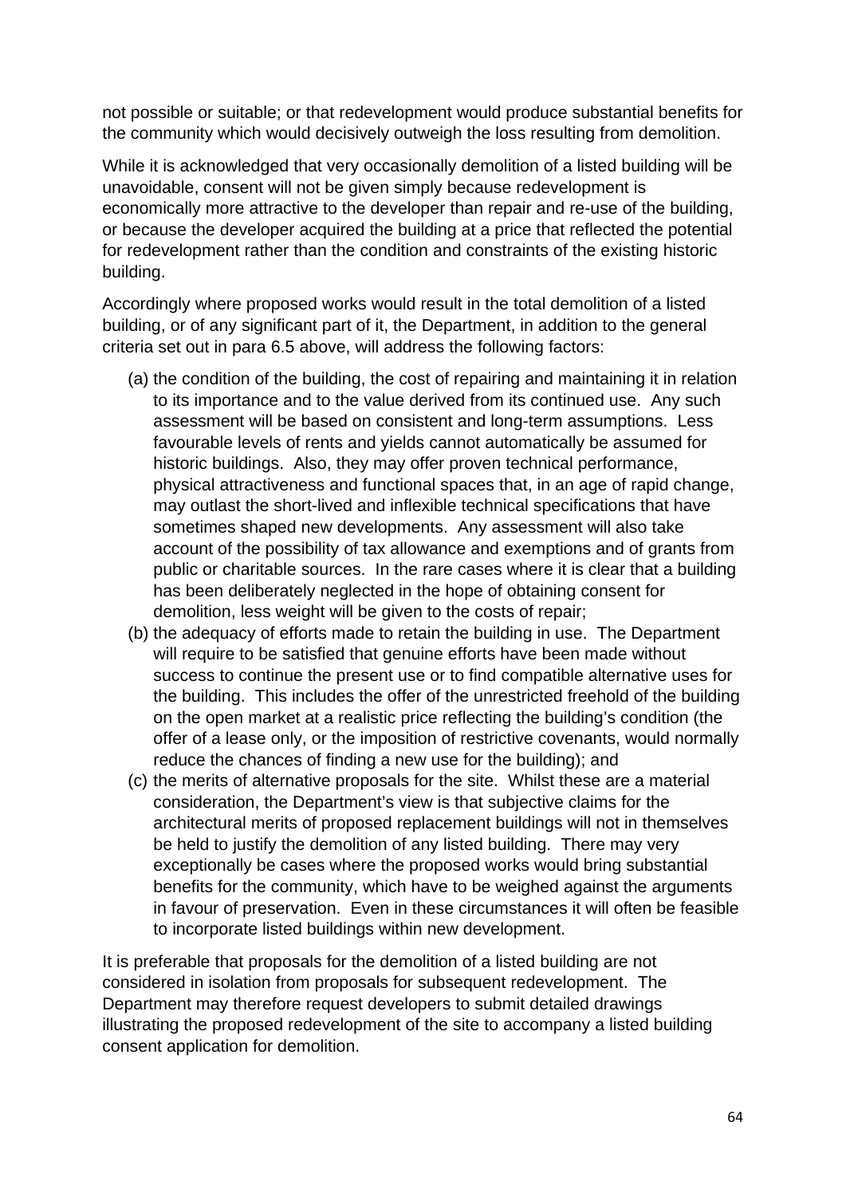not possible or suitable; or that redevelopment would produce substantial benefits for the community which would decisively outweigh the loss resulting from demolition.

While it is acknowledged that very occasionally demolition of a listed building will be unavoidable, consent will not be given simply because redevelopment is economically more attractive to the developer than repair and re-use of the building, or because the developer acquired the building at a price that reflected the potential for redevelopment rather than the condition and constraints of the existing historic building.

Accordingly where proposed works would result in the total demolition of a listed building, or of any significant part of it, the Department, in addition to the general criteria set out in para 6.5 above, will address the following factors:

(a) the condition of the building, the cost of repairing and maintaining it in relation to its importance and to the value derived from its continued use. Any such assessment will be based on consistent and long-term assumptions. Less favourable levels of rents and yields cannot automatically be assumed for historic buildings. Also, they may offer proven technical performance, physical attractiveness and functional spaces that, in an age of rapid change, may outlast the short-lived and inflexible technical specifications that have sometimes shaped new developments. Any assessment will also take account of the possibility of tax allowance and exemptions and of grants from public or charitable sources. In the rare cases where it is clear that a building has been deliberately neglected in the hope of obtaining consent for demolition, less weight will be given to the costs of repair;

(b) the adequacy of efforts made to retain the building in use. The Department will require to be satisfied that genuine efforts have been made without success to continue the present use or to find compatible alternative uses for the building. This includes the offer of the unrestricted freehold of the building on the open market at a realistic price reflecting the building's condition (the offer of a lease only, or the imposition of restrictive covenants, would normally reduce the chances of finding a new use for the building); and

(c) the merits of alternative proposals for the site. Whilst these are a material consideration, the Department's view is that subjective claims for the architectural merits of proposed replacement buildings will not in themselves be held to justify the demolition of any listed building. There may very exceptionally be cases where the proposed works would bring substantial benefits for the community, which have to be weighed against the arguments in favour of preservation. Even in these circumstances it will often be feasible to incorporate listed buildings within new development.

It is preferable that proposals for the demolition of a listed building are not considered in isolation from proposals for subsequent redevelopment. The Department may therefore request developers to submit detailed drawings illustrating the proposed redevelopment of the site to accompany a listed building consent application for demolition.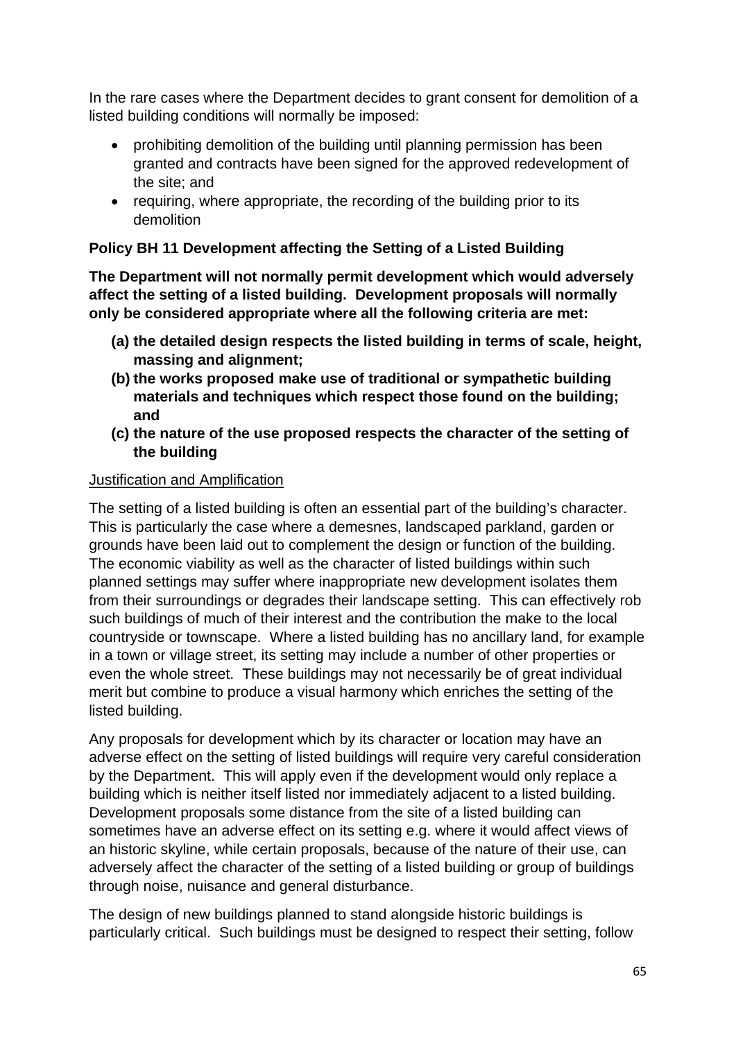In the rare cases where the Department decides to grant consent for demolition of a listed building conditions will normally be imposed:

- prohibiting demolition of the building until planning permission has been granted and contracts have been signed for the approved redevelopment of the site; and
- requiring, where appropriate, the recording of the building prior to its demolition

**Policy BH 11 Development affecting the Setting of a Listed Building**

**The Department will not normally permit development which would adversely affect the setting of a listed building. Development proposals will normally only be considered appropriate where all the following criteria are met:**

**(a) the detailed design respects the listed building in terms of scale, height, massing and alignment;**

**(b) the works proposed make use of traditional or sympathetic building materials and techniques which respect those found on the building; and**

**(c) the nature of the use proposed respects the character of the setting of the building**

<u>Justification and Amplification</u>

The setting of a listed building is often an essential part of the building's character. This is particularly the case where a demesnes, landscaped parkland, garden or grounds have been laid out to complement the design or function of the building. The economic viability as well as the character of listed buildings within such planned settings may suffer where inappropriate new development isolates them from their surroundings or degrades their landscape setting. This can effectively rob such buildings of much of their interest and the contribution the make to the local countryside or townscape. Where a listed building has no ancillary land, for example in a town or village street, its setting may include a number of other properties or even the whole street. These buildings may not necessarily be of great individual merit but combine to produce a visual harmony which enriches the setting of the listed building.

Any proposals for development which by its character or location may have an adverse effect on the setting of listed buildings will require very careful consideration by the Department. This will apply even if the development would only replace a building which is neither itself listed nor immediately adjacent to a listed building. Development proposals some distance from the site of a listed building can sometimes have an adverse effect on its setting e.g. where it would affect views of an historic skyline, while certain proposals, because of the nature of their use, can adversely affect the character of the setting of a listed building or group of buildings through noise, nuisance and general disturbance.

The design of new buildings planned to stand alongside historic buildings is particularly critical. Such buildings must be designed to respect their setting, follow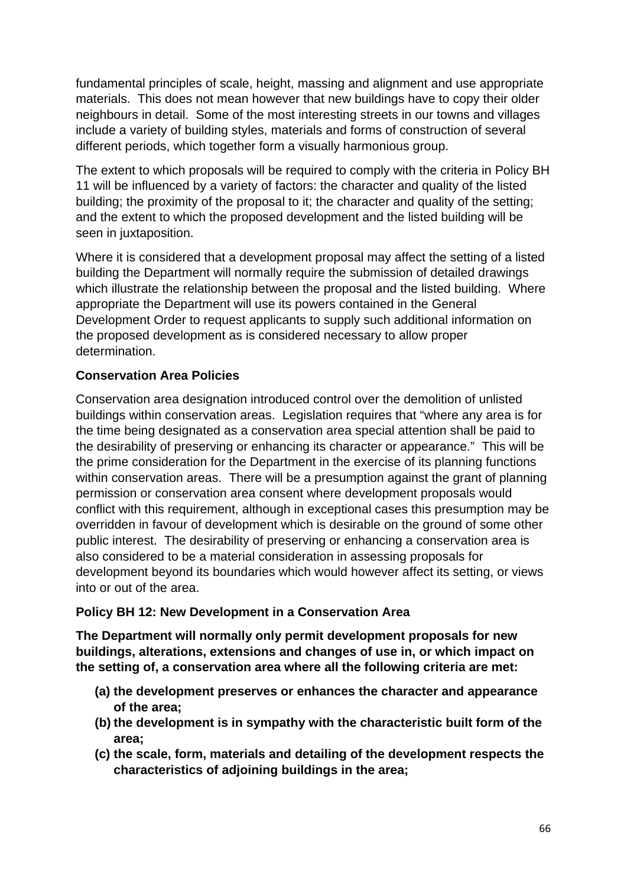fundamental principles of scale, height, massing and alignment and use appropriate materials. This does not mean however that new buildings have to copy their older neighbours in detail. Some of the most interesting streets in our towns and villages include a variety of building styles, materials and forms of construction of several different periods, which together form a visually harmonious group.

The extent to which proposals will be required to comply with the criteria in Policy BH 11 will be influenced by a variety of factors: the character and quality of the listed building; the proximity of the proposal to it; the character and quality of the setting; and the extent to which the proposed development and the listed building will be seen in juxtaposition.

Where it is considered that a development proposal may affect the setting of a listed building the Department will normally require the submission of detailed drawings which illustrate the relationship between the proposal and the listed building. Where appropriate the Department will use its powers contained in the General Development Order to request applicants to supply such additional information on the proposed development as is considered necessary to allow proper determination.

**Conservation Area Policies**

Conservation area designation introduced control over the demolition of unlisted buildings within conservation areas. Legislation requires that "where any area is for the time being designated as a conservation area special attention shall be paid to the desirability of preserving or enhancing its character or appearance." This will be the prime consideration for the Department in the exercise of its planning functions within conservation areas. There will be a presumption against the grant of planning permission or conservation area consent where development proposals would conflict with this requirement, although in exceptional cases this presumption may be overridden in favour of development which is desirable on the ground of some other public interest. The desirability of preserving or enhancing a conservation area is also considered to be a material consideration in assessing proposals for development beyond its boundaries which would however affect its setting, or views into or out of the area.

**Policy BH 12: New Development in a Conservation Area**

**The Department will normally only permit development proposals for new buildings, alterations, extensions and changes of use in, or which impact on the setting of, a conservation area where all the following criteria are met:**

**(a) the development preserves or enhances the character and appearance of the area;**

**(b) the development is in sympathy with the characteristic built form of the area;**

**(c) the scale, form, materials and detailing of the development respects the characteristics of adjoining buildings in the area;**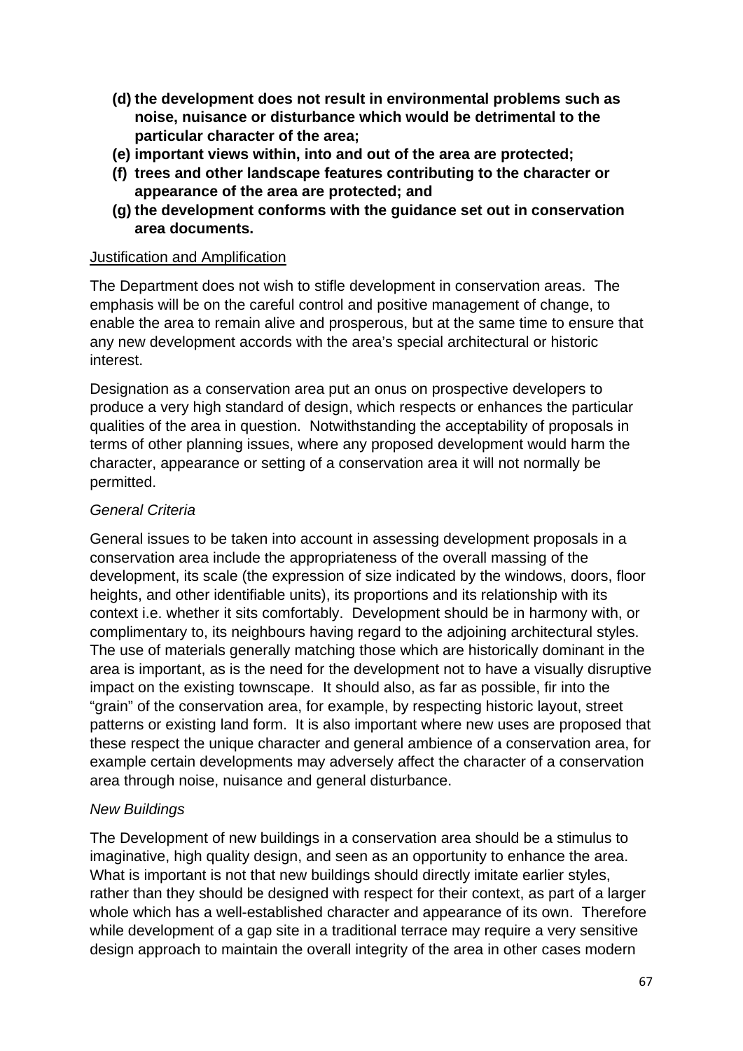- **(d) the development does not result in environmental problems such as noise, nuisance or disturbance which would be detrimental to the particular character of the area;**
- **(e) important views within, into and out of the area are protected;**
- **(f) trees and other landscape features contributing to the character or appearance of the area are protected; and**
- **(g) the development conforms with the guidance set out in conservation area documents.**

Justification and Amplification

The Department does not wish to stifle development in conservation areas. The emphasis will be on the careful control and positive management of change, to enable the area to remain alive and prosperous, but at the same time to ensure that any new development accords with the area's special architectural or historic interest.

Designation as a conservation area put an onus on prospective developers to produce a very high standard of design, which respects or enhances the particular qualities of the area in question. Notwithstanding the acceptability of proposals in terms of other planning issues, where any proposed development would harm the character, appearance or setting of a conservation area it will not normally be permitted.

*General Criteria*

General issues to be taken into account in assessing development proposals in a conservation area include the appropriateness of the overall massing of the development, its scale (the expression of size indicated by the windows, doors, floor heights, and other identifiable units), its proportions and its relationship with its context i.e. whether it sits comfortably. Development should be in harmony with, or complimentary to, its neighbours having regard to the adjoining architectural styles. The use of materials generally matching those which are historically dominant in the area is important, as is the need for the development not to have a visually disruptive impact on the existing townscape. It should also, as far as possible, fir into the "grain" of the conservation area, for example, by respecting historic layout, street patterns or existing land form. It is also important where new uses are proposed that these respect the unique character and general ambience of a conservation area, for example certain developments may adversely affect the character of a conservation area through noise, nuisance and general disturbance.

*New Buildings*

The Development of new buildings in a conservation area should be a stimulus to imaginative, high quality design, and seen as an opportunity to enhance the area. What is important is not that new buildings should directly imitate earlier styles, rather than they should be designed with respect for their context, as part of a larger whole which has a well-established character and appearance of its own. Therefore while development of a gap site in a traditional terrace may require a very sensitive design approach to maintain the overall integrity of the area in other cases modern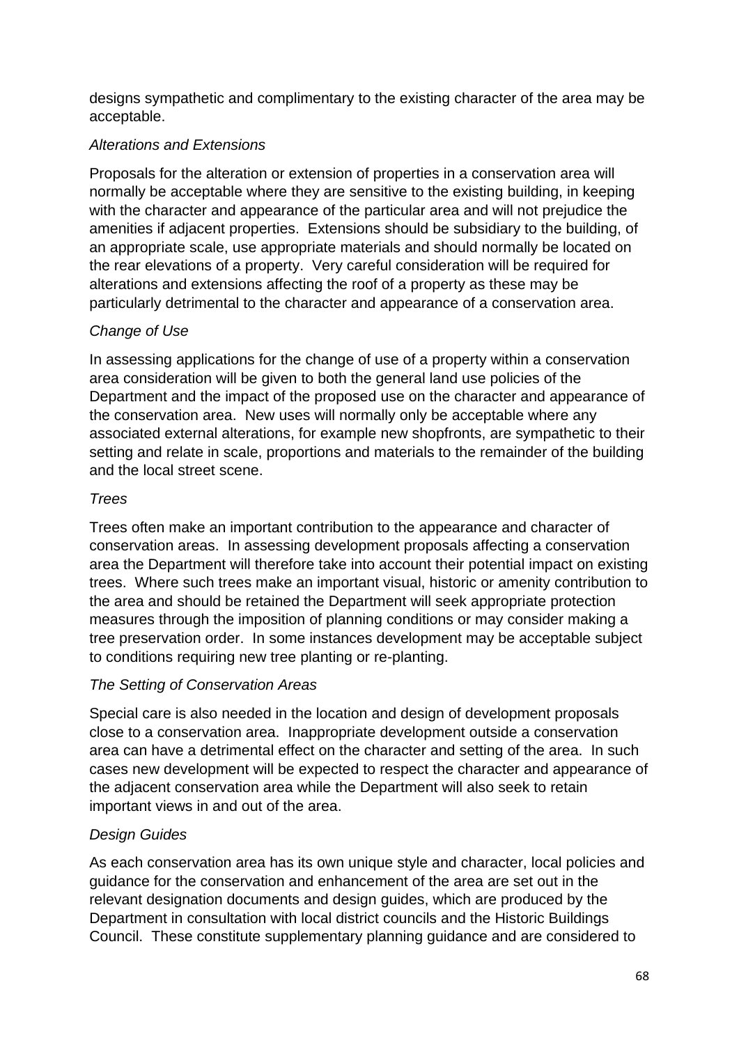designs sympathetic and complimentary to the existing character of the area may be acceptable.

*Alterations and Extensions*

Proposals for the alteration or extension of properties in a conservation area will normally be acceptable where they are sensitive to the existing building, in keeping with the character and appearance of the particular area and will not prejudice the amenities if adjacent properties. Extensions should be subsidiary to the building, of an appropriate scale, use appropriate materials and should normally be located on the rear elevations of a property. Very careful consideration will be required for alterations and extensions affecting the roof of a property as these may be particularly detrimental to the character and appearance of a conservation area.

*Change of Use*

In assessing applications for the change of use of a property within a conservation area consideration will be given to both the general land use policies of the Department and the impact of the proposed use on the character and appearance of the conservation area. New uses will normally only be acceptable where any associated external alterations, for example new shopfronts, are sympathetic to their setting and relate in scale, proportions and materials to the remainder of the building and the local street scene.

*Trees*

Trees often make an important contribution to the appearance and character of conservation areas. In assessing development proposals affecting a conservation area the Department will therefore take into account their potential impact on existing trees. Where such trees make an important visual, historic or amenity contribution to the area and should be retained the Department will seek appropriate protection measures through the imposition of planning conditions or may consider making a tree preservation order. In some instances development may be acceptable subject to conditions requiring new tree planting or re-planting.

*The Setting of Conservation Areas*

Special care is also needed in the location and design of development proposals close to a conservation area. Inappropriate development outside a conservation area can have a detrimental effect on the character and setting of the area. In such cases new development will be expected to respect the character and appearance of the adjacent conservation area while the Department will also seek to retain important views in and out of the area.

*Design Guides*

As each conservation area has its own unique style and character, local policies and guidance for the conservation and enhancement of the area are set out in the relevant designation documents and design guides, which are produced by the Department in consultation with local district councils and the Historic Buildings Council. These constitute supplementary planning guidance and are considered to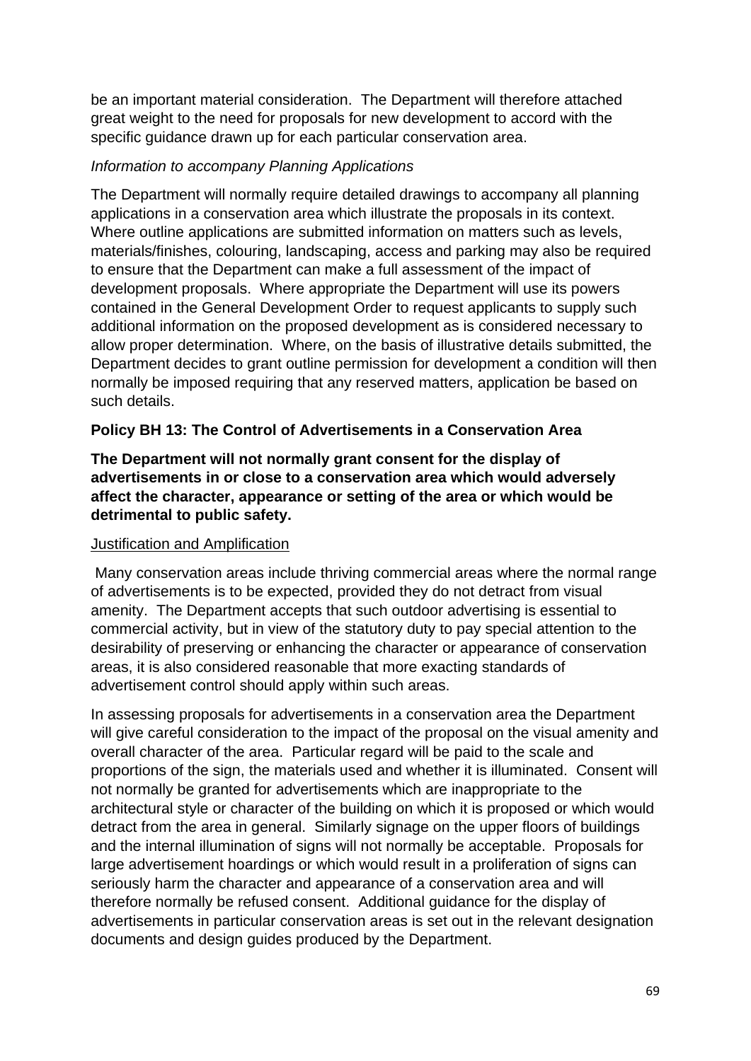be an important material consideration. The Department will therefore attached great weight to the need for proposals for new development to accord with the specific guidance drawn up for each particular conservation area.

*Information to accompany Planning Applications*

The Department will normally require detailed drawings to accompany all planning applications in a conservation area which illustrate the proposals in its context. Where outline applications are submitted information on matters such as levels, materials/finishes, colouring, landscaping, access and parking may also be required to ensure that the Department can make a full assessment of the impact of development proposals. Where appropriate the Department will use its powers contained in the General Development Order to request applicants to supply such additional information on the proposed development as is considered necessary to allow proper determination. Where, on the basis of illustrative details submitted, the Department decides to grant outline permission for development a condition will then normally be imposed requiring that any reserved matters, application be based on such details.

**Policy BH 13: The Control of Advertisements in a Conservation Area**

**The Department will not normally grant consent for the display of advertisements in or close to a conservation area which would adversely affect the character, appearance or setting of the area or which would be detrimental to public safety.**

<u>Justification and Amplification</u>

Many conservation areas include thriving commercial areas where the normal range of advertisements is to be expected, provided they do not detract from visual amenity. The Department accepts that such outdoor advertising is essential to commercial activity, but in view of the statutory duty to pay special attention to the desirability of preserving or enhancing the character or appearance of conservation areas, it is also considered reasonable that more exacting standards of advertisement control should apply within such areas.

In assessing proposals for advertisements in a conservation area the Department will give careful consideration to the impact of the proposal on the visual amenity and overall character of the area. Particular regard will be paid to the scale and proportions of the sign, the materials used and whether it is illuminated. Consent will not normally be granted for advertisements which are inappropriate to the architectural style or character of the building on which it is proposed or which would detract from the area in general. Similarly signage on the upper floors of buildings and the internal illumination of signs will not normally be acceptable. Proposals for large advertisement hoardings or which would result in a proliferation of signs can seriously harm the character and appearance of a conservation area and will therefore normally be refused consent. Additional guidance for the display of advertisements in particular conservation areas is set out in the relevant designation documents and design guides produced by the Department.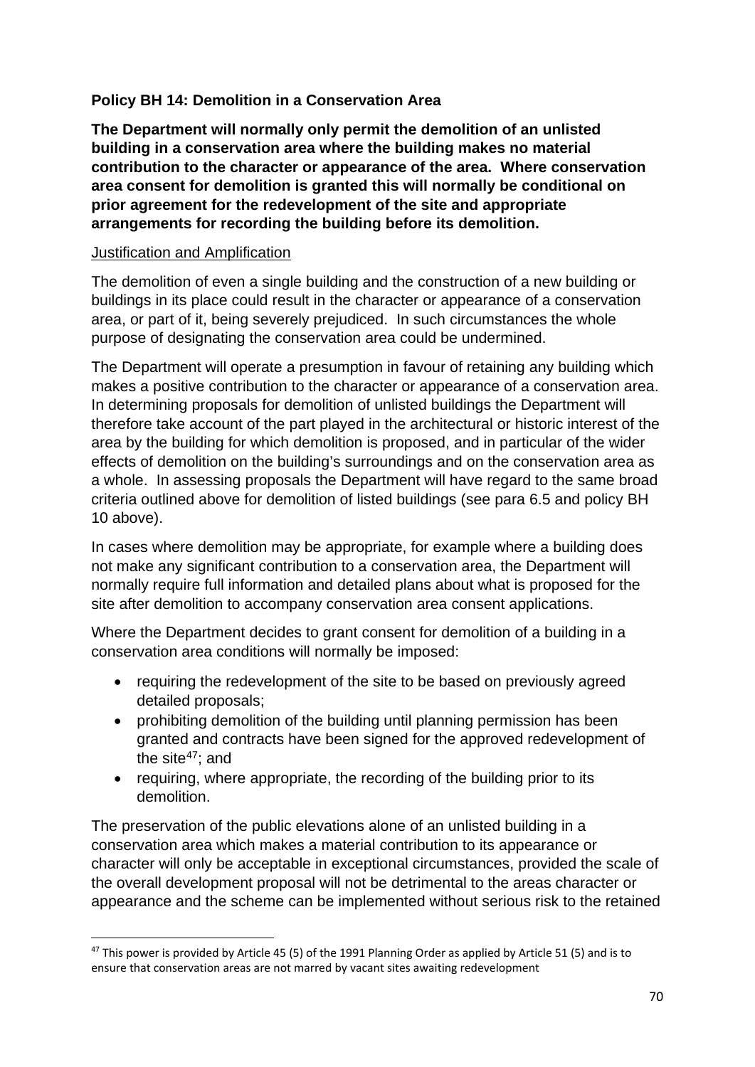**Policy BH 14: Demolition in a Conservation Area**

**The Department will normally only permit the demolition of an unlisted building in a conservation area where the building makes no material contribution to the character or appearance of the area. Where conservation area consent for demolition is granted this will normally be conditional on prior agreement for the redevelopment of the site and appropriate arrangements for recording the building before its demolition.**

<u>Justification and Amplification</u>

The demolition of even a single building and the construction of a new building or buildings in its place could result in the character or appearance of a conservation area, or part of it, being severely prejudiced. In such circumstances the whole purpose of designating the conservation area could be undermined.

The Department will operate a presumption in favour of retaining any building which makes a positive contribution to the character or appearance of a conservation area. In determining proposals for demolition of unlisted buildings the Department will therefore take account of the part played in the architectural or historic interest of the area by the building for which demolition is proposed, and in particular of the wider effects of demolition on the building's surroundings and on the conservation area as a whole. In assessing proposals the Department will have regard to the same broad criteria outlined above for demolition of listed buildings (see para 6.5 and policy BH 10 above).

In cases where demolition may be appropriate, for example where a building does not make any significant contribution to a conservation area, the Department will normally require full information and detailed plans about what is proposed for the site after demolition to accompany conservation area consent applications.

Where the Department decides to grant consent for demolition of a building in a conservation area conditions will normally be imposed:

- requiring the redevelopment of the site to be based on previously agreed detailed proposals;
- prohibiting demolition of the building until planning permission has been granted and contracts have been signed for the approved redevelopment of the site[47]; and
- requiring, where appropriate, the recording of the building prior to its demolition.

The preservation of the public elevations alone of an unlisted building in a conservation area which makes a material contribution to its appearance or character will only be acceptable in exceptional circumstances, provided the scale of the overall development proposal will not be detrimental to the areas character or appearance and the scheme can be implemented without serious risk to the retained

[47] This power is provided by Article 45 (5) of the 1991 Planning Order as applied by Article 51 (5) and is to ensure that conservation areas are not marred by vacant sites awaiting redevelopment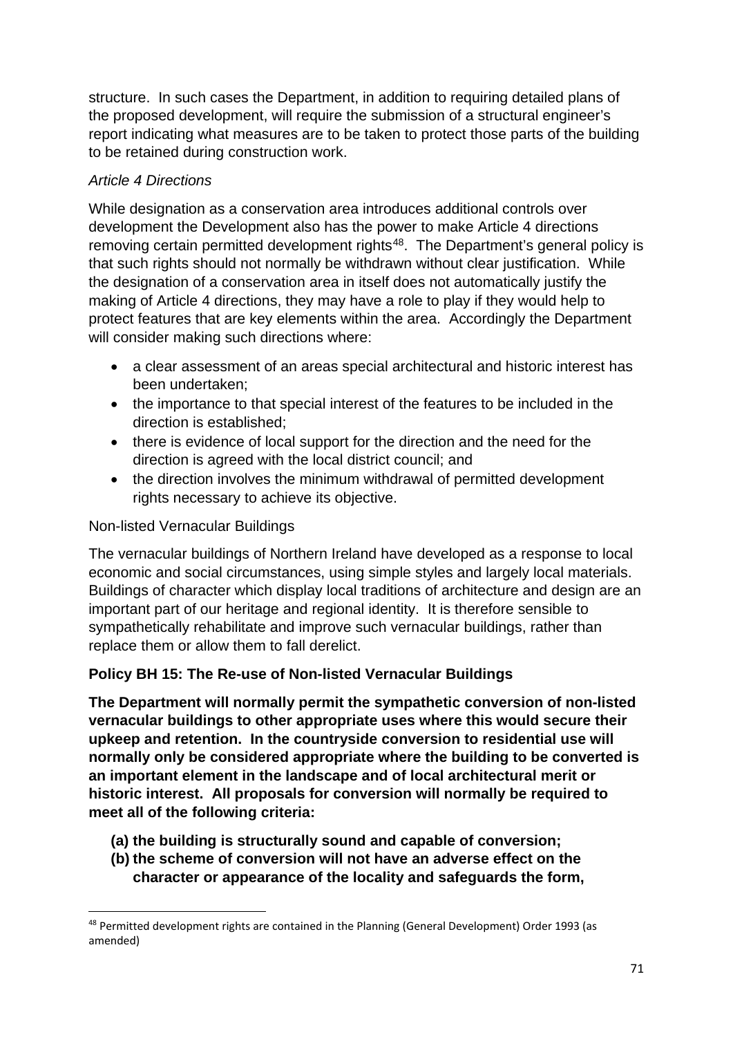structure. In such cases the Department, in addition to requiring detailed plans of the proposed development, will require the submission of a structural engineer's report indicating what measures are to be taken to protect those parts of the building to be retained during construction work.

*Article 4 Directions*

While designation as a conservation area introduces additional controls over development the Development also has the power to make Article 4 directions removing certain permitted development rights[48]. The Department's general policy is that such rights should not normally be withdrawn without clear justification. While the designation of a conservation area in itself does not automatically justify the making of Article 4 directions, they may have a role to play if they would help to protect features that are key elements within the area. Accordingly the Department will consider making such directions where:

- a clear assessment of an areas special architectural and historic interest has been undertaken;
- the importance to that special interest of the features to be included in the direction is established;
- there is evidence of local support for the direction and the need for the direction is agreed with the local district council; and
- the direction involves the minimum withdrawal of permitted development rights necessary to achieve its objective.

Non-listed Vernacular Buildings

The vernacular buildings of Northern Ireland have developed as a response to local economic and social circumstances, using simple styles and largely local materials. Buildings of character which display local traditions of architecture and design are an important part of our heritage and regional identity. It is therefore sensible to sympathetically rehabilitate and improve such vernacular buildings, rather than replace them or allow them to fall derelict.

**Policy BH 15: The Re-use of Non-listed Vernacular Buildings**

**The Department will normally permit the sympathetic conversion of non-listed vernacular buildings to other appropriate uses where this would secure their upkeep and retention. In the countryside conversion to residential use will normally only be considered appropriate where the building to be converted is an important element in the landscape and of local architectural merit or historic interest. All proposals for conversion will normally be required to meet all of the following criteria:**

**(a) the building is structurally sound and capable of conversion;**
**(b) the scheme of conversion will not have an adverse effect on the character or appearance of the locality and safeguards the form,**

[48] Permitted development rights are contained in the Planning (General Development) Order 1993 (as amended)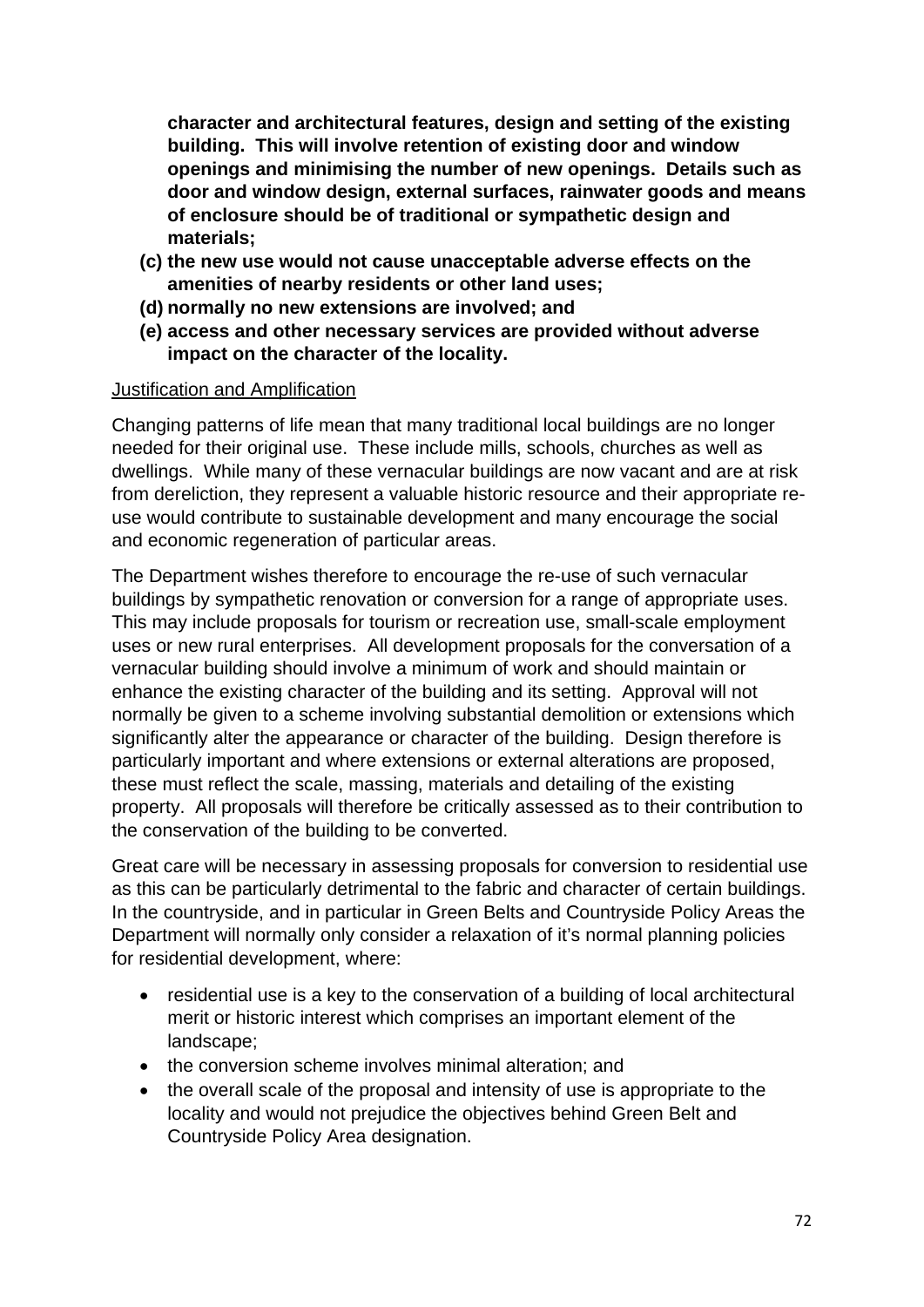**character and architectural features, design and setting of the existing building. This will involve retention of existing door and window openings and minimising the number of new openings. Details such as door and window design, external surfaces, rainwater goods and means of enclosure should be of traditional or sympathetic design and materials;**

**(c) the new use would not cause unacceptable adverse effects on the amenities of nearby residents or other land uses;**

**(d) normally no new extensions are involved; and**

**(e) access and other necessary services are provided without adverse impact on the character of the locality.**

Justification and Amplification

Changing patterns of life mean that many traditional local buildings are no longer needed for their original use. These include mills, schools, churches as well as dwellings. While many of these vernacular buildings are now vacant and are at risk from dereliction, they represent a valuable historic resource and their appropriate re-use would contribute to sustainable development and many encourage the social and economic regeneration of particular areas.

The Department wishes therefore to encourage the re-use of such vernacular buildings by sympathetic renovation or conversion for a range of appropriate uses. This may include proposals for tourism or recreation use, small-scale employment uses or new rural enterprises. All development proposals for the conversation of a vernacular building should involve a minimum of work and should maintain or enhance the existing character of the building and its setting. Approval will not normally be given to a scheme involving substantial demolition or extensions which significantly alter the appearance or character of the building. Design therefore is particularly important and where extensions or external alterations are proposed, these must reflect the scale, massing, materials and detailing of the existing property. All proposals will therefore be critically assessed as to their contribution to the conservation of the building to be converted.

Great care will be necessary in assessing proposals for conversion to residential use as this can be particularly detrimental to the fabric and character of certain buildings. In the countryside, and in particular in Green Belts and Countryside Policy Areas the Department will normally only consider a relaxation of it's normal planning policies for residential development, where:

- residential use is a key to the conservation of a building of local architectural merit or historic interest which comprises an important element of the landscape;
- the conversion scheme involves minimal alteration; and
- the overall scale of the proposal and intensity of use is appropriate to the locality and would not prejudice the objectives behind Green Belt and Countryside Policy Area designation.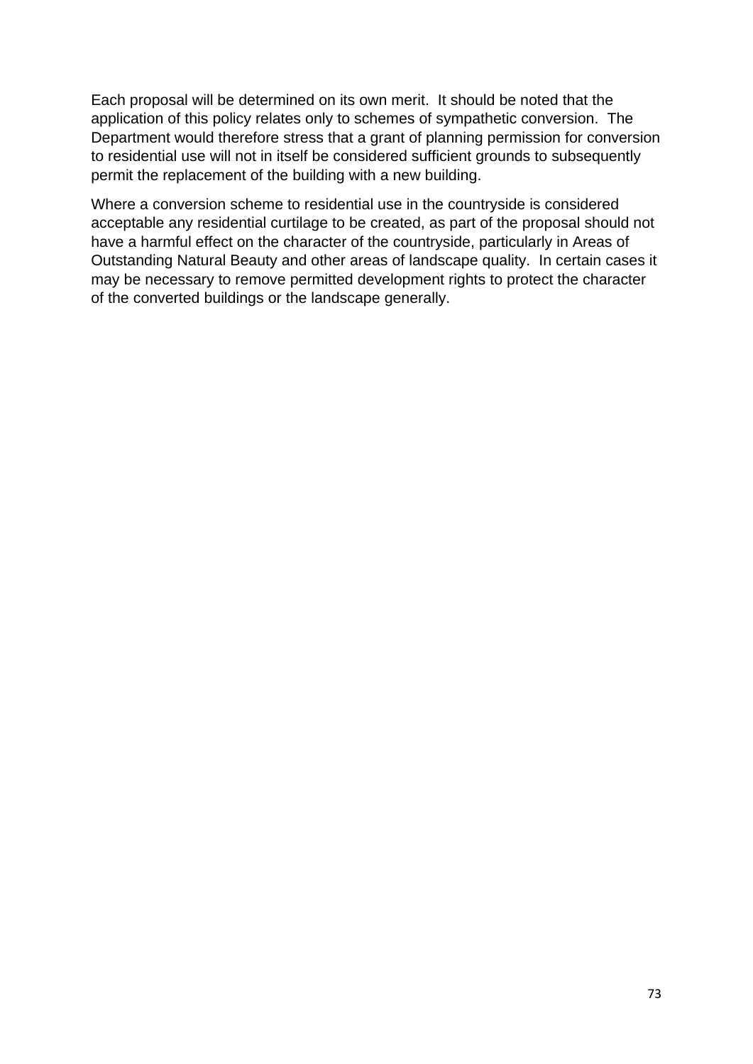Each proposal will be determined on its own merit. It should be noted that the application of this policy relates only to schemes of sympathetic conversion. The Department would therefore stress that a grant of planning permission for conversion to residential use will not in itself be considered sufficient grounds to subsequently permit the replacement of the building with a new building.

Where a conversion scheme to residential use in the countryside is considered acceptable any residential curtilage to be created, as part of the proposal should not have a harmful effect on the character of the countryside, particularly in Areas of Outstanding Natural Beauty and other areas of landscape quality. In certain cases it may be necessary to remove permitted development rights to protect the character of the converted buildings or the landscape generally.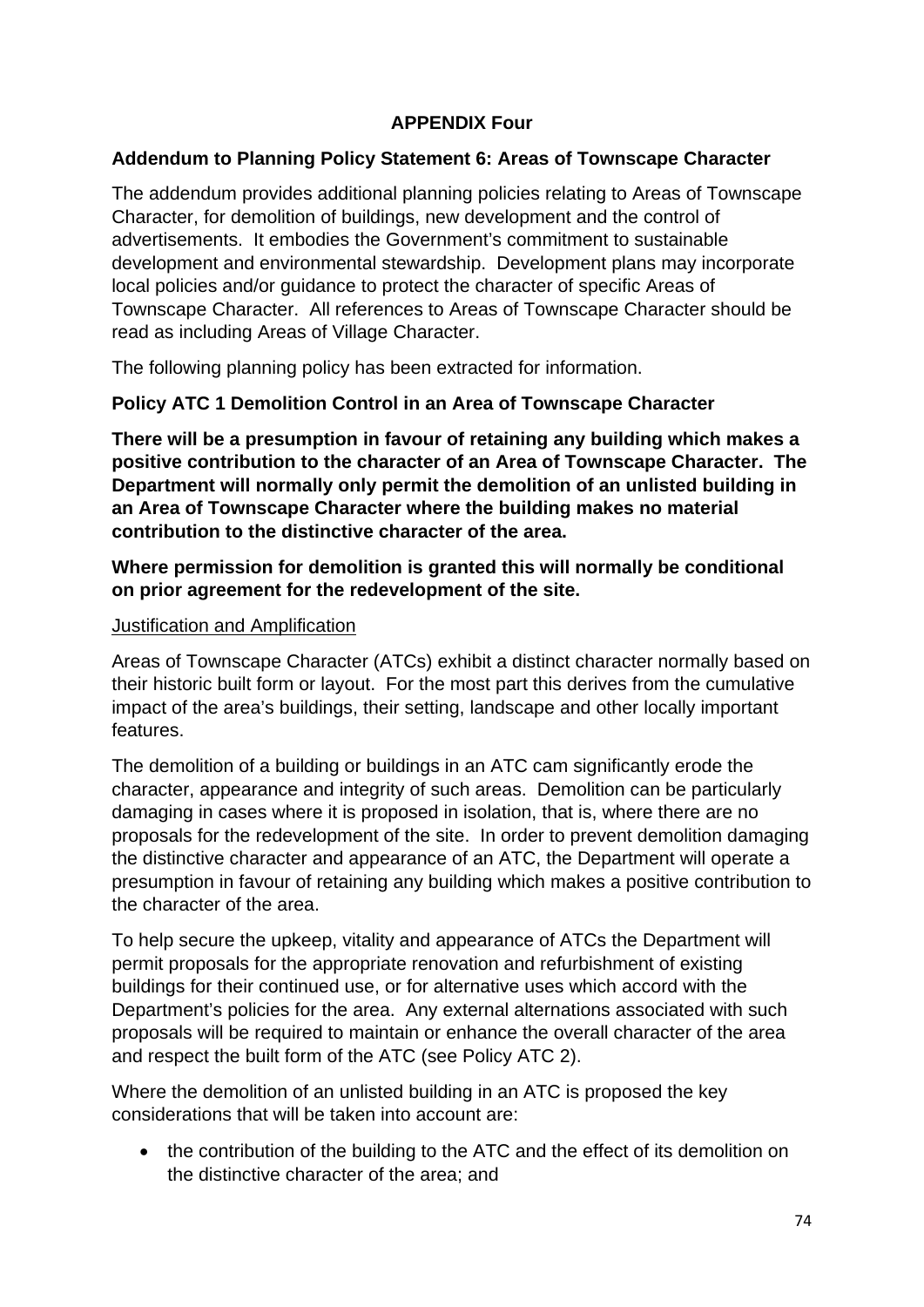**APPENDIX Four**

**Addendum to Planning Policy Statement 6: Areas of Townscape Character**

The addendum provides additional planning policies relating to Areas of Townscape Character, for demolition of buildings, new development and the control of advertisements. It embodies the Government's commitment to sustainable development and environmental stewardship. Development plans may incorporate local policies and/or guidance to protect the character of specific Areas of Townscape Character. All references to Areas of Townscape Character should be read as including Areas of Village Character.

The following planning policy has been extracted for information.

**Policy ATC 1 Demolition Control in an Area of Townscape Character**

**There will be a presumption in favour of retaining any building which makes a positive contribution to the character of an Area of Townscape Character. The Department will normally only permit the demolition of an unlisted building in an Area of Townscape Character where the building makes no material contribution to the distinctive character of the area.**

**Where permission for demolition is granted this will normally be conditional on prior agreement for the redevelopment of the site.**

Justification and Amplification

Areas of Townscape Character (ATCs) exhibit a distinct character normally based on their historic built form or layout. For the most part this derives from the cumulative impact of the area's buildings, their setting, landscape and other locally important features.

The demolition of a building or buildings in an ATC cam significantly erode the character, appearance and integrity of such areas. Demolition can be particularly damaging in cases where it is proposed in isolation, that is, where there are no proposals for the redevelopment of the site. In order to prevent demolition damaging the distinctive character and appearance of an ATC, the Department will operate a presumption in favour of retaining any building which makes a positive contribution to the character of the area.

To help secure the upkeep, vitality and appearance of ATCs the Department will permit proposals for the appropriate renovation and refurbishment of existing buildings for their continued use, or for alternative uses which accord with the Department's policies for the area. Any external alternations associated with such proposals will be required to maintain or enhance the overall character of the area and respect the built form of the ATC (see Policy ATC 2).

Where the demolition of an unlisted building in an ATC is proposed the key considerations that will be taken into account are:

- the contribution of the building to the ATC and the effect of its demolition on the distinctive character of the area; and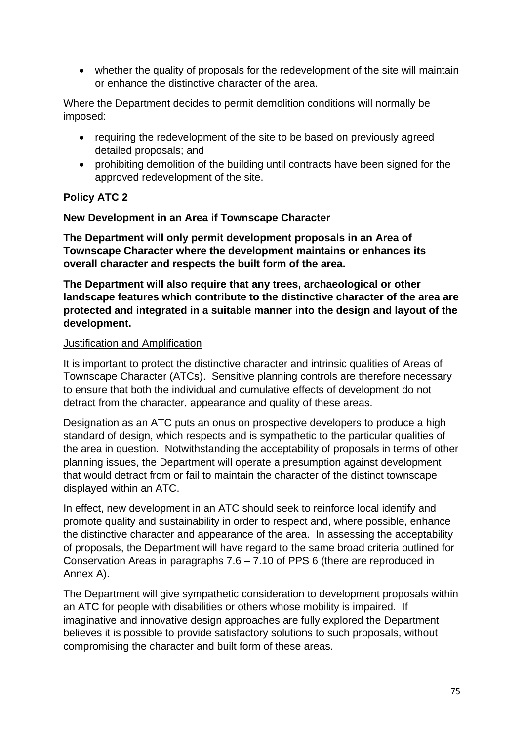- whether the quality of proposals for the redevelopment of the site will maintain or enhance the distinctive character of the area.

Where the Department decides to permit demolition conditions will normally be imposed:

- requiring the redevelopment of the site to be based on previously agreed detailed proposals; and
- prohibiting demolition of the building until contracts have been signed for the approved redevelopment of the site.

**Policy ATC 2**

**New Development in an Area if Townscape Character**

**The Department will only permit development proposals in an Area of Townscape Character where the development maintains or enhances its overall character and respects the built form of the area.**

**The Department will also require that any trees, archaeological or other landscape features which contribute to the distinctive character of the area are protected and integrated in a suitable manner into the design and layout of the development.**

<u>Justification and Amplification</u>

It is important to protect the distinctive character and intrinsic qualities of Areas of Townscape Character (ATCs). Sensitive planning controls are therefore necessary to ensure that both the individual and cumulative effects of development do not detract from the character, appearance and quality of these areas.

Designation as an ATC puts an onus on prospective developers to produce a high standard of design, which respects and is sympathetic to the particular qualities of the area in question. Notwithstanding the acceptability of proposals in terms of other planning issues, the Department will operate a presumption against development that would detract from or fail to maintain the character of the distinct townscape displayed within an ATC.

In effect, new development in an ATC should seek to reinforce local identify and promote quality and sustainability in order to respect and, where possible, enhance the distinctive character and appearance of the area. In assessing the acceptability of proposals, the Department will have regard to the same broad criteria outlined for Conservation Areas in paragraphs 7.6 – 7.10 of PPS 6 (there are reproduced in Annex A).

The Department will give sympathetic consideration to development proposals within an ATC for people with disabilities or others whose mobility is impaired. If imaginative and innovative design approaches are fully explored the Department believes it is possible to provide satisfactory solutions to such proposals, without compromising the character and built form of these areas.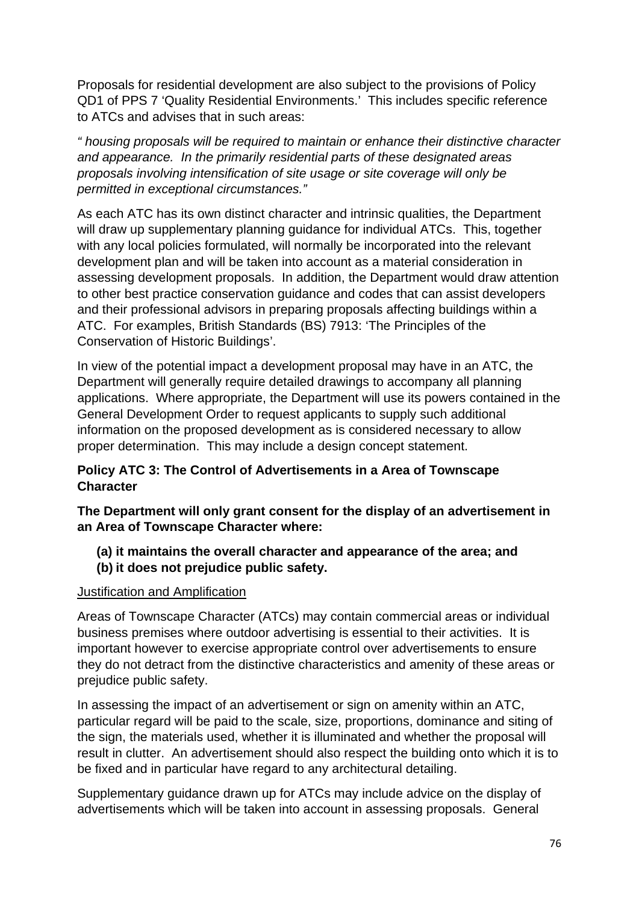Proposals for residential development are also subject to the provisions of Policy QD1 of PPS 7 'Quality Residential Environments.' This includes specific reference to ATCs and advises that in such areas:

*" housing proposals will be required to maintain or enhance their distinctive character and appearance. In the primarily residential parts of these designated areas proposals involving intensification of site usage or site coverage will only be permitted in exceptional circumstances."*

As each ATC has its own distinct character and intrinsic qualities, the Department will draw up supplementary planning guidance for individual ATCs. This, together with any local policies formulated, will normally be incorporated into the relevant development plan and will be taken into account as a material consideration in assessing development proposals. In addition, the Department would draw attention to other best practice conservation guidance and codes that can assist developers and their professional advisors in preparing proposals affecting buildings within a ATC. For examples, British Standards (BS) 7913: 'The Principles of the Conservation of Historic Buildings'.

In view of the potential impact a development proposal may have in an ATC, the Department will generally require detailed drawings to accompany all planning applications. Where appropriate, the Department will use its powers contained in the General Development Order to request applicants to supply such additional information on the proposed development as is considered necessary to allow proper determination. This may include a design concept statement.

**Policy ATC 3: The Control of Advertisements in a Area of Townscape Character**

**The Department will only grant consent for the display of an advertisement in an Area of Townscape Character where:**

- **(a) it maintains the overall character and appearance of the area; and**
- **(b) it does not prejudice public safety.**

Justification and Amplification

Areas of Townscape Character (ATCs) may contain commercial areas or individual business premises where outdoor advertising is essential to their activities. It is important however to exercise appropriate control over advertisements to ensure they do not detract from the distinctive characteristics and amenity of these areas or prejudice public safety.

In assessing the impact of an advertisement or sign on amenity within an ATC, particular regard will be paid to the scale, size, proportions, dominance and siting of the sign, the materials used, whether it is illuminated and whether the proposal will result in clutter. An advertisement should also respect the building onto which it is to be fixed and in particular have regard to any architectural detailing.

Supplementary guidance drawn up for ATCs may include advice on the display of advertisements which will be taken into account in assessing proposals. General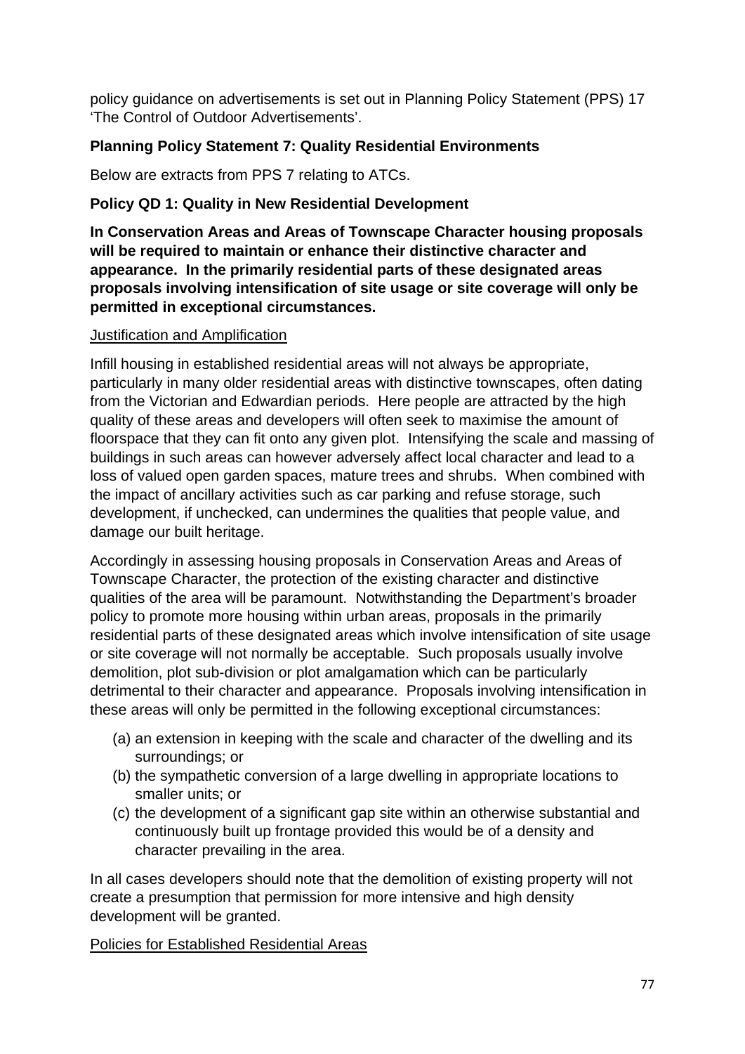policy guidance on advertisements is set out in Planning Policy Statement (PPS) 17 'The Control of Outdoor Advertisements'.

**Planning Policy Statement 7: Quality Residential Environments**

Below are extracts from PPS 7 relating to ATCs.

**Policy QD 1: Quality in New Residential Development**

**In Conservation Areas and Areas of Townscape Character housing proposals will be required to maintain or enhance their distinctive character and appearance. In the primarily residential parts of these designated areas proposals involving intensification of site usage or site coverage will only be permitted in exceptional circumstances.**

Justification and Amplification

Infill housing in established residential areas will not always be appropriate, particularly in many older residential areas with distinctive townscapes, often dating from the Victorian and Edwardian periods. Here people are attracted by the high quality of these areas and developers will often seek to maximise the amount of floorspace that they can fit onto any given plot. Intensifying the scale and massing of buildings in such areas can however adversely affect local character and lead to a loss of valued open garden spaces, mature trees and shrubs. When combined with the impact of ancillary activities such as car parking and refuse storage, such development, if unchecked, can undermines the qualities that people value, and damage our built heritage.

Accordingly in assessing housing proposals in Conservation Areas and Areas of Townscape Character, the protection of the existing character and distinctive qualities of the area will be paramount. Notwithstanding the Department's broader policy to promote more housing within urban areas, proposals in the primarily residential parts of these designated areas which involve intensification of site usage or site coverage will not normally be acceptable. Such proposals usually involve demolition, plot sub-division or plot amalgamation which can be particularly detrimental to their character and appearance. Proposals involving intensification in these areas will only be permitted in the following exceptional circumstances:

(a) an extension in keeping with the scale and character of the dwelling and its surroundings; or
(b) the sympathetic conversion of a large dwelling in appropriate locations to smaller units; or
(c) the development of a significant gap site within an otherwise substantial and continuously built up frontage provided this would be of a density and character prevailing in the area.

In all cases developers should note that the demolition of existing property will not create a presumption that permission for more intensive and high density development will be granted.

Policies for Established Residential Areas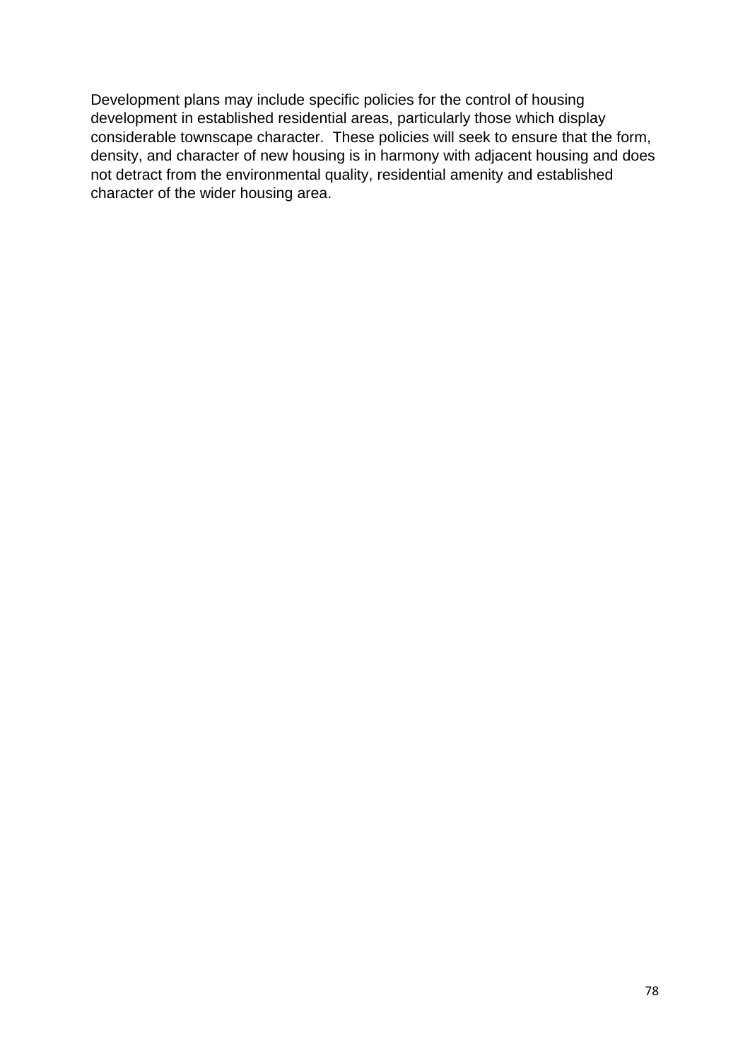Development plans may include specific policies for the control of housing development in established residential areas, particularly those which display considerable townscape character. These policies will seek to ensure that the form, density, and character of new housing is in harmony with adjacent housing and does not detract from the environmental quality, residential amenity and established character of the wider housing area.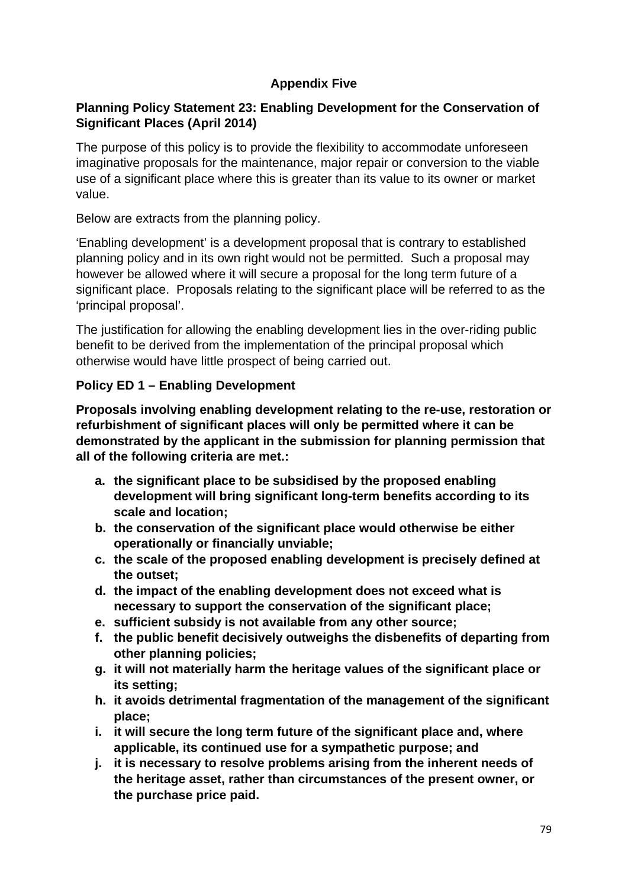## Appendix Five

**Planning Policy Statement 23: Enabling Development for the Conservation of Significant Places (April 2014)**

The purpose of this policy is to provide the flexibility to accommodate unforeseen imaginative proposals for the maintenance, major repair or conversion to the viable use of a significant place where this is greater than its value to its owner or market value.

Below are extracts from the planning policy.

'Enabling development' is a development proposal that is contrary to established planning policy and in its own right would not be permitted. Such a proposal may however be allowed where it will secure a proposal for the long term future of a significant place. Proposals relating to the significant place will be referred to as the 'principal proposal'.

The justification for allowing the enabling development lies in the over-riding public benefit to be derived from the implementation of the principal proposal which otherwise would have little prospect of being carried out.

**Policy ED 1 – Enabling Development**

**Proposals involving enabling development relating to the re-use, restoration or refurbishment of significant places will only be permitted where it can be demonstrated by the applicant in the submission for planning permission that all of the following criteria are met.:**

a. **the significant place to be subsidised by the proposed enabling development will bring significant long-term benefits according to its scale and location;**
b. **the conservation of the significant place would otherwise be either operationally or financially unviable;**
c. **the scale of the proposed enabling development is precisely defined at the outset;**
d. **the impact of the enabling development does not exceed what is necessary to support the conservation of the significant place;**
e. **sufficient subsidy is not available from any other source;**
f. **the public benefit decisively outweighs the disbenefits of departing from other planning policies;**
g. **it will not materially harm the heritage values of the significant place or its setting;**
h. **it avoids detrimental fragmentation of the management of the significant place;**
i. **it will secure the long term future of the significant place and, where applicable, its continued use for a sympathetic purpose; and**
j. **it is necessary to resolve problems arising from the inherent needs of the heritage asset, rather than circumstances of the present owner, or the purchase price paid.**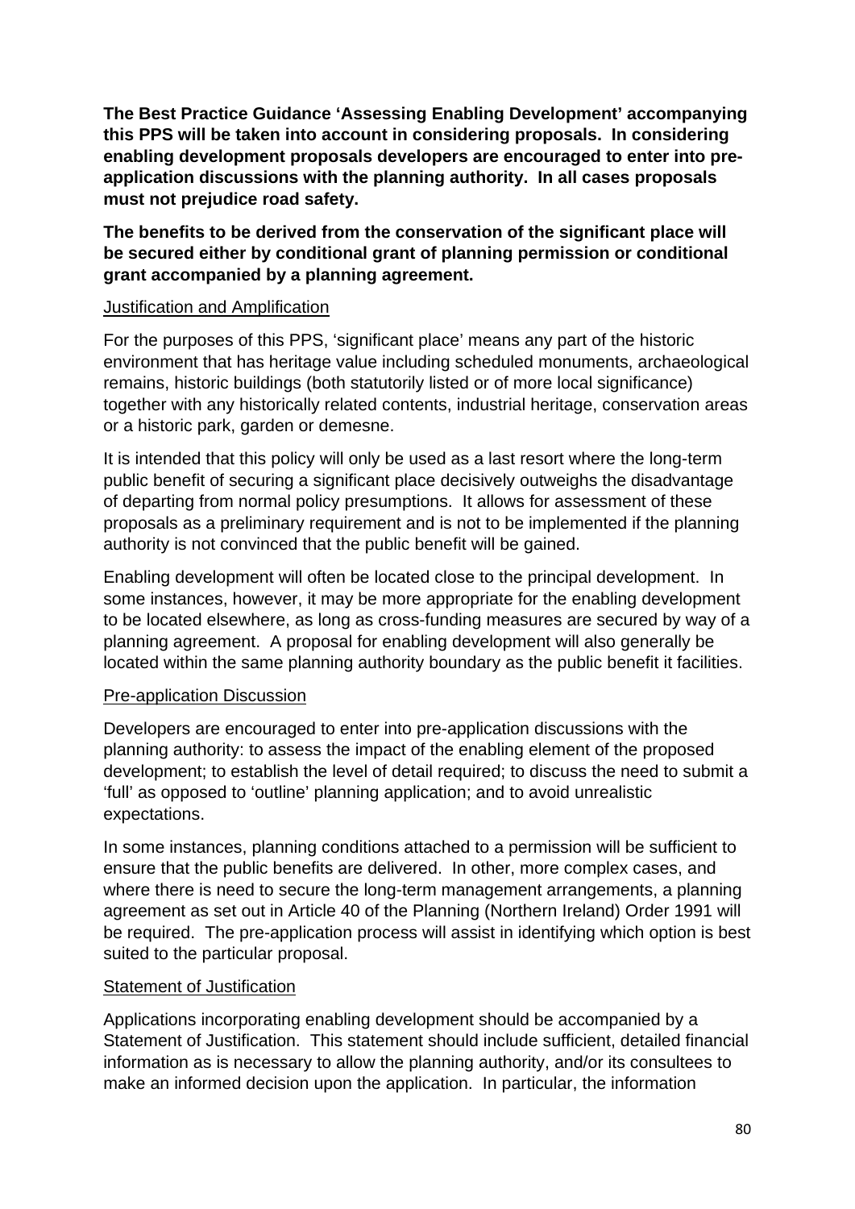**The Best Practice Guidance 'Assessing Enabling Development' accompanying this PPS will be taken into account in considering proposals. In considering enabling development proposals developers are encouraged to enter into pre-application discussions with the planning authority. In all cases proposals must not prejudice road safety.**

**The benefits to be derived from the conservation of the significant place will be secured either by conditional grant of planning permission or conditional grant accompanied by a planning agreement.**

Justification and Amplification

For the purposes of this PPS, 'significant place' means any part of the historic environment that has heritage value including scheduled monuments, archaeological remains, historic buildings (both statutorily listed or of more local significance) together with any historically related contents, industrial heritage, conservation areas or a historic park, garden or demesne.

It is intended that this policy will only be used as a last resort where the long-term public benefit of securing a significant place decisively outweighs the disadvantage of departing from normal policy presumptions. It allows for assessment of these proposals as a preliminary requirement and is not to be implemented if the planning authority is not convinced that the public benefit will be gained.

Enabling development will often be located close to the principal development. In some instances, however, it may be more appropriate for the enabling development to be located elsewhere, as long as cross-funding measures are secured by way of a planning agreement. A proposal for enabling development will also generally be located within the same planning authority boundary as the public benefit it facilities.

Pre-application Discussion

Developers are encouraged to enter into pre-application discussions with the planning authority: to assess the impact of the enabling element of the proposed development; to establish the level of detail required; to discuss the need to submit a 'full' as opposed to 'outline' planning application; and to avoid unrealistic expectations.

In some instances, planning conditions attached to a permission will be sufficient to ensure that the public benefits are delivered. In other, more complex cases, and where there is need to secure the long-term management arrangements, a planning agreement as set out in Article 40 of the Planning (Northern Ireland) Order 1991 will be required. The pre-application process will assist in identifying which option is best suited to the particular proposal.

Statement of Justification

Applications incorporating enabling development should be accompanied by a Statement of Justification. This statement should include sufficient, detailed financial information as is necessary to allow the planning authority, and/or its consultees to make an informed decision upon the application. In particular, the information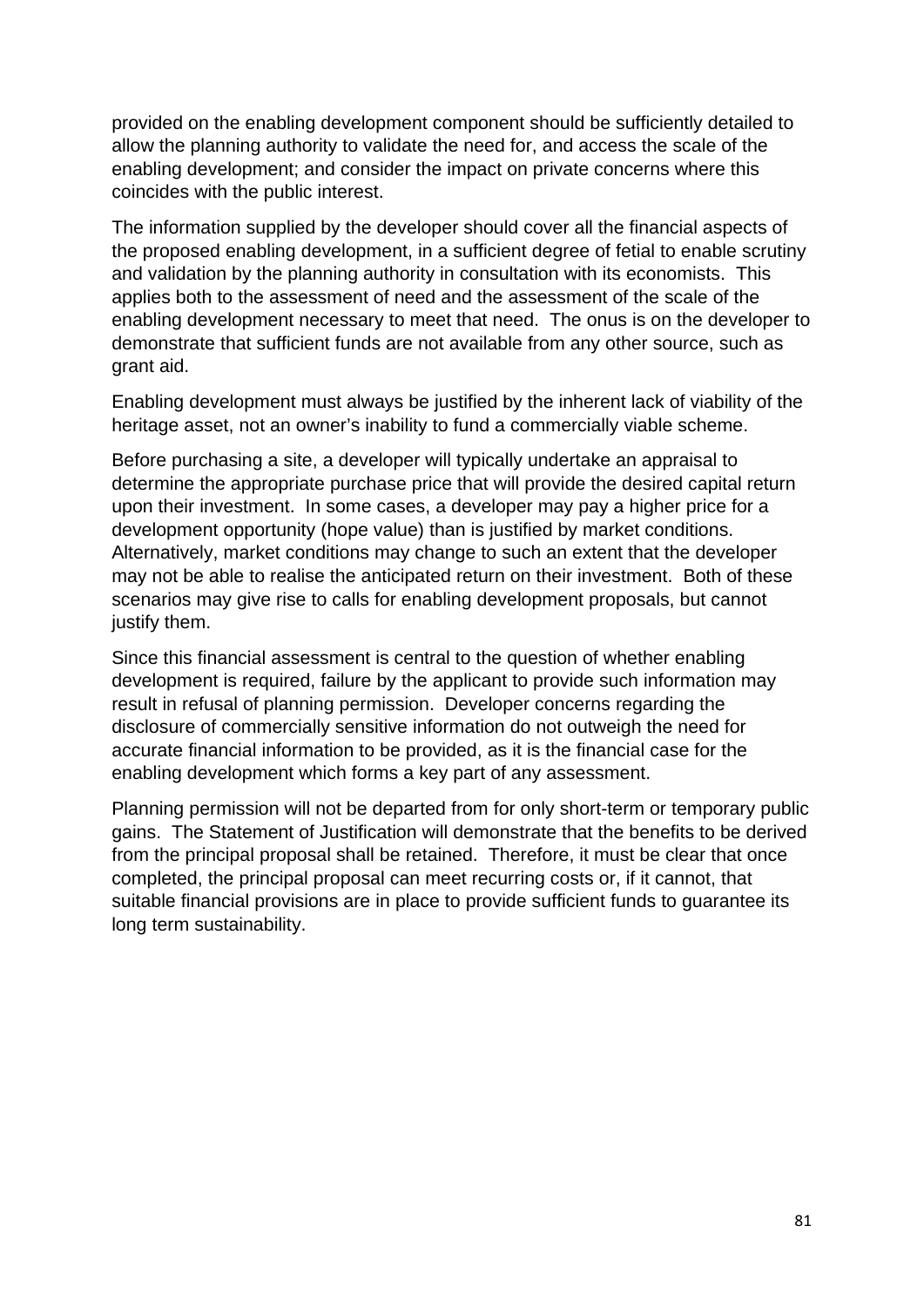provided on the enabling development component should be sufficiently detailed to allow the planning authority to validate the need for, and access the scale of the enabling development; and consider the impact on private concerns where this coincides with the public interest.

The information supplied by the developer should cover all the financial aspects of the proposed enabling development, in a sufficient degree of fetial to enable scrutiny and validation by the planning authority in consultation with its economists. This applies both to the assessment of need and the assessment of the scale of the enabling development necessary to meet that need. The onus is on the developer to demonstrate that sufficient funds are not available from any other source, such as grant aid.

Enabling development must always be justified by the inherent lack of viability of the heritage asset, not an owner's inability to fund a commercially viable scheme.

Before purchasing a site, a developer will typically undertake an appraisal to determine the appropriate purchase price that will provide the desired capital return upon their investment. In some cases, a developer may pay a higher price for a development opportunity (hope value) than is justified by market conditions. Alternatively, market conditions may change to such an extent that the developer may not be able to realise the anticipated return on their investment. Both of these scenarios may give rise to calls for enabling development proposals, but cannot justify them.

Since this financial assessment is central to the question of whether enabling development is required, failure by the applicant to provide such information may result in refusal of planning permission. Developer concerns regarding the disclosure of commercially sensitive information do not outweigh the need for accurate financial information to be provided, as it is the financial case for the enabling development which forms a key part of any assessment.

Planning permission will not be departed from for only short-term or temporary public gains. The Statement of Justification will demonstrate that the benefits to be derived from the principal proposal shall be retained. Therefore, it must be clear that once completed, the principal proposal can meet recurring costs or, if it cannot, that suitable financial provisions are in place to provide sufficient funds to guarantee its long term sustainability.